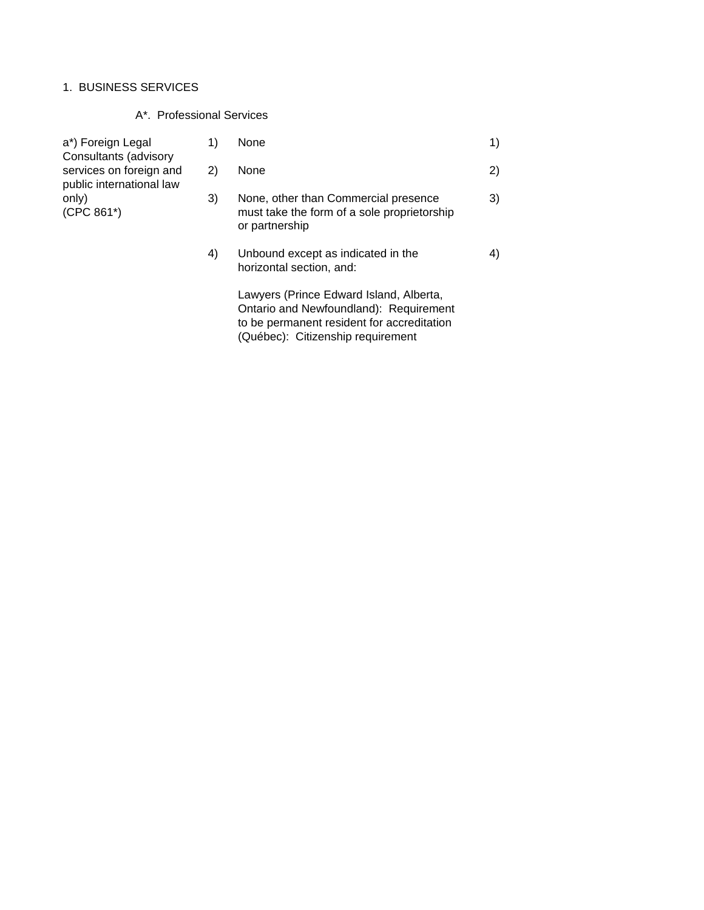1. BUSINESS SERVICES

A*. Professional Services

| | | | |
|---|---|---|---|
| a*) Foreign Legal Consultants (advisory services on foreign and public international law only) (CPC 861*) | 1) | None | 1) |
| | 2) | None | 2) |
| | 3) | None, other than Commercial presence must take the form of a sole proprietorship or partnership | 3) |
| | 4) | Unbound except as indicated in the horizontal section, and:<br><br>Lawyers (Prince Edward Island, Alberta, Ontario and Newfoundland): Requirement to be permanent resident for accreditation (Québec): Citizenship requirement | 4) |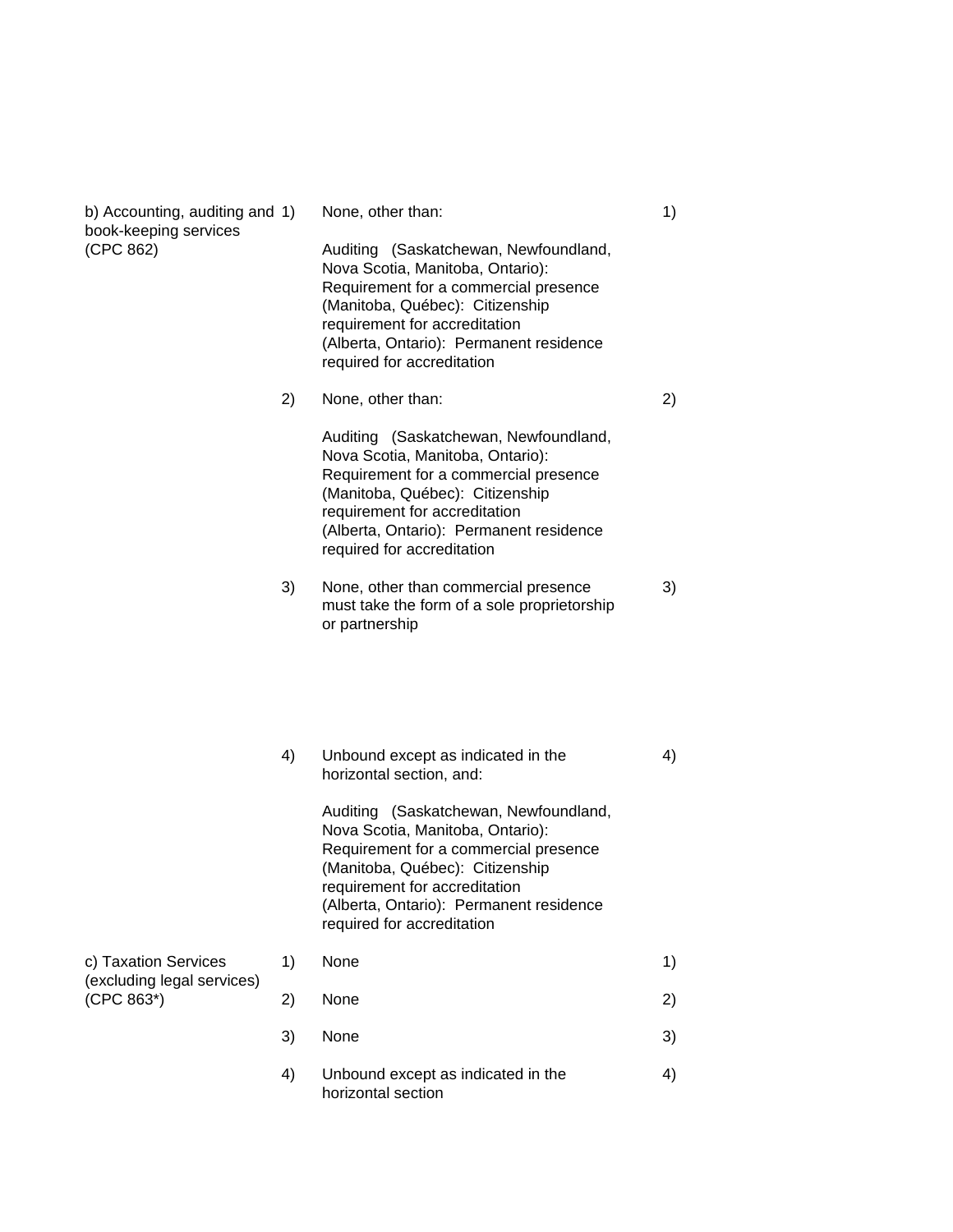| | | | | |
|---|---|---|---|---|
| b) Accounting, auditing and book-keeping services (CPC 862) | 1) | None, other than:<br><br>Auditing (Saskatchewan, Newfoundland, Nova Scotia, Manitoba, Ontario): Requirement for a commercial presence<br>(Manitoba, Québec): Citizenship requirement for accreditation<br>(Alberta, Ontario): Permanent residence required for accreditation | 1) | |
| | 2) | None, other than:<br><br>Auditing (Saskatchewan, Newfoundland, Nova Scotia, Manitoba, Ontario): Requirement for a commercial presence<br>(Manitoba, Québec): Citizenship requirement for accreditation<br>(Alberta, Ontario): Permanent residence required for accreditation | 2) | |
| | 3) | None, other than commercial presence must take the form of a sole proprietorship or partnership | 3) | |
| | 4) | Unbound except as indicated in the horizontal section, and:<br><br>Auditing (Saskatchewan, Newfoundland, Nova Scotia, Manitoba, Ontario): Requirement for a commercial presence<br>(Manitoba, Québec): Citizenship requirement for accreditation<br>(Alberta, Ontario): Permanent residence required for accreditation | 4) | |
| c) Taxation Services (excluding legal services) (CPC 863*) | 1) | None | 1) | |
| | 2) | None | 2) | |
| | 3) | None | 3) | |
| | 4) | Unbound except as indicated in the horizontal section | 4) | |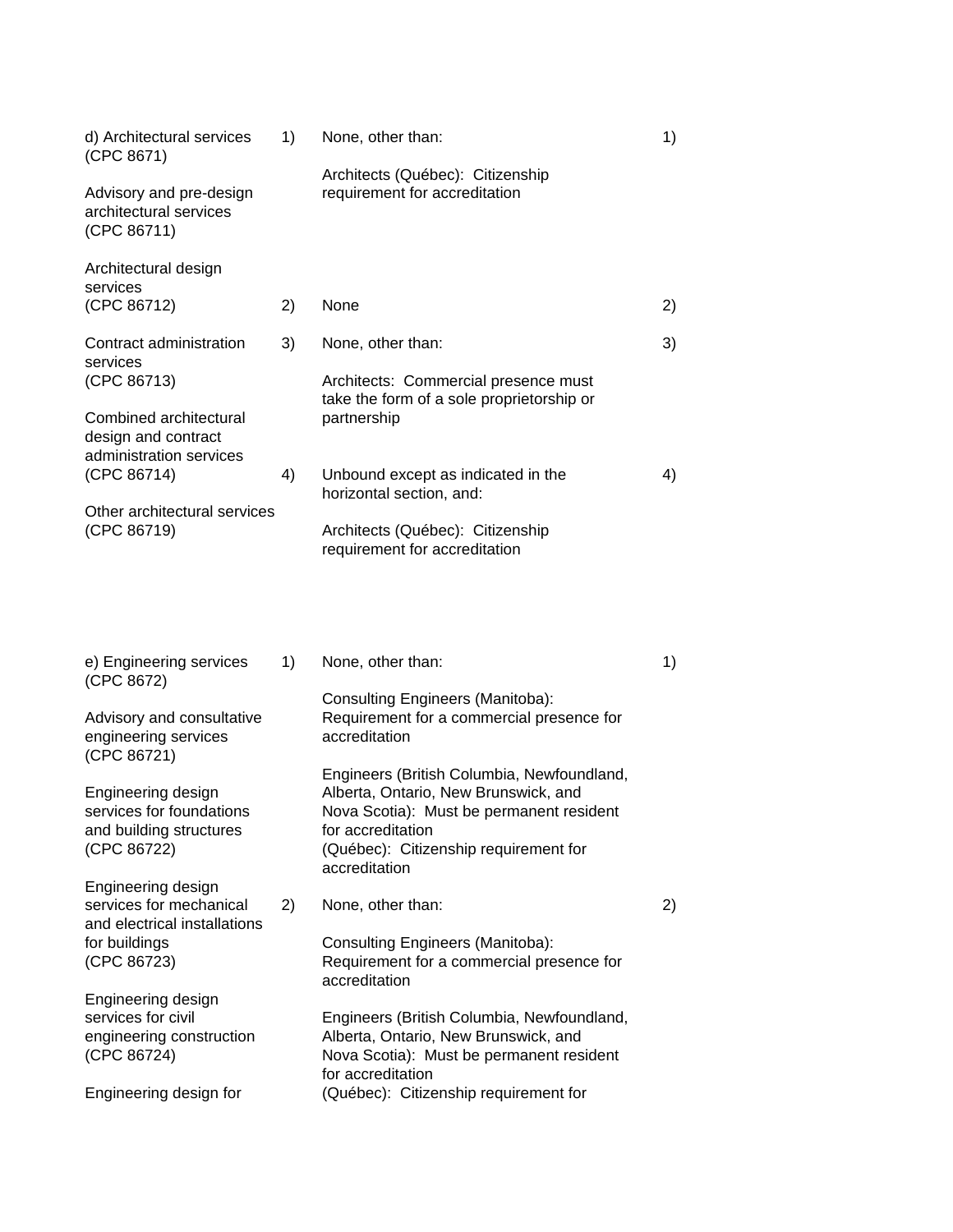| | | | |
|---|---|---|---|
| d) Architectural services (CPC 8671)<br><br>Advisory and pre-design architectural services (CPC 86711)<br><br>Architectural design services (CPC 86712)<br><br>Contract administration services (CPC 86713)<br><br>Combined architectural design and contract administration services (CPC 86714)<br><br>Other architectural services (CPC 86719) | 1) | None, other than:<br><br>Architects (Québec): Citizenship requirement for accreditation | 1) |
| | 2) | None | 2) |
| | 3) | None, other than:<br><br>Architects: Commercial presence must take the form of a sole proprietorship or partnership | 3) |
| | 4) | Unbound except as indicated in the horizontal section, and:<br><br>Architects (Québec): Citizenship requirement for accreditation | 4) |
| e) Engineering services (CPC 8672)<br><br>Advisory and consultative engineering services (CPC 86721)<br><br>Engineering design services for foundations and building structures (CPC 86722)<br><br>Engineering design services for mechanical and electrical installations for buildings (CPC 86723)<br><br>Engineering design services for civil engineering construction (CPC 86724)<br><br>Engineering design for | 1) | None, other than:<br><br>Consulting Engineers (Manitoba): Requirement for a commercial presence for accreditation<br><br>Engineers (British Columbia, Newfoundland, Alberta, Ontario, New Brunswick, and Nova Scotia): Must be permanent resident for accreditation<br>(Québec): Citizenship requirement for accreditation | 1) |
| | 2) | None, other than:<br><br>Consulting Engineers (Manitoba): Requirement for a commercial presence for accreditation<br><br>Engineers (British Columbia, Newfoundland, Alberta, Ontario, New Brunswick, and Nova Scotia): Must be permanent resident for accreditation<br>(Québec): Citizenship requirement for | 2) |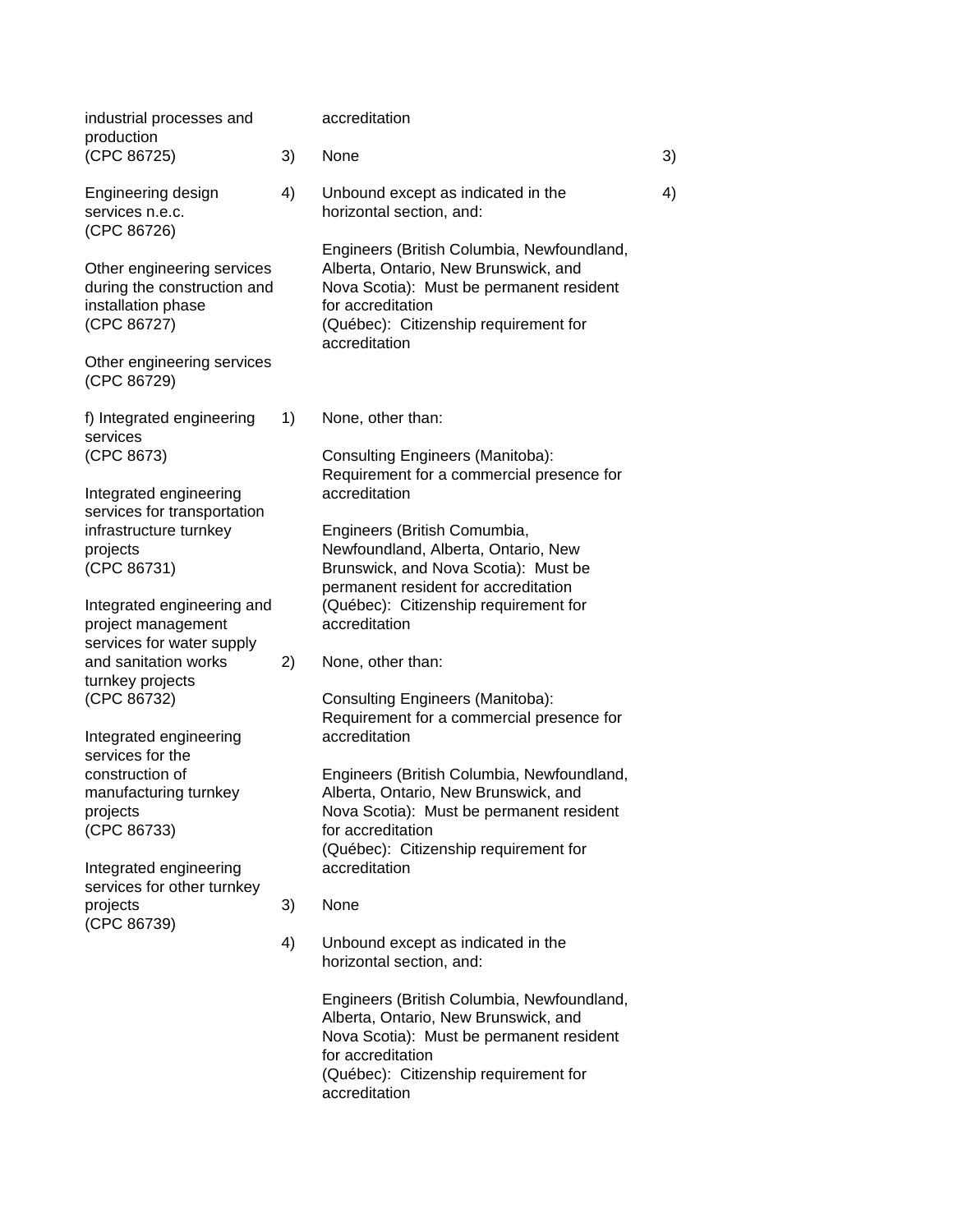| Sector or sub-sector | | Limitations on market access | | Limitations on national treatment |
|---|---|---|---|---|
| industrial processes and production (CPC 86725) | | accreditation | | |
| | 3) | None | 3) | |
| Engineering design services n.e.c. (CPC 86726)<br><br>Other engineering services during the construction and installation phase (CPC 86727)<br><br>Other engineering services (CPC 86729) | 4) | Unbound except as indicated in the horizontal section, and:<br><br>Engineers (British Columbia, Newfoundland, Alberta, Ontario, New Brunswick, and Nova Scotia): Must be permanent resident for accreditation<br>(Québec): Citizenship requirement for accreditation | 4) | |
| f) Integrated engineering services (CPC 8673)<br><br>Integrated engineering services for transportation infrastructure turnkey projects (CPC 86731)<br><br>Integrated engineering and project management services for water supply and sanitation works turnkey projects (CPC 86732)<br><br>Integrated engineering services for the construction of manufacturing turnkey projects (CPC 86733)<br><br>Integrated engineering services for other turnkey projects (CPC 86739) | 1) | None, other than:<br><br>Consulting Engineers (Manitoba): Requirement for a commercial presence for accreditation<br><br>Engineers (British Comumbia, Newfoundland, Alberta, Ontario, New Brunswick, and Nova Scotia): Must be permanent resident for accreditation<br>(Québec): Citizenship requirement for accreditation | | |
| | 2) | None, other than:<br><br>Consulting Engineers (Manitoba): Requirement for a commercial presence for accreditation<br><br>Engineers (British Columbia, Newfoundland, Alberta, Ontario, New Brunswick, and Nova Scotia): Must be permanent resident for accreditation<br>(Québec): Citizenship requirement for accreditation | | |
| | 3) | None | | |
| | 4) | Unbound except as indicated in the horizontal section, and:<br><br>Engineers (British Columbia, Newfoundland, Alberta, Ontario, New Brunswick, and Nova Scotia): Must be permanent resident for accreditation<br>(Québec): Citizenship requirement for accreditation | | |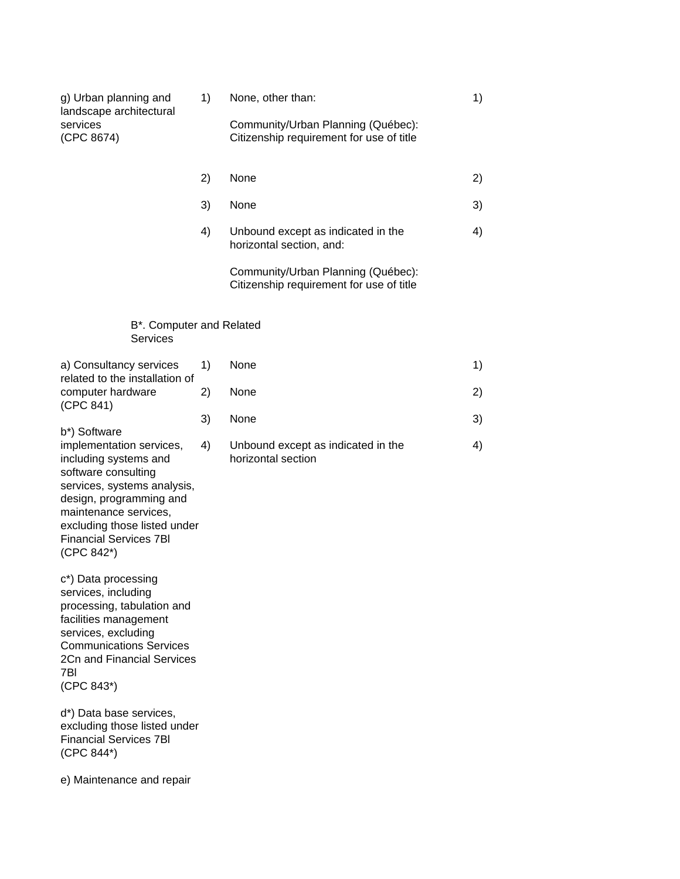| | | | |
|---|---|---|---|
| g) Urban planning and landscape architectural services (CPC 8674) | 1) | None, other than:<br><br>Community/Urban Planning (Québec): Citizenship requirement for use of title | 1) |
| | 2) | None | 2) |
| | 3) | None | 3) |
| | 4) | Unbound except as indicated in the horizontal section, and:<br><br>Community/Urban Planning (Québec): Citizenship requirement for use of title | 4) |

B*. Computer and Related Services

| | | | |
|---|---|---|---|
| a) Consultancy services related to the installation of computer hardware (CPC 841)<br><br>b*) Software implementation services, including systems and software consulting services, systems analysis, design, programming and maintenance services, excluding those listed under Financial Services 7Bl (CPC 842*)<br><br>c*) Data processing services, including processing, tabulation and facilities management services, excluding Communications Services 2Cn and Financial Services 7Bl (CPC 843*)<br><br>d*) Data base services, excluding those listed under Financial Services 7Bl (CPC 844*)<br><br>e) Maintenance and repair | 1) | None | 1) |
| | 2) | None | 2) |
| | 3) | None | 3) |
| | 4) | Unbound except as indicated in the horizontal section | 4) |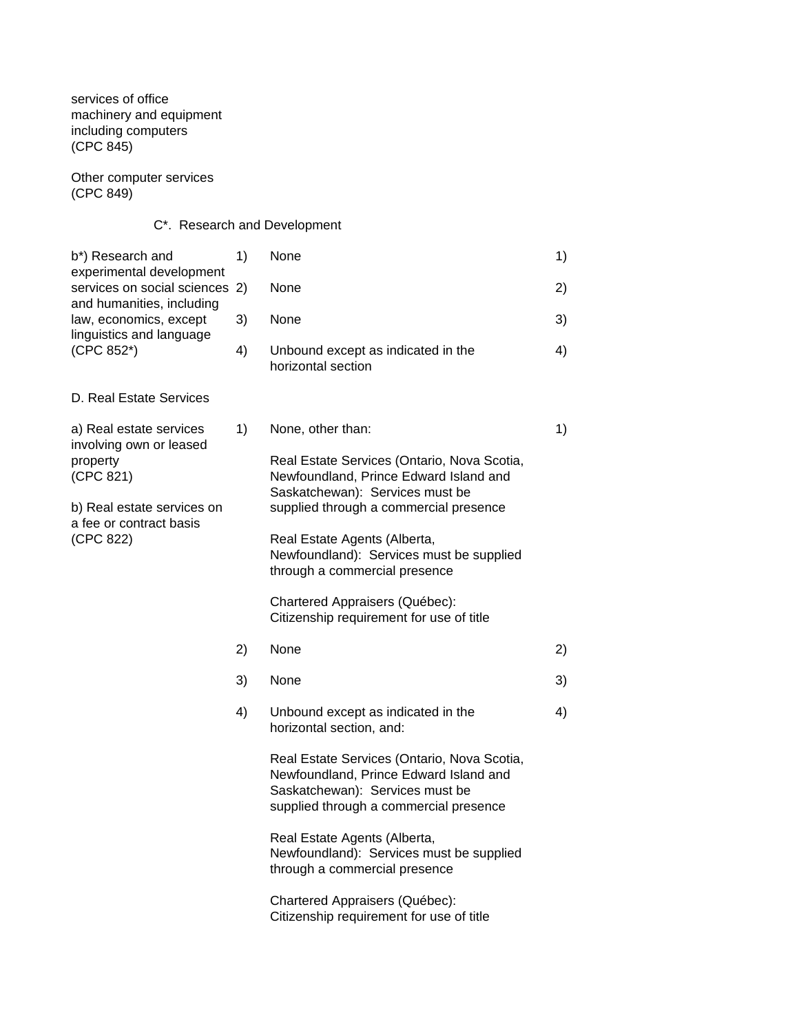| Sector or sub-sector | Limitations on market access | | Limitations on national treatment | Additional commitments |
|---|---|---|---|---|
| services of office machinery and equipment including computers (CPC 845) | | | | |
| Other computer services (CPC 849) | | | | |
| **C*. Research and Development** | | | | |
| b*) Research and experimental development services on social sciences and humanities, including law, economics, except linguistics and language (CPC 852*) | 1) | None | 1) | |
| | 2) | None | 2) | |
| | 3) | None | 3) | |
| | 4) | Unbound except as indicated in the horizontal section | 4) | |
| **D. Real Estate Services** | | | | |
| a) Real estate services involving own or leased property (CPC 821)<br><br>b) Real estate services on a fee or contract basis (CPC 822) | 1) | None, other than:<br><br>Real Estate Services (Ontario, Nova Scotia, Newfoundland, Prince Edward Island and Saskatchewan): Services must be supplied through a commercial presence<br><br>Real Estate Agents (Alberta, Newfoundland): Services must be supplied through a commercial presence<br><br>Chartered Appraisers (Québec): Citizenship requirement for use of title | 1) | |
| | 2) | None | 2) | |
| | 3) | None | 3) | |
| | 4) | Unbound except as indicated in the horizontal section, and:<br><br>Real Estate Services (Ontario, Nova Scotia, Newfoundland, Prince Edward Island and Saskatchewan): Services must be supplied through a commercial presence<br><br>Real Estate Agents (Alberta, Newfoundland): Services must be supplied through a commercial presence<br><br>Chartered Appraisers (Québec): Citizenship requirement for use of title | 4) | |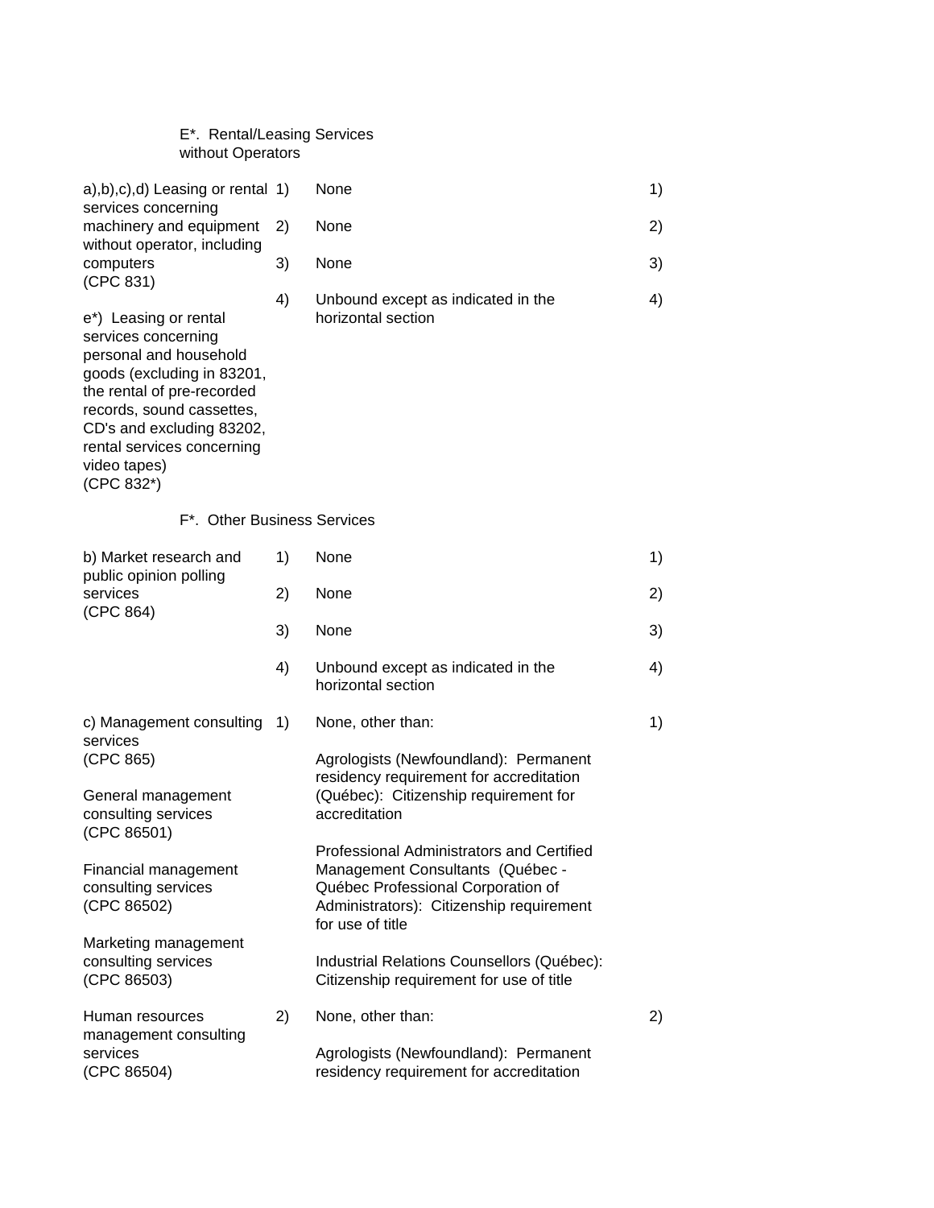E*. Rental/Leasing Services without Operators

| Sector | | Limitations on market access | | Limitations on national treatment |
|---|---|---|---|---|
| a),b),c),d) Leasing or rental services concerning machinery and equipment without operator, including computers (CPC 831)<br><br>e*) Leasing or rental services concerning personal and household goods (excluding in 83201, the rental of pre-recorded records, sound cassettes, CD's and excluding 83202, rental services concerning video tapes) (CPC 832*) | 1) | None | 1) | |
| | 2) | None | 2) | |
| | 3) | None | 3) | |
| | 4) | Unbound except as indicated in the horizontal section | 4) | |

F*. Other Business Services

| Sector | | Limitations on market access | | Limitations on national treatment |
|---|---|---|---|---|
| b) Market research and public opinion polling services (CPC 864) | 1) | None | 1) | |
| | 2) | None | 2) | |
| | 3) | None | 3) | |
| | 4) | Unbound except as indicated in the horizontal section | 4) | |
| c) Management consulting services (CPC 865)<br><br>General management consulting services (CPC 86501)<br><br>Financial management consulting services (CPC 86502)<br><br>Marketing management consulting services (CPC 86503) | 1) | None, other than:<br><br>Agrologists (Newfoundland): Permanent residency requirement for accreditation (Québec): Citizenship requirement for accreditation<br><br>Professional Administrators and Certified Management Consultants (Québec - Québec Professional Corporation of Administrators): Citizenship requirement for use of title<br><br>Industrial Relations Counsellors (Québec): Citizenship requirement for use of title | 1) | |
| Human resources management consulting services (CPC 86504) | 2) | None, other than:<br><br>Agrologists (Newfoundland): Permanent residency requirement for accreditation | 2) | |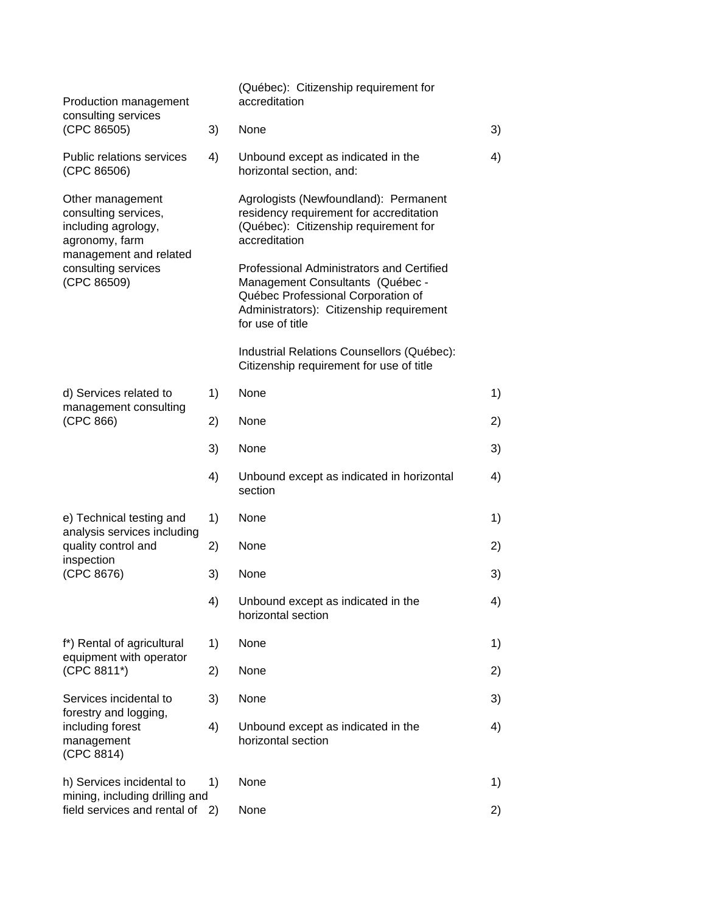| Sector or sub-sector | | Limitations on market access | |
|---|---|---|---|
| Production management consulting services (CPC 86505) | | (Québec): Citizenship requirement for accreditation | |
| Public relations services (CPC 86506) | 3) | None | 3) |
| Other management consulting services, including agrology, agronomy, farm management and related consulting services (CPC 86509) | 4) | Unbound except as indicated in the horizontal section, and:<br><br>Agrologists (Newfoundland): Permanent residency requirement for accreditation (Québec): Citizenship requirement for accreditation<br><br>Professional Administrators and Certified Management Consultants (Québec - Québec Professional Corporation of Administrators): Citizenship requirement for use of title<br><br>Industrial Relations Counsellors (Québec): Citizenship requirement for use of title | 4) |
| d) Services related to management consulting (CPC 866) | 1) | None | 1) |
| | 2) | None | 2) |
| | 3) | None | 3) |
| | 4) | Unbound except as indicated in horizontal section | 4) |
| e) Technical testing and analysis services including quality control and inspection (CPC 8676) | 1) | None | 1) |
| | 2) | None | 2) |
| | 3) | None | 3) |
| | 4) | Unbound except as indicated in the horizontal section | 4) |
| f*) Rental of agricultural equipment with operator (CPC 8811*) | 1) | None | 1) |
| | 2) | None | 2) |
| Services incidental to forestry and logging, including forest management (CPC 8814) | 3) | None | 3) |
| | 4) | Unbound except as indicated in the horizontal section | 4) |
| h) Services incidental to mining, including drilling and field services and rental of | 1) | None | 1) |
| | 2) | None | 2) |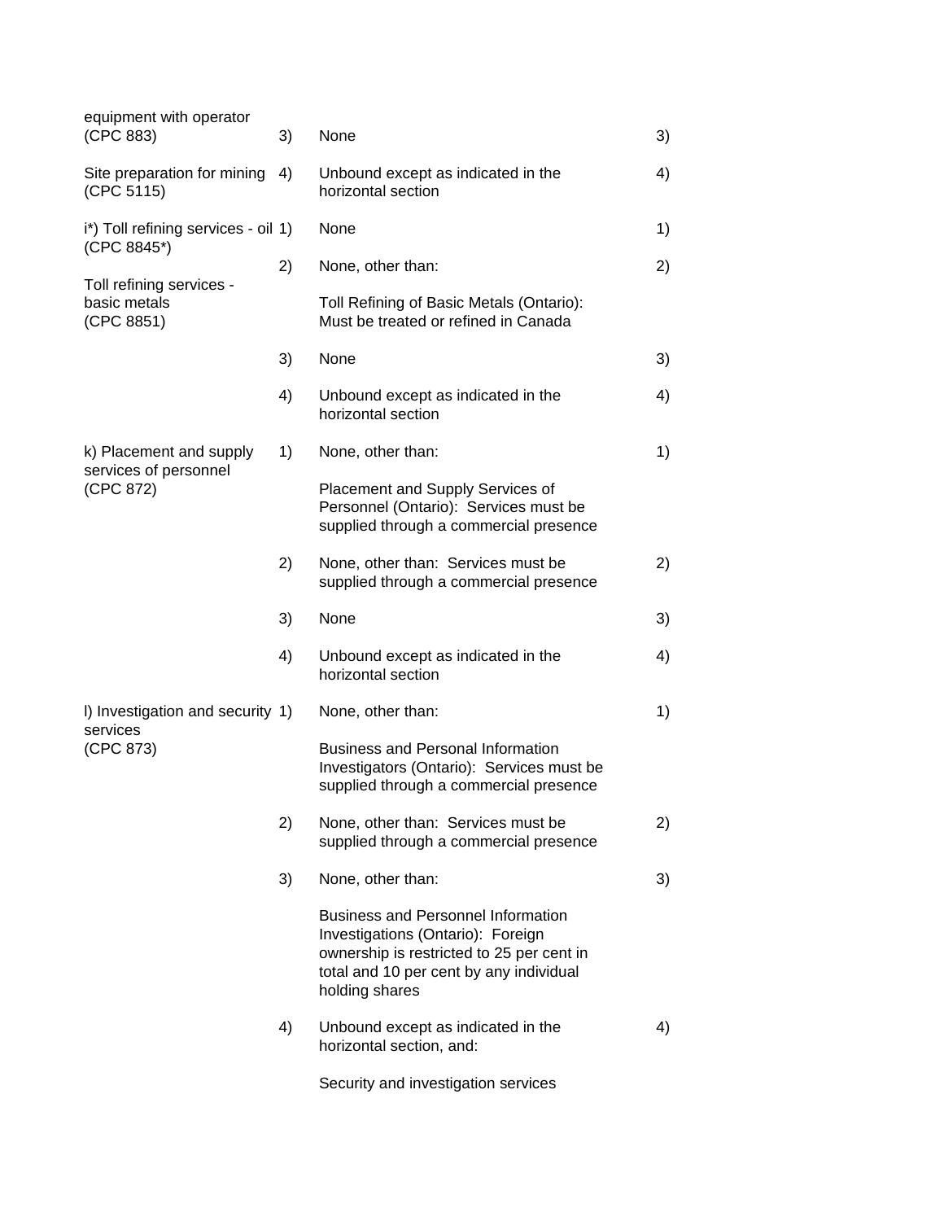| | | | | |
|---|---|---|---|---|
| equipment with operator (CPC 883) | 3) | None | 3) | |
| Site preparation for mining (CPC 5115) | 4) | Unbound except as indicated in the horizontal section | 4) | |
| i*) Toll refining services - oil (CPC 8845*) | 1) | None | 1) | |
| Toll refining services - basic metals (CPC 8851) | 2) | None, other than:<br><br>Toll Refining of Basic Metals (Ontario): Must be treated or refined in Canada | 2) | |
| | 3) | None | 3) | |
| | 4) | Unbound except as indicated in the horizontal section | 4) | |
| k) Placement and supply services of personnel (CPC 872) | 1) | None, other than:<br><br>Placement and Supply Services of Personnel (Ontario): Services must be supplied through a commercial presence | 1) | |
| | 2) | None, other than: Services must be supplied through a commercial presence | 2) | |
| | 3) | None | 3) | |
| | 4) | Unbound except as indicated in the horizontal section | 4) | |
| l) Investigation and security services (CPC 873) | 1) | None, other than:<br><br>Business and Personal Information Investigators (Ontario): Services must be supplied through a commercial presence | 1) | |
| | 2) | None, other than: Services must be supplied through a commercial presence | 2) | |
| | 3) | None, other than:<br><br>Business and Personnel Information Investigations (Ontario): Foreign ownership is restricted to 25 per cent in total and 10 per cent by any individual holding shares | 3) | |
| | 4) | Unbound except as indicated in the horizontal section, and:<br><br>Security and investigation services | 4) | |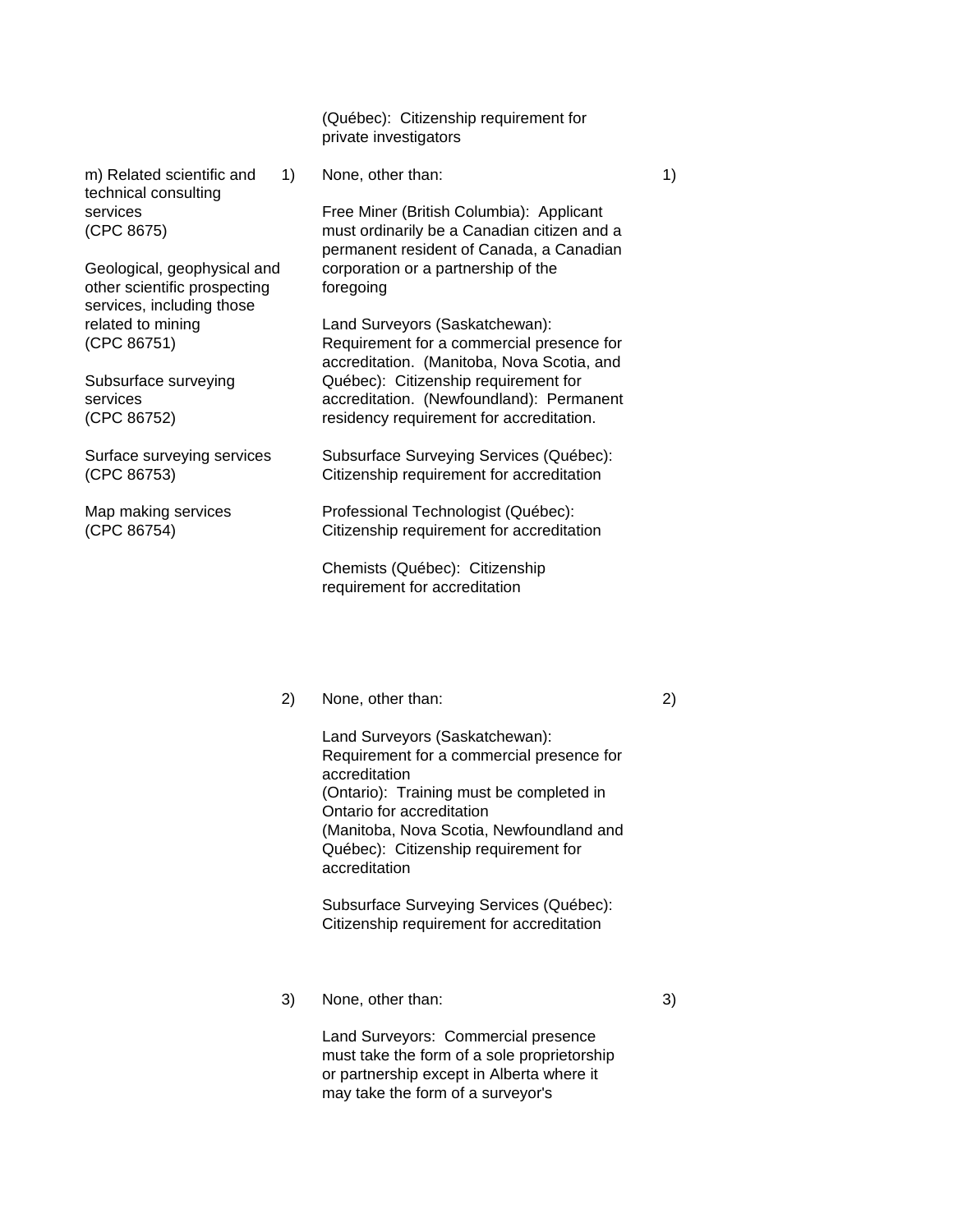| | | | |
|---|---|---|---|
| | | (Québec): Citizenship requirement for private investigators | |
| m) Related scientific and technical consulting services (CPC 8675)<br><br>Geological, geophysical and other scientific prospecting services, including those related to mining (CPC 86751)<br><br>Subsurface surveying services (CPC 86752)<br><br>Surface surveying services (CPC 86753)<br><br>Map making services (CPC 86754) | 1) | None, other than:<br><br>Free Miner (British Columbia): Applicant must ordinarily be a Canadian citizen and a permanent resident of Canada, a Canadian corporation or a partnership of the foregoing<br><br>Land Surveyors (Saskatchewan): Requirement for a commercial presence for accreditation. (Manitoba, Nova Scotia, and Québec): Citizenship requirement for accreditation. (Newfoundland): Permanent residency requirement for accreditation.<br><br>Subsurface Surveying Services (Québec): Citizenship requirement for accreditation<br><br>Professional Technologist (Québec): Citizenship requirement for accreditation<br><br>Chemists (Québec): Citizenship requirement for accreditation | 1) |
| | 2) | None, other than:<br><br>Land Surveyors (Saskatchewan): Requirement for a commercial presence for accreditation<br>(Ontario): Training must be completed in Ontario for accreditation<br>(Manitoba, Nova Scotia, Newfoundland and Québec): Citizenship requirement for accreditation<br><br>Subsurface Surveying Services (Québec): Citizenship requirement for accreditation | 2) |
| | 3) | None, other than:<br><br>Land Surveyors: Commercial presence must take the form of a sole proprietorship or partnership except in Alberta where it may take the form of a surveyor's | 3) |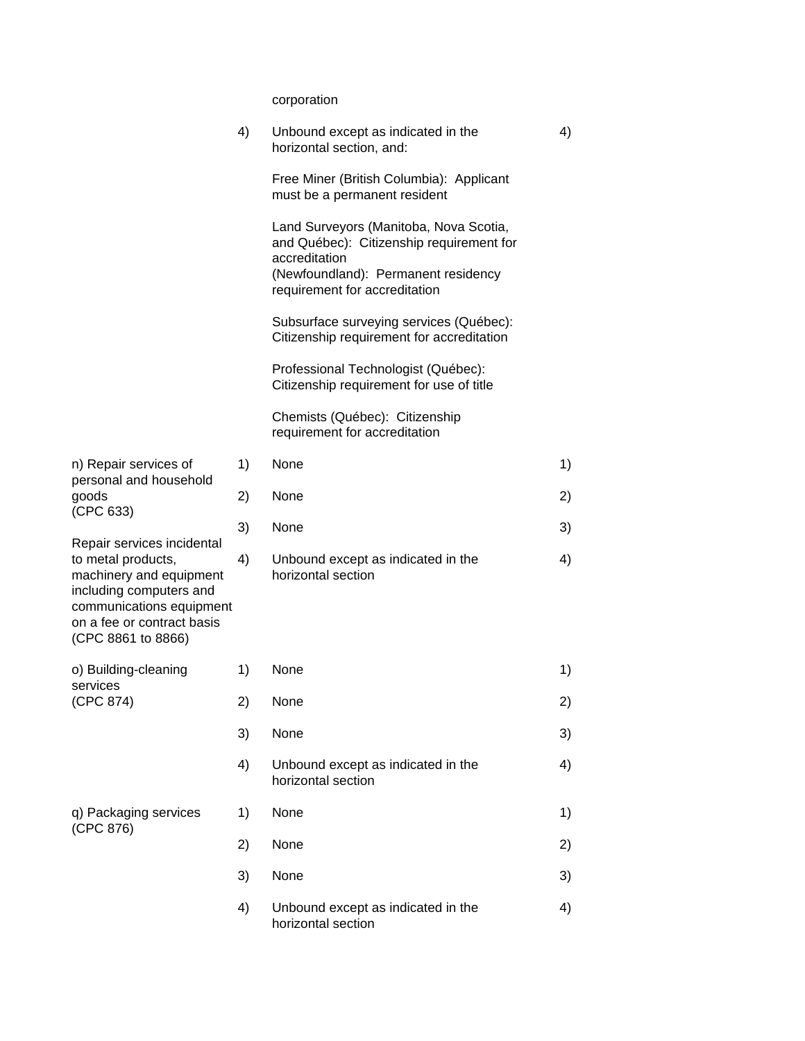| Sector | | Limitations on market access | | Limitations on national treatment |
|---|---|---|---|---|
| | | corporation | | |
| | 4) | Unbound except as indicated in the horizontal section, and:<br><br>Free Miner (British Columbia): Applicant must be a permanent resident<br><br>Land Surveyors (Manitoba, Nova Scotia, and Québec): Citizenship requirement for accreditation<br>(Newfoundland): Permanent residency requirement for accreditation<br><br>Subsurface surveying services (Québec): Citizenship requirement for accreditation<br><br>Professional Technologist (Québec): Citizenship requirement for use of title<br><br>Chemists (Québec): Citizenship requirement for accreditation | 4) | |
| n) Repair services of personal and household goods (CPC 633)<br><br>Repair services incidental to metal products, machinery and equipment including computers and communications equipment on a fee or contract basis (CPC 8861 to 8866) | 1) | None | 1) | |
| | 2) | None | 2) | |
| | 3) | None | 3) | |
| | 4) | Unbound except as indicated in the horizontal section | 4) | |
| o) Building-cleaning services (CPC 874) | 1) | None | 1) | |
| | 2) | None | 2) | |
| | 3) | None | 3) | |
| | 4) | Unbound except as indicated in the horizontal section | 4) | |
| q) Packaging services (CPC 876) | 1) | None | 1) | |
| | 2) | None | 2) | |
| | 3) | None | 3) | |
| | 4) | Unbound except as indicated in the horizontal section | 4) | |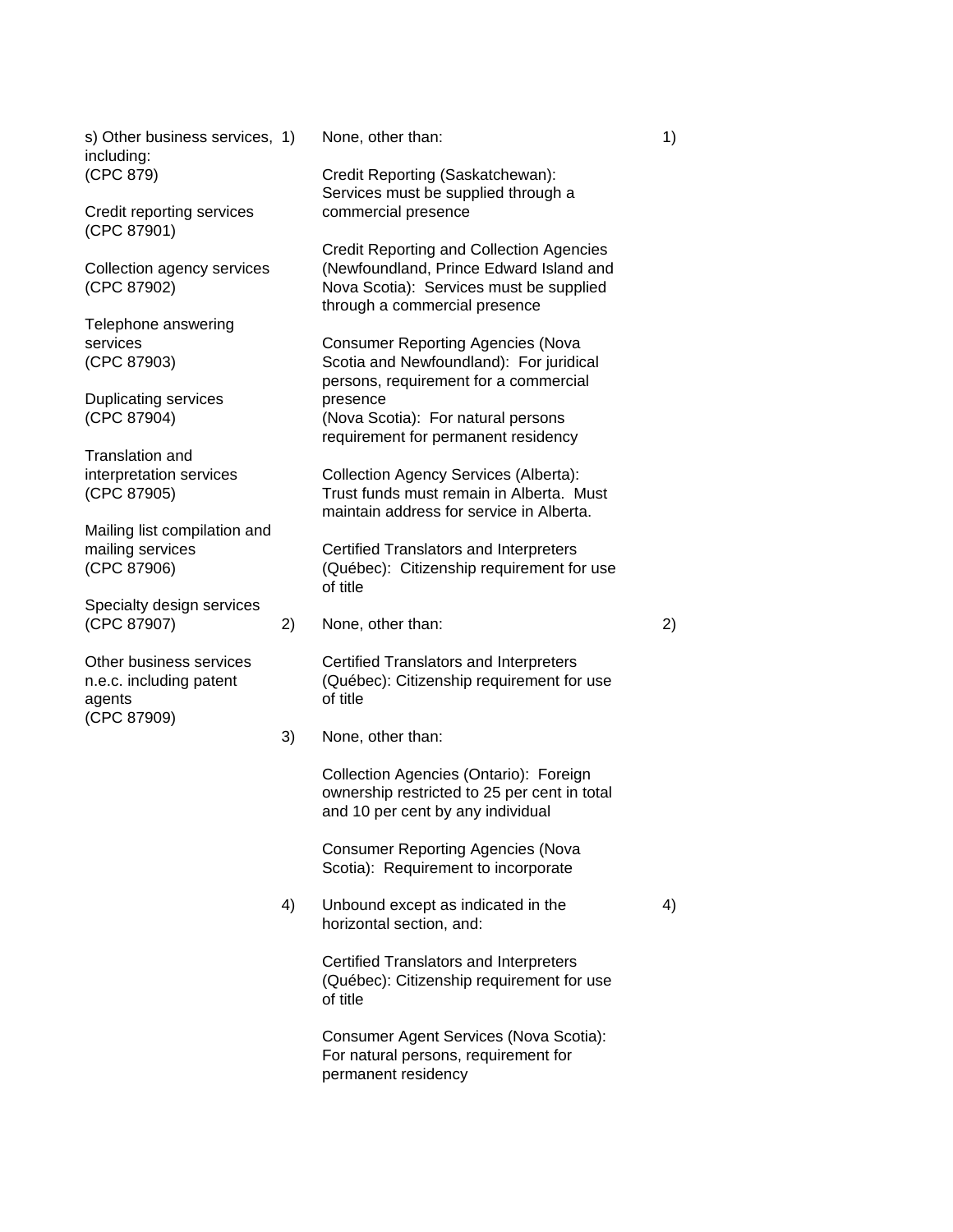| Sector or sub-sector | Mode | Limitations on market access | Mode | Limitations on national treatment |
|---|---|---|---|---|
| s) Other business services, including: (CPC 879)<br><br>Credit reporting services (CPC 87901)<br><br>Collection agency services (CPC 87902)<br><br>Telephone answering services (CPC 87903)<br><br>Duplicating services (CPC 87904)<br><br>Translation and interpretation services (CPC 87905)<br><br>Mailing list compilation and mailing services (CPC 87906)<br><br>Specialty design services (CPC 87907)<br><br>Other business services n.e.c. including patent agents (CPC 87909) | 1) | None, other than:<br><br>Credit Reporting (Saskatchewan): Services must be supplied through a commercial presence<br><br>Credit Reporting and Collection Agencies (Newfoundland, Prince Edward Island and Nova Scotia): Services must be supplied through a commercial presence<br><br>Consumer Reporting Agencies (Nova Scotia and Newfoundland): For juridical persons, requirement for a commercial presence<br>(Nova Scotia): For natural persons requirement for permanent residency<br><br>Collection Agency Services (Alberta): Trust funds must remain in Alberta. Must maintain address for service in Alberta.<br><br>Certified Translators and Interpreters (Québec): Citizenship requirement for use of title | 1) | |
| | 2) | None, other than:<br><br>Certified Translators and Interpreters (Québec): Citizenship requirement for use of title | 2) | |
| | 3) | None, other than:<br><br>Collection Agencies (Ontario): Foreign ownership restricted to 25 per cent in total and 10 per cent by any individual<br><br>Consumer Reporting Agencies (Nova Scotia): Requirement to incorporate | | |
| | 4) | Unbound except as indicated in the horizontal section, and:<br><br>Certified Translators and Interpreters (Québec): Citizenship requirement for use of title<br><br>Consumer Agent Services (Nova Scotia): For natural persons, requirement for permanent residency | 4) | |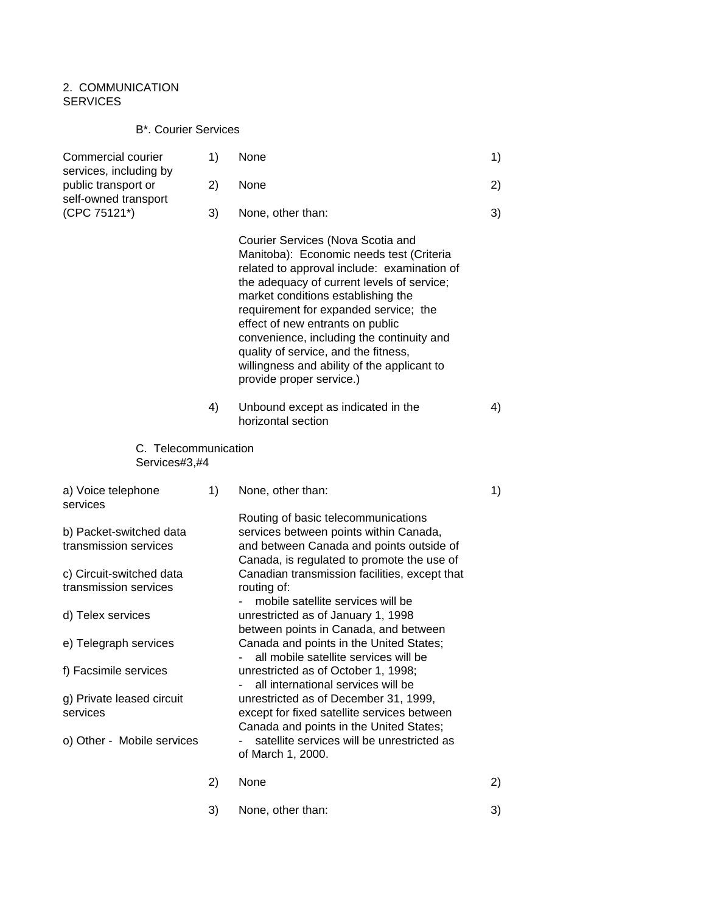2. COMMUNICATION SERVICES

B*. Courier Services

| Sector or sub-sector | | Limitations on market access | |
|---|---|---|---|
| Commercial courier services, including by public transport or self-owned transport (CPC 75121*) | 1) | None | 1) |
| | 2) | None | 2) |
| | 3) | None, other than:<br><br>Courier Services (Nova Scotia and Manitoba): Economic needs test (Criteria related to approval include: examination of the adequacy of current levels of service; market conditions establishing the requirement for expanded service; the effect of new entrants on public convenience, including the continuity and quality of service, and the fitness, willingness and ability of the applicant to provide proper service.) | 3) |
| | 4) | Unbound except as indicated in the horizontal section | 4) |

C. Telecommunication Services#3,#4

| Sector or sub-sector | | Limitations on market access | |
|---|---|---|---|
| a) Voice telephone services<br><br>b) Packet-switched data transmission services<br><br>c) Circuit-switched data transmission services<br><br>d) Telex services<br><br>e) Telegraph services<br><br>f) Facsimile services<br><br>g) Private leased circuit services<br><br>o) Other - Mobile services | 1) | None, other than:<br><br>Routing of basic telecommunications services between points within Canada, and between Canada and points outside of Canada, is regulated to promote the use of Canadian transmission facilities, except that routing of:<br>- mobile satellite services will be unrestricted as of January 1, 1998 between points in Canada, and between Canada and points in the United States;<br>- all mobile satellite services will be unrestricted as of October 1, 1998;<br>- all international services will be unrestricted as of December 31, 1999, except for fixed satellite services between Canada and points in the United States;<br>- satellite services will be unrestricted as of March 1, 2000. | 1) |
| | 2) | None | 2) |
| | 3) | None, other than: | 3) |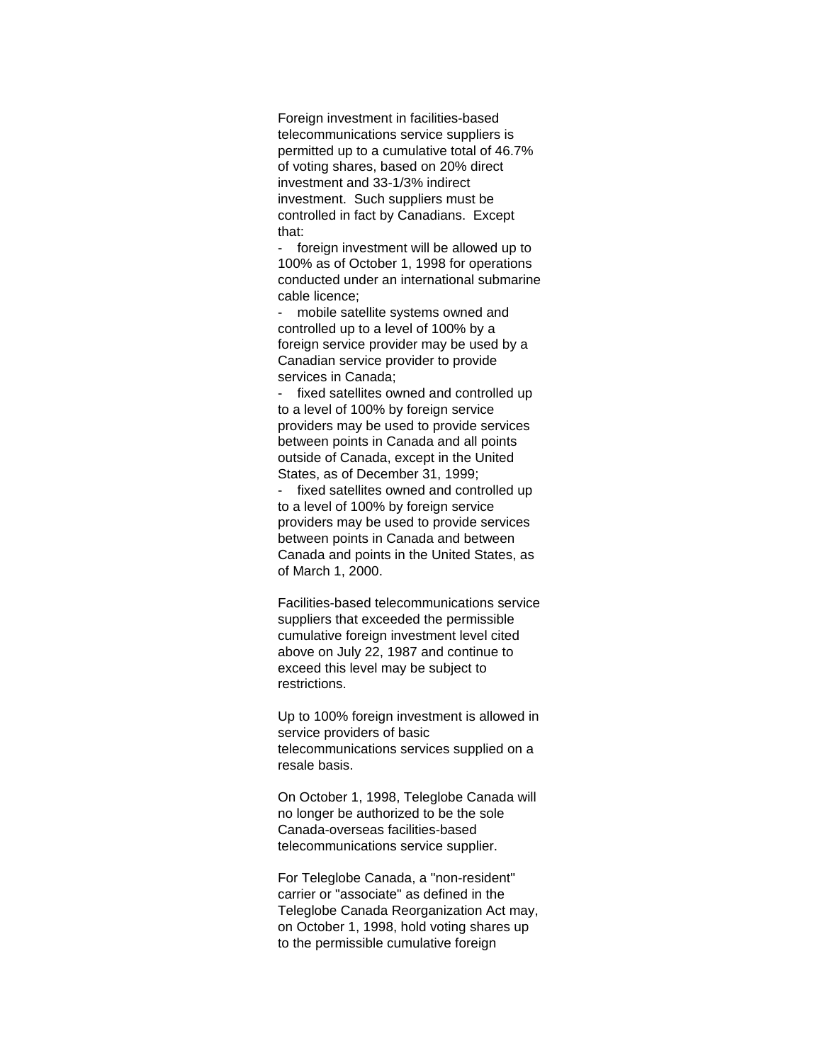Foreign investment in facilities-based telecommunications service suppliers is permitted up to a cumulative total of 46.7% of voting shares, based on 20% direct investment and 33-1/3% indirect investment. Such suppliers must be controlled in fact by Canadians. Except that:

- foreign investment will be allowed up to 100% as of October 1, 1998 for operations conducted under an international submarine cable licence;
- mobile satellite systems owned and controlled up to a level of 100% by a foreign service provider may be used by a Canadian service provider to provide services in Canada;
- fixed satellites owned and controlled up to a level of 100% by foreign service providers may be used to provide services between points in Canada and all points outside of Canada, except in the United States, as of December 31, 1999;
- fixed satellites owned and controlled up to a level of 100% by foreign service providers may be used to provide services between points in Canada and between Canada and points in the United States, as of March 1, 2000.

Facilities-based telecommunications service suppliers that exceeded the permissible cumulative foreign investment level cited above on July 22, 1987 and continue to exceed this level may be subject to restrictions.

Up to 100% foreign investment is allowed in service providers of basic telecommunications services supplied on a resale basis.

On October 1, 1998, Teleglobe Canada will no longer be authorized to be the sole Canada-overseas facilities-based telecommunications service supplier.

For Teleglobe Canada, a "non-resident" carrier or "associate" as defined in the Teleglobe Canada Reorganization Act may, on October 1, 1998, hold voting shares up to the permissible cumulative foreign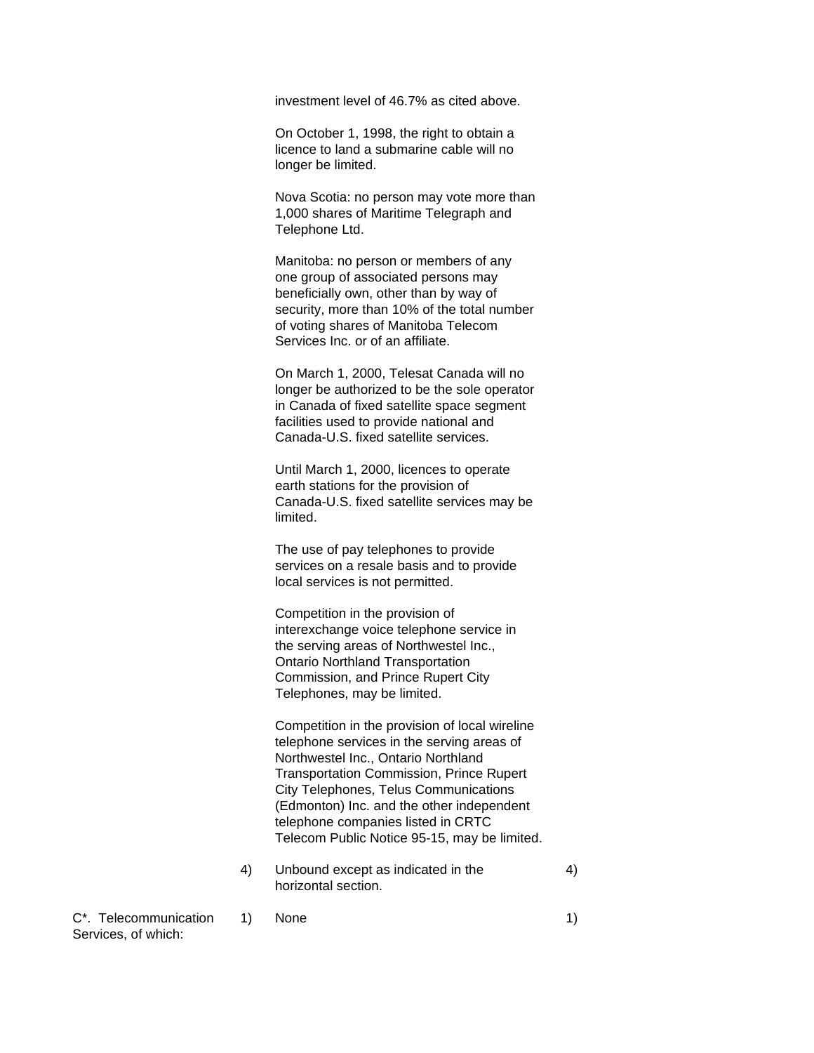| Sector or sub-sector | | Limitations on market access | | Limitations on national treatment |
|---|---|---|---|---|
| | | investment level of 46.7% as cited above.<br><br>On October 1, 1998, the right to obtain a licence to land a submarine cable will no longer be limited.<br><br>Nova Scotia: no person may vote more than 1,000 shares of Maritime Telegraph and Telephone Ltd.<br><br>Manitoba: no person or members of any one group of associated persons may beneficially own, other than by way of security, more than 10% of the total number of voting shares of Manitoba Telecom Services Inc. or of an affiliate.<br><br>On March 1, 2000, Telesat Canada will no longer be authorized to be the sole operator in Canada of fixed satellite space segment facilities used to provide national and Canada-U.S. fixed satellite services.<br><br>Until March 1, 2000, licences to operate earth stations for the provision of Canada-U.S. fixed satellite services may be limited.<br><br>The use of pay telephones to provide services on a resale basis and to provide local services is not permitted.<br><br>Competition in the provision of interexchange voice telephone service in the serving areas of Northwestel Inc., Ontario Northland Transportation Commission, and Prince Rupert City Telephones, may be limited.<br><br>Competition in the provision of local wireline telephone services in the serving areas of Northwestel Inc., Ontario Northland Transportation Commission, Prince Rupert City Telephones, Telus Communications (Edmonton) Inc. and the other independent telephone companies listed in CRTC Telecom Public Notice 95-15, may be limited. | | |
| | 4) | Unbound except as indicated in the horizontal section. | 4) | |
| C*. Telecommunication Services, of which: | 1) | None | 1) | |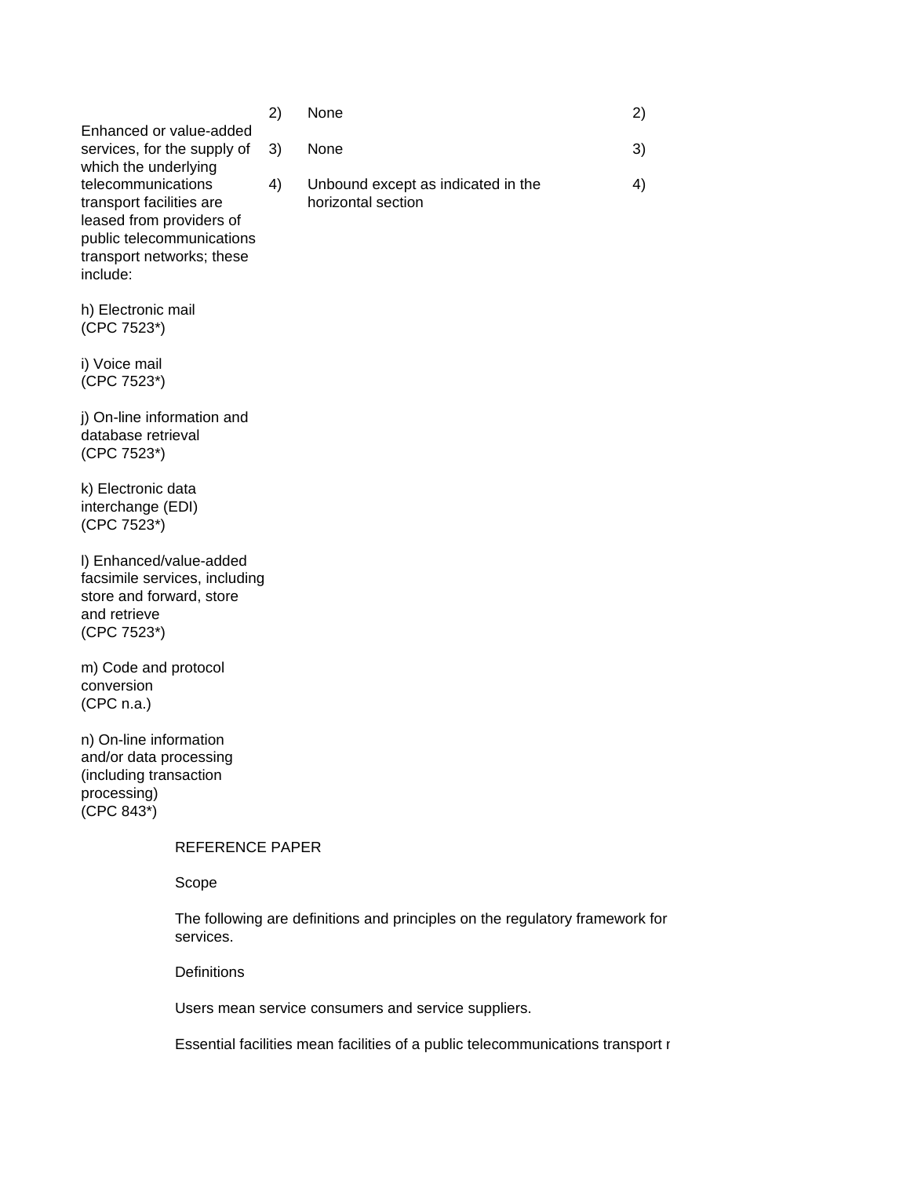| | | | |
|---|---|---|---|
| Enhanced or value-added services, for the supply of which the underlying telecommunications transport facilities are leased from providers of public telecommunications transport networks; these include: | 2) | None | 2) |
| | 3) | None | 3) |
| | 4) | Unbound except as indicated in the horizontal section | 4) |
| h) Electronic mail (CPC 7523*) | | | |
| i) Voice mail (CPC 7523*) | | | |
| j) On-line information and database retrieval (CPC 7523*) | | | |
| k) Electronic data interchange (EDI) (CPC 7523*) | | | |
| l) Enhanced/value-added facsimile services, including store and forward, store and retrieve (CPC 7523*) | | | |
| m) Code and protocol conversion (CPC n.a.) | | | |
| n) On-line information and/or data processing (including transaction processing) (CPC 843*) | | | |

REFERENCE PAPER

Scope

The following are definitions and principles on the regulatory framework for services.

Definitions

Users mean service consumers and service suppliers.

Essential facilities mean facilities of a public telecommunications transport r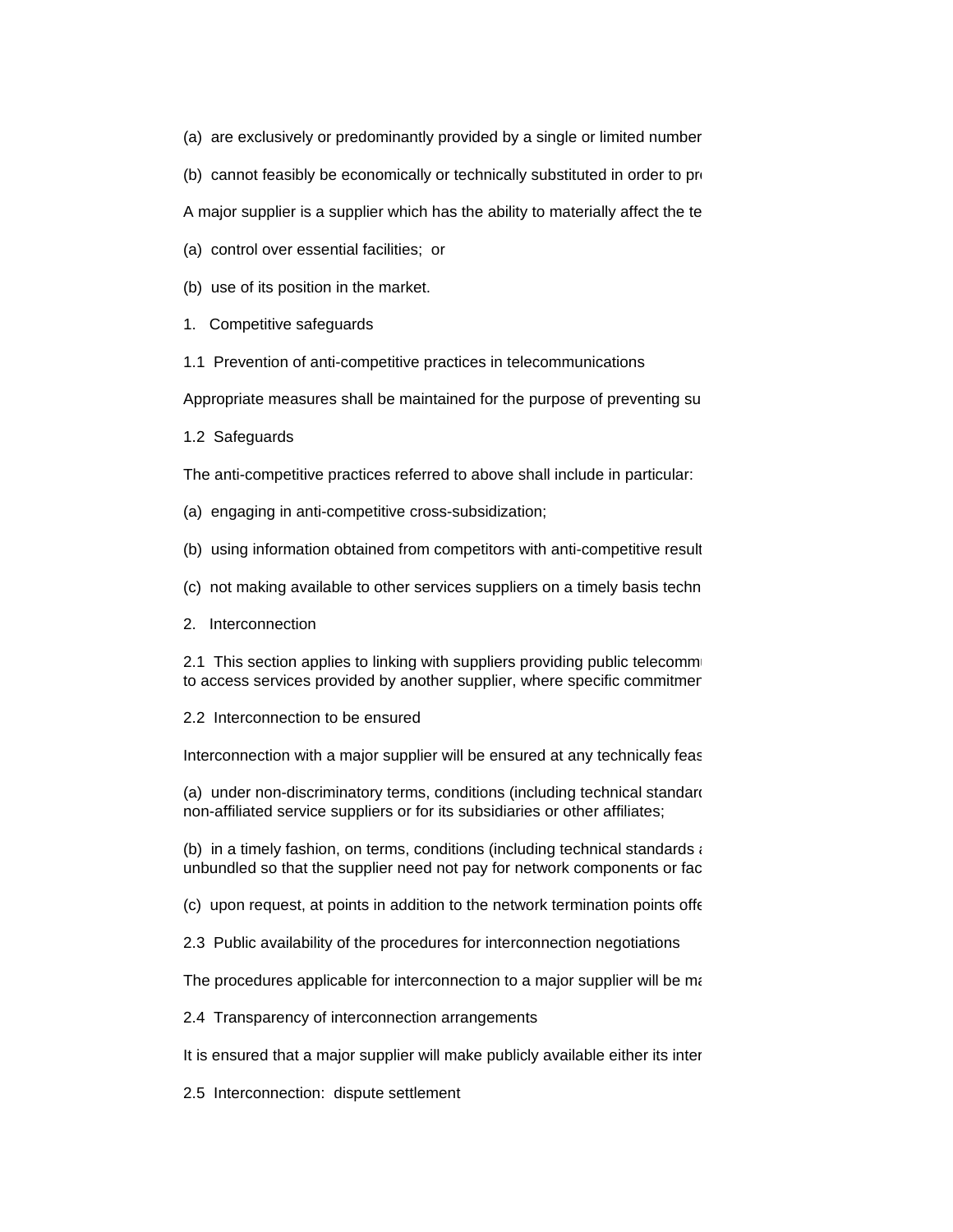(a) are exclusively or predominantly provided by a single or limited number

(b) cannot feasibly be economically or technically substituted in order to pr

A major supplier is a supplier which has the ability to materially affect the te

(a) control over essential facilities; or

(b) use of its position in the market.

1. Competitive safeguards

1.1 Prevention of anti-competitive practices in telecommunications

Appropriate measures shall be maintained for the purpose of preventing su

1.2 Safeguards

The anti-competitive practices referred to above shall include in particular:

(a) engaging in anti-competitive cross-subsidization;

(b) using information obtained from competitors with anti-competitive result

(c) not making available to other services suppliers on a timely basis techn

2. Interconnection

2.1 This section applies to linking with suppliers providing public telecommu
to access services provided by another supplier, where specific commitmen

2.2 Interconnection to be ensured

Interconnection with a major supplier will be ensured at any technically feas

(a) under non-discriminatory terms, conditions (including technical standard
non-affiliated service suppliers or for its subsidiaries or other affiliates;

(b) in a timely fashion, on terms, conditions (including technical standards a
unbundled so that the supplier need not pay for network components or fac

(c) upon request, at points in addition to the network termination points offe

2.3 Public availability of the procedures for interconnection negotiations

The procedures applicable for interconnection to a major supplier will be ma

2.4 Transparency of interconnection arrangements

It is ensured that a major supplier will make publicly available either its inter

2.5 Interconnection: dispute settlement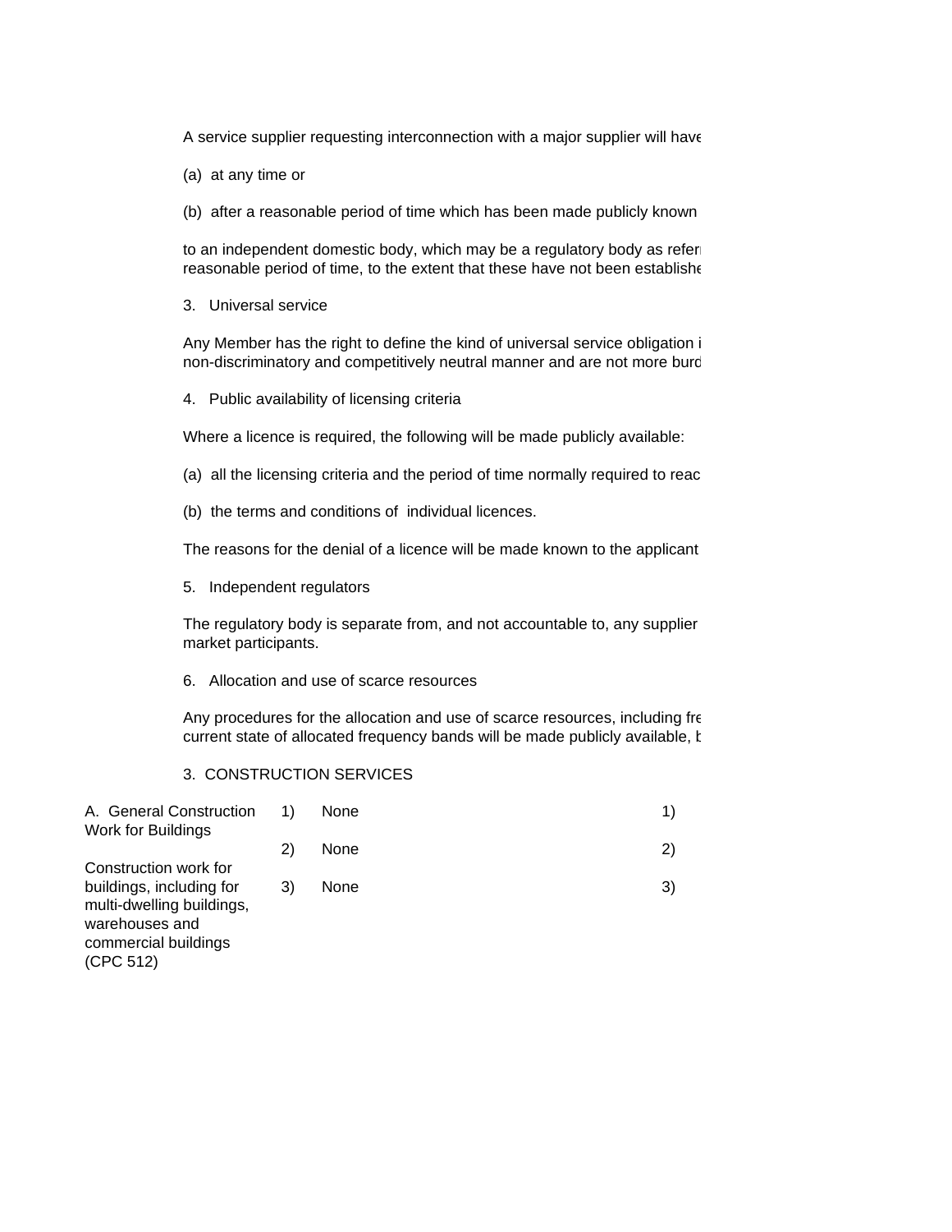A service supplier requesting interconnection with a major supplier will have

(a) at any time or

(b) after a reasonable period of time which has been made publicly known

to an independent domestic body, which may be a regulatory body as referr reasonable period of time, to the extent that these have not been establishe

3. Universal service

Any Member has the right to define the kind of universal service obligation i non-discriminatory and competitively neutral manner and are not more burd

4. Public availability of licensing criteria

Where a licence is required, the following will be made publicly available:

(a) all the licensing criteria and the period of time normally required to reac

(b) the terms and conditions of individual licences.

The reasons for the denial of a licence will be made known to the applicant

5. Independent regulators

The regulatory body is separate from, and not accountable to, any supplier market participants.

6. Allocation and use of scarce resources

Any procedures for the allocation and use of scarce resources, including fre current state of allocated frequency bands will be made publicly available, b

3. CONSTRUCTION SERVICES

| | | | |
|---|---|---|---|
| A. General Construction Work for Buildings | 1) | None | 1) |
| | 2) | None | 2) |
| Construction work for buildings, including for multi-dwelling buildings, warehouses and commercial buildings (CPC 512) | 3) | None | 3) |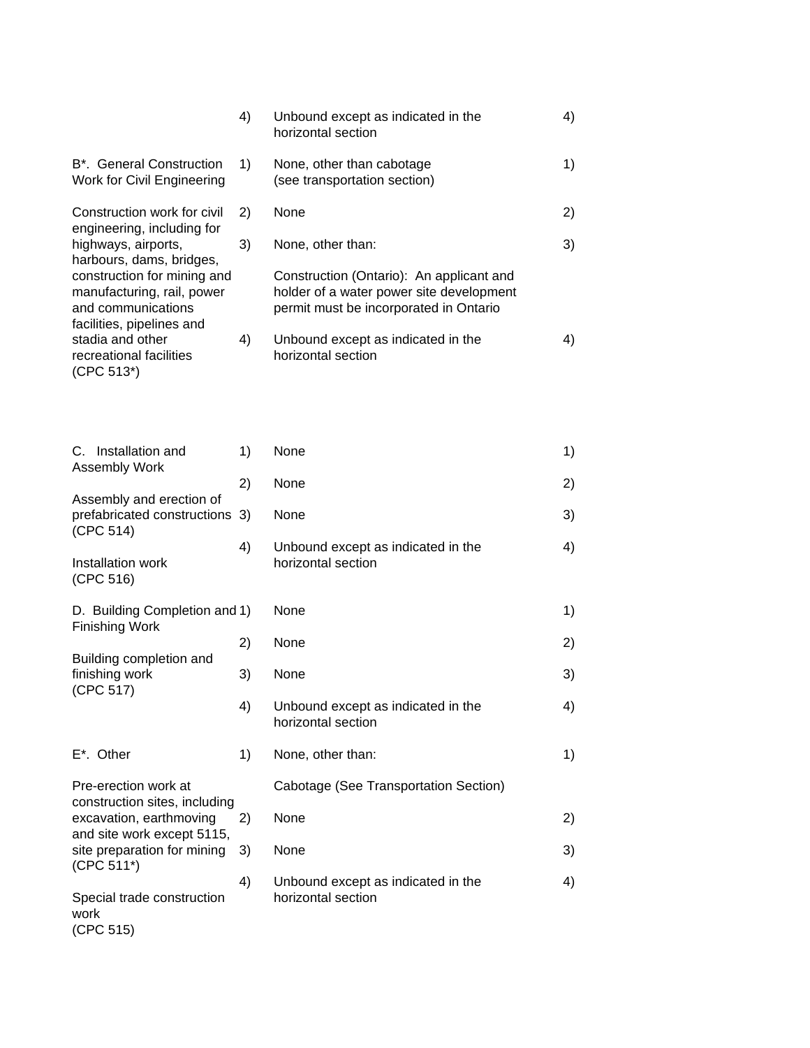| | | | |
|---|---|---|---|
| | 4) | Unbound except as indicated in the horizontal section | 4) |
| B*. General Construction Work for Civil Engineering | 1) | None, other than cabotage (see transportation section) | 1) |
| Construction work for civil engineering, including for highways, airports, harbours, dams, bridges, construction for mining and manufacturing, rail, power and communications facilities, pipelines and stadia and other recreational facilities (CPC 513*) | 2) | None | 2) |
| | 3) | None, other than:<br><br>Construction (Ontario): An applicant and holder of a water power site development permit must be incorporated in Ontario | 3) |
| | 4) | Unbound except as indicated in the horizontal section | 4) |
| C. Installation and Assembly Work<br><br>Assembly and erection of prefabricated constructions (CPC 514)<br><br>Installation work (CPC 516) | 1) | None | 1) |
| | 2) | None | 2) |
| | 3) | None | 3) |
| | 4) | Unbound except as indicated in the horizontal section | 4) |
| D. Building Completion and Finishing Work<br><br>Building completion and finishing work (CPC 517) | 1) | None | 1) |
| | 2) | None | 2) |
| | 3) | None | 3) |
| | 4) | Unbound except as indicated in the horizontal section | 4) |
| E*. Other<br><br>Pre-erection work at construction sites, including excavation, earthmoving and site work except 5115, site preparation for mining (CPC 511*)<br><br>Special trade construction work (CPC 515) | 1) | None, other than:<br><br>Cabotage (See Transportation Section) | 1) |
| | 2) | None | 2) |
| | 3) | None | 3) |
| | 4) | Unbound except as indicated in the horizontal section | 4) |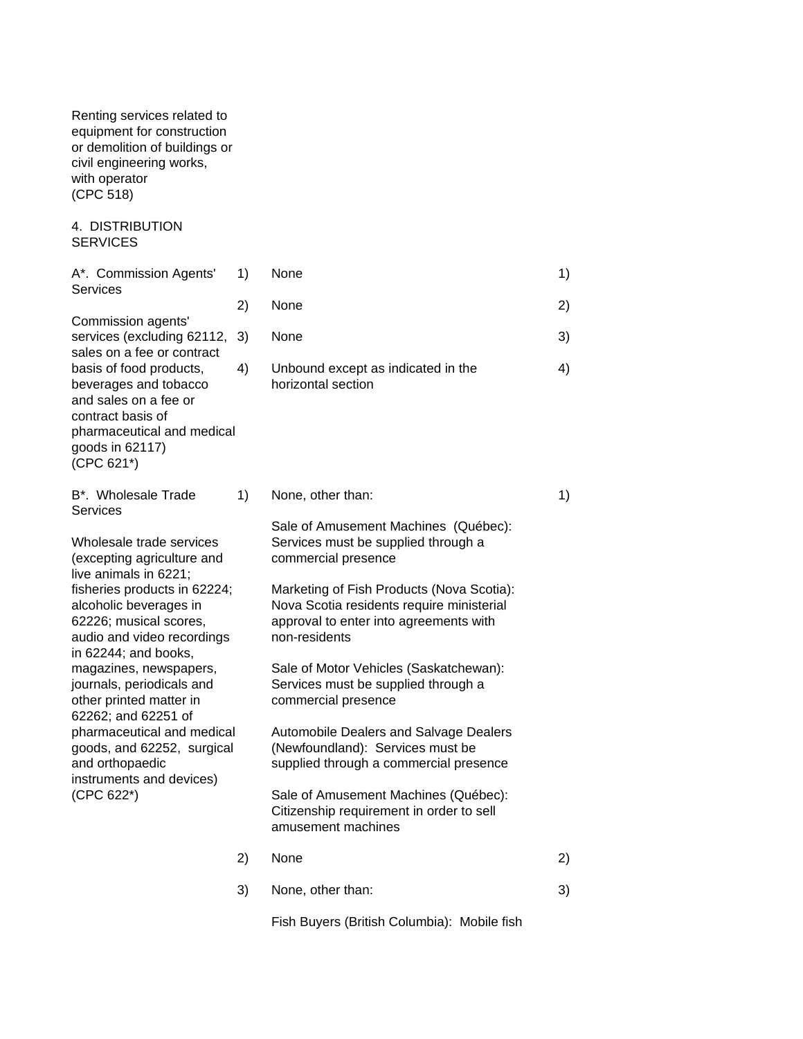| Sector or sub-sector | Mode | Limitations on market access | Mode | Limitations on national treatment |
|---|---|---|---|---|
| Renting services related to equipment for construction or demolition of buildings or civil engineering works, with operator (CPC 518) | | | | |
| **4. DISTRIBUTION SERVICES** | | | | |
| A*. Commission Agents' Services<br><br>Commission agents' services (excluding 62112, sales on a fee or contract basis of food products, beverages and tobacco and sales on a fee or contract basis of pharmaceutical and medical goods in 62117) (CPC 621*) | 1) | None | 1) | |
| | 2) | None | 2) | |
| | 3) | None | 3) | |
| | 4) | Unbound except as indicated in the horizontal section | 4) | |
| B*. Wholesale Trade Services<br><br>Wholesale trade services (excepting agriculture and live animals in 6221; fisheries products in 62224; alcoholic beverages in 62226; musical scores, audio and video recordings in 62244; and books, magazines, newspapers, journals, periodicals and other printed matter in 62262; and 62251 of pharmaceutical and medical goods, and 62252, surgical and orthopaedic instruments and devices) (CPC 622*) | 1) | None, other than:<br><br>Sale of Amusement Machines (Québec): Services must be supplied through a commercial presence<br><br>Marketing of Fish Products (Nova Scotia): Nova Scotia residents require ministerial approval to enter into agreements with non-residents<br><br>Sale of Motor Vehicles (Saskatchewan): Services must be supplied through a commercial presence<br><br>Automobile Dealers and Salvage Dealers (Newfoundland): Services must be supplied through a commercial presence<br><br>Sale of Amusement Machines (Québec): Citizenship requirement in order to sell amusement machines | 1) | |
| | 2) | None | 2) | |
| | 3) | None, other than:<br><br>Fish Buyers (British Columbia): Mobile fish | 3) | |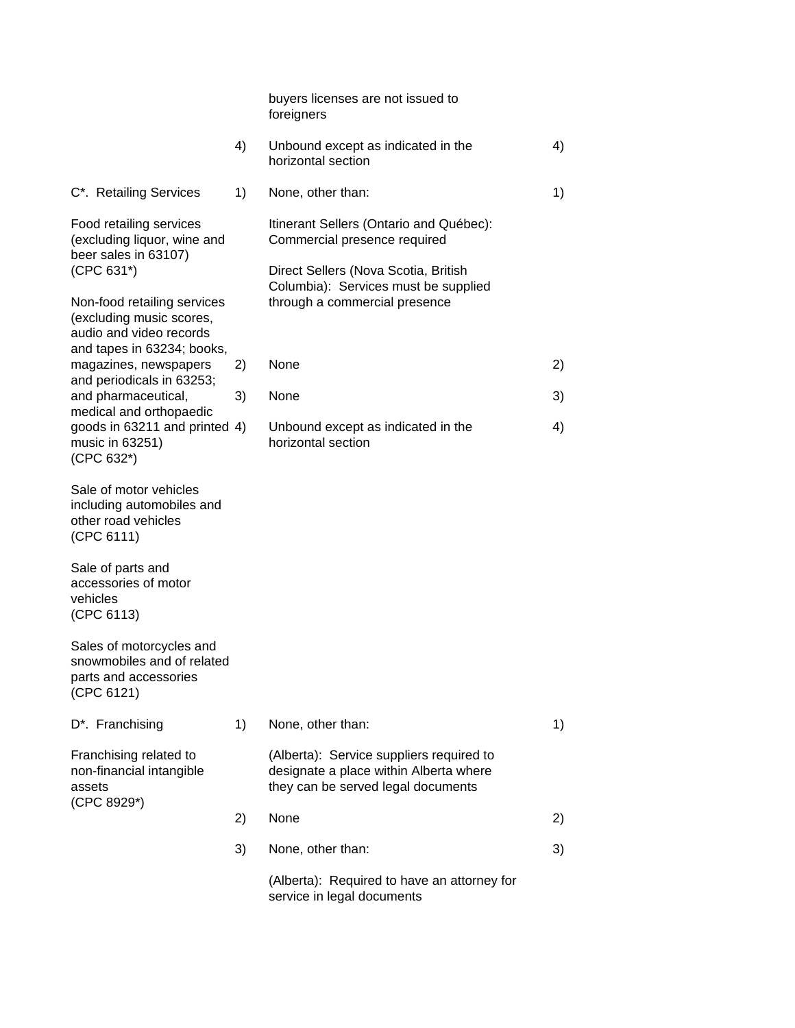| Sector or sub-sector | | Limitations on market access | | Limitations on national treatment |
|---|---|---|---|---|
| | | buyers licenses are not issued to foreigners | | |
| | 4) | Unbound except as indicated in the horizontal section | 4) | |
| C*. Retailing Services | 1) | None, other than: | 1) | |
| Food retailing services (excluding liquor, wine and beer sales in 63107) (CPC 631*) | | Itinerant Sellers (Ontario and Québec): Commercial presence required | | |
| Non-food retailing services (excluding music scores, audio and video records and tapes in 63234; books, magazines, newspapers and periodicals in 63253; and pharmaceutical, medical and orthopaedic goods in 63211 and printed music in 63251) (CPC 632*) | | Direct Sellers (Nova Scotia, British Columbia): Services must be supplied through a commercial presence | | |
| Sale of motor vehicles including automobiles and other road vehicles (CPC 6111) | 2) | None | 2) | |
| Sale of parts and accessories of motor vehicles (CPC 6113) | 3) | None | 3) | |
| Sales of motorcycles and snowmobiles and of related parts and accessories (CPC 6121) | 4) | Unbound except as indicated in the horizontal section | 4) | |
| D*. Franchising | 1) | None, other than: | 1) | |
| Franchising related to non-financial intangible assets (CPC 8929*) | | (Alberta): Service suppliers required to designate a place within Alberta where they can be served legal documents | | |
| | 2) | None | 2) | |
| | 3) | None, other than: | 3) | |
| | | (Alberta): Required to have an attorney for service in legal documents | | |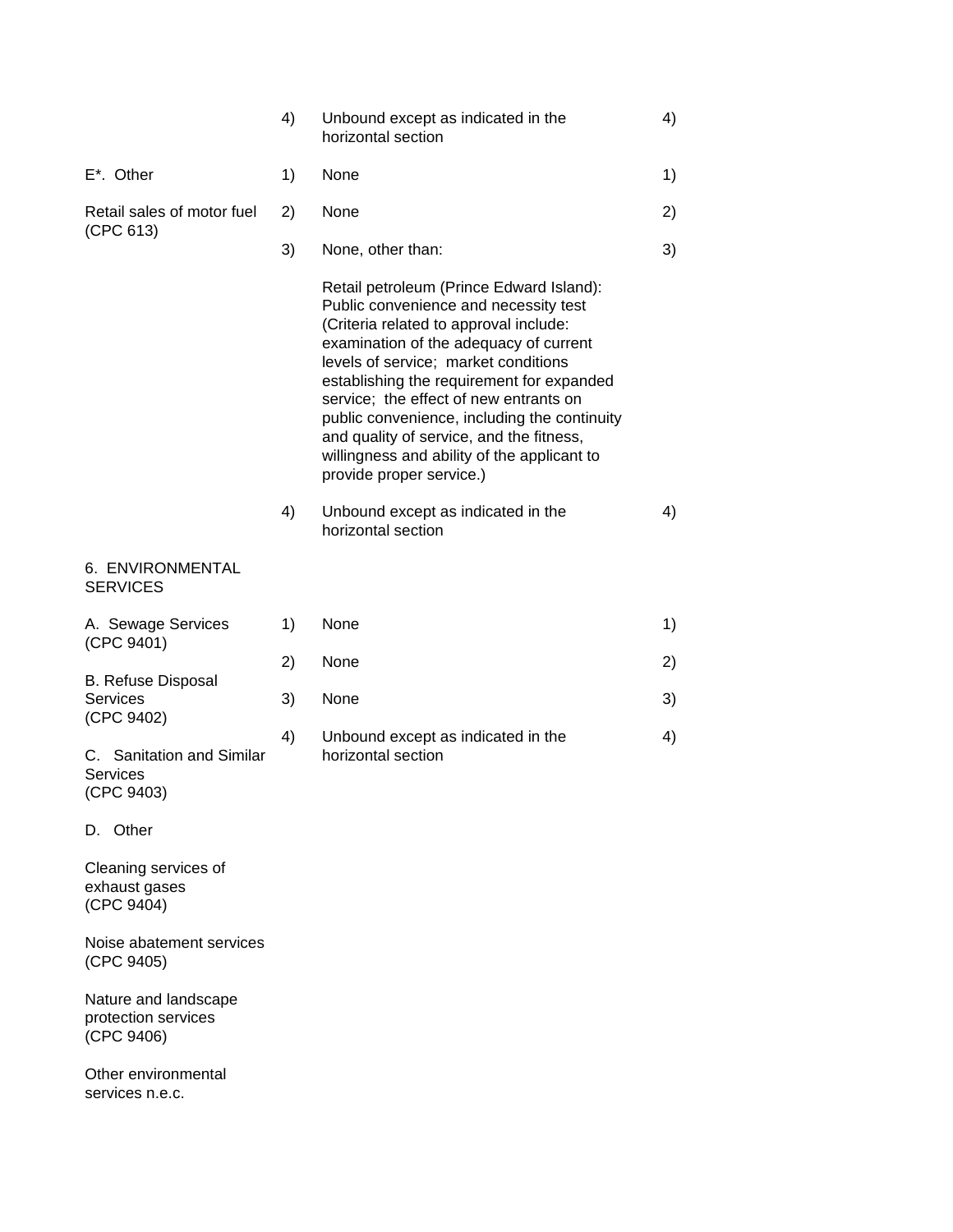| Sector | Mode | Limitations on Market Access | Mode |
|---|---|---|---|
| | 4) | Unbound except as indicated in the horizontal section | 4) |
| E*. Other | 1) | None | 1) |
| Retail sales of motor fuel (CPC 613) | 2) | None | 2) |
| | 3) | None, other than:<br><br>Retail petroleum (Prince Edward Island): Public convenience and necessity test (Criteria related to approval include: examination of the adequacy of current levels of service; market conditions establishing the requirement for expanded service; the effect of new entrants on public convenience, including the continuity and quality of service, and the fitness, willingness and ability of the applicant to provide proper service.) | 3) |
| | 4) | Unbound except as indicated in the horizontal section | 4) |
| 6. ENVIRONMENTAL SERVICES | | | |
| A. Sewage Services (CPC 9401)<br><br>B. Refuse Disposal Services (CPC 9402)<br><br>C. Sanitation and Similar Services (CPC 9403)<br><br>D. Other<br><br>Cleaning services of exhaust gases (CPC 9404)<br><br>Noise abatement services (CPC 9405)<br><br>Nature and landscape protection services (CPC 9406)<br><br>Other environmental services n.e.c. | 1)<br>2)<br>3)<br>4) | None<br>None<br>None<br>Unbound except as indicated in the horizontal section | 1)<br>2)<br>3)<br>4) |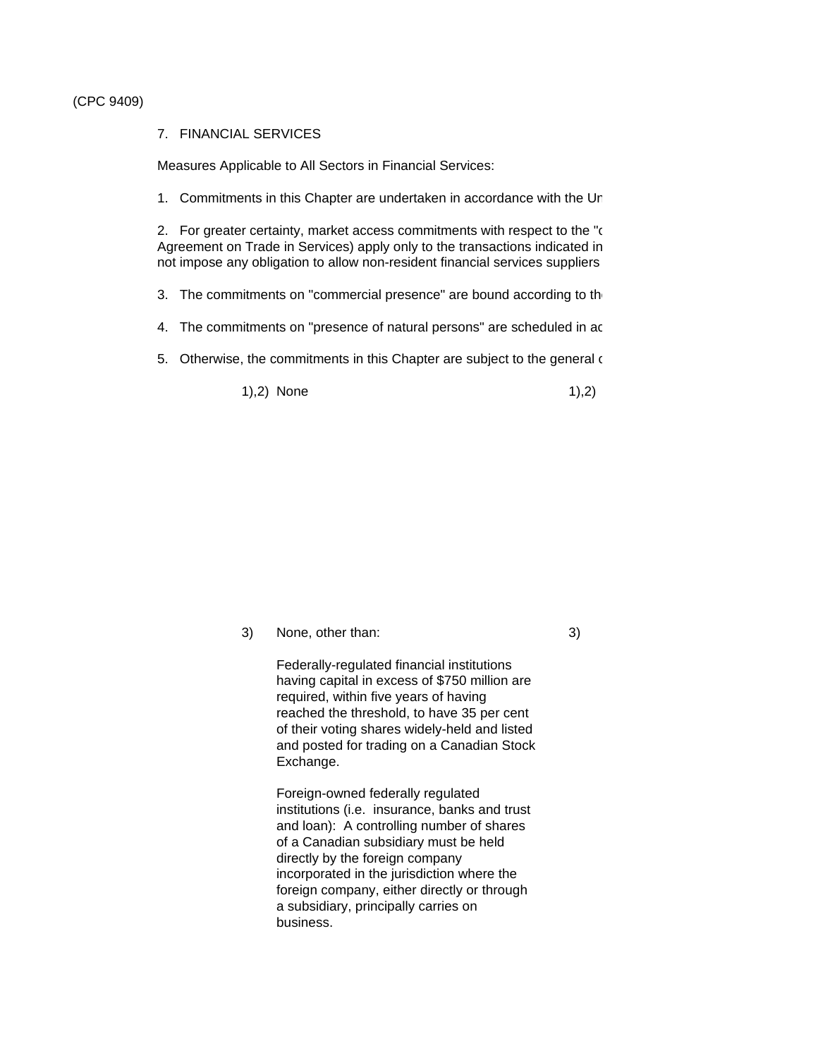(CPC 9409)

7. FINANCIAL SERVICES

Measures Applicable to All Sectors in Financial Services:

1. Commitments in this Chapter are undertaken in accordance with the Un

2. For greater certainty, market access commitments with respect to the "c Agreement on Trade in Services) apply only to the transactions indicated in not impose any obligation to allow non-resident financial services suppliers

3. The commitments on "commercial presence" are bound according to th

4. The commitments on "presence of natural persons" are scheduled in ac

5. Otherwise, the commitments in this Chapter are subject to the general c

1),2) None

1),2)

3) None, other than:

Federally-regulated financial institutions having capital in excess of $750 million are required, within five years of having reached the threshold, to have 35 per cent of their voting shares widely-held and listed and posted for trading on a Canadian Stock Exchange.

Foreign-owned federally regulated institutions (i.e. insurance, banks and trust and loan): A controlling number of shares of a Canadian subsidiary must be held directly by the foreign company incorporated in the jurisdiction where the foreign company, either directly or through a subsidiary, principally carries on business.

3)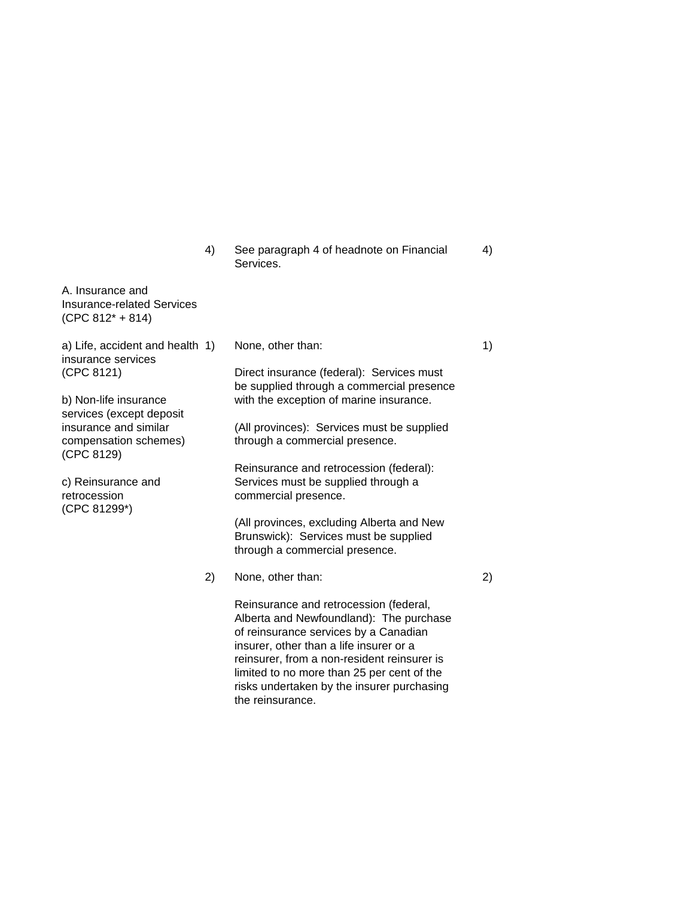| | | | |
|---|---|---|---|
| | 4) | See paragraph 4 of headnote on Financial Services. | 4) |
| A. Insurance and Insurance-related Services (CPC 812* + 814) | | | |
| a) Life, accident and health insurance services (CPC 8121)<br><br>b) Non-life insurance services (except deposit insurance and similar compensation schemes) (CPC 8129)<br><br>c) Reinsurance and retrocession (CPC 81299*) | 1) | None, other than:<br><br>Direct insurance (federal): Services must be supplied through a commercial presence with the exception of marine insurance.<br><br>(All provinces): Services must be supplied through a commercial presence.<br><br>Reinsurance and retrocession (federal): Services must be supplied through a commercial presence.<br><br>(All provinces, excluding Alberta and New Brunswick): Services must be supplied through a commercial presence. | 1) |
| | 2) | None, other than:<br><br>Reinsurance and retrocession (federal, Alberta and Newfoundland): The purchase of reinsurance services by a Canadian insurer, other than a life insurer or a reinsurer, from a non-resident reinsurer is limited to no more than 25 per cent of the risks undertaken by the insurer purchasing the reinsurance. | 2) |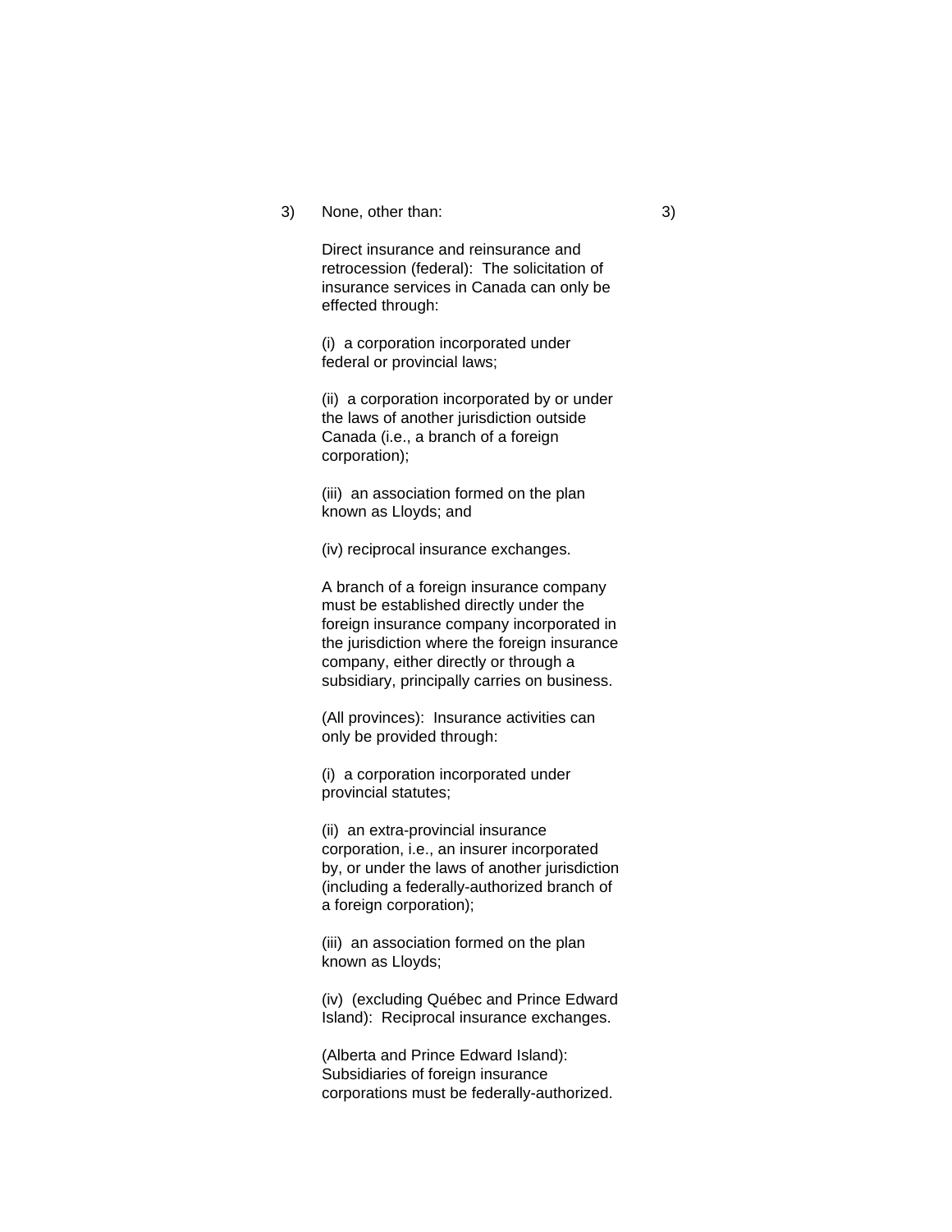3) None, other than: 3)

Direct insurance and reinsurance and retrocession (federal): The solicitation of insurance services in Canada can only be effected through:

(i) a corporation incorporated under federal or provincial laws;

(ii) a corporation incorporated by or under the laws of another jurisdiction outside Canada (i.e., a branch of a foreign corporation);

(iii) an association formed on the plan known as Lloyds; and

(iv) reciprocal insurance exchanges.

A branch of a foreign insurance company must be established directly under the foreign insurance company incorporated in the jurisdiction where the foreign insurance company, either directly or through a subsidiary, principally carries on business.

(All provinces): Insurance activities can only be provided through:

(i) a corporation incorporated under provincial statutes;

(ii) an extra-provincial insurance corporation, i.e., an insurer incorporated by, or under the laws of another jurisdiction (including a federally-authorized branch of a foreign corporation);

(iii) an association formed on the plan known as Lloyds;

(iv) (excluding Québec and Prince Edward Island): Reciprocal insurance exchanges.

(Alberta and Prince Edward Island): Subsidiaries of foreign insurance corporations must be federally-authorized.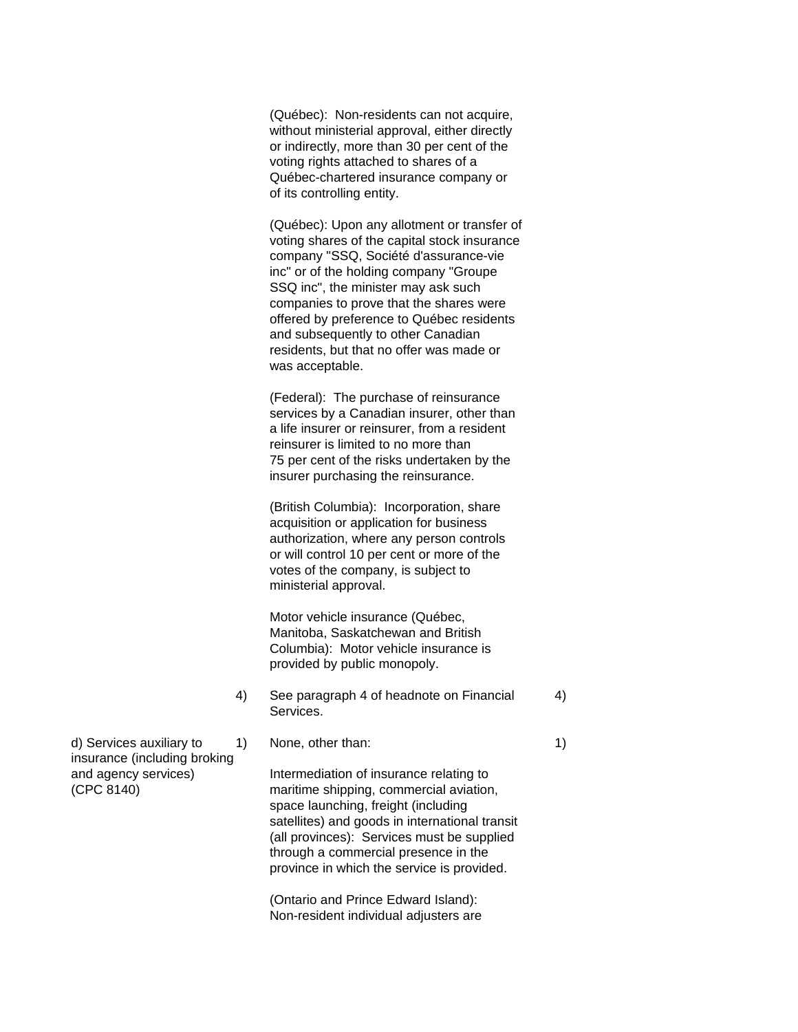| | | | |
|---|---|---|---|
| | | (Québec): Non-residents can not acquire, without ministerial approval, either directly or indirectly, more than 30 per cent of the voting rights attached to shares of a Québec-chartered insurance company or of its controlling entity.<br><br>(Québec): Upon any allotment or transfer of voting shares of the capital stock insurance company "SSQ, Société d'assurance-vie inc" or of the holding company "Groupe SSQ inc", the minister may ask such companies to prove that the shares were offered by preference to Québec residents and subsequently to other Canadian residents, but that no offer was made or was acceptable.<br><br>(Federal): The purchase of reinsurance services by a Canadian insurer, other than a life insurer or reinsurer, from a resident reinsurer is limited to no more than 75 per cent of the risks undertaken by the insurer purchasing the reinsurance.<br><br>(British Columbia): Incorporation, share acquisition or application for business authorization, where any person controls or will control 10 per cent or more of the votes of the company, is subject to ministerial approval.<br><br>Motor vehicle insurance (Québec, Manitoba, Saskatchewan and British Columbia): Motor vehicle insurance is provided by public monopoly. | |
| | 4) | See paragraph 4 of headnote on Financial Services. | 4) |
| d) Services auxiliary to insurance (including broking and agency services) (CPC 8140) | 1) | None, other than:<br><br>Intermediation of insurance relating to maritime shipping, commercial aviation, space launching, freight (including satellites) and goods in international transit (all provinces): Services must be supplied through a commercial presence in the province in which the service is provided.<br><br>(Ontario and Prince Edward Island): Non-resident individual adjusters are | 1) |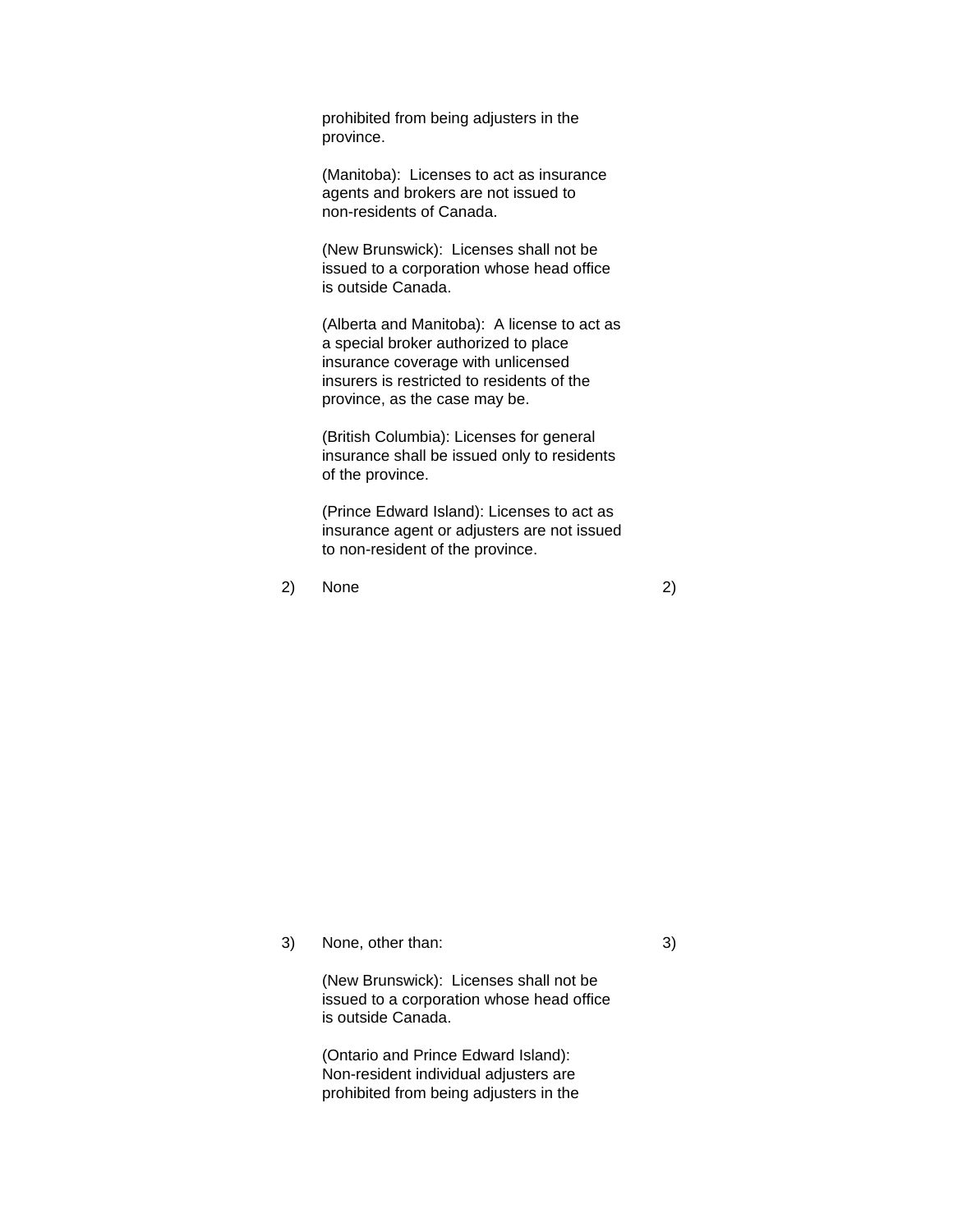prohibited from being adjusters in the province.

(Manitoba): Licenses to act as insurance agents and brokers are not issued to non-residents of Canada.

(New Brunswick): Licenses shall not be issued to a corporation whose head office is outside Canada.

(Alberta and Manitoba): A license to act as a special broker authorized to place insurance coverage with unlicensed insurers is restricted to residents of the province, as the case may be.

(British Columbia): Licenses for general insurance shall be issued only to residents of the province.

(Prince Edward Island): Licenses to act as insurance agent or adjusters are not issued to non-resident of the province.

2) None | 2)

3) None, other than: | 3)

(New Brunswick): Licenses shall not be issued to a corporation whose head office is outside Canada.

(Ontario and Prince Edward Island): Non-resident individual adjusters are prohibited from being adjusters in the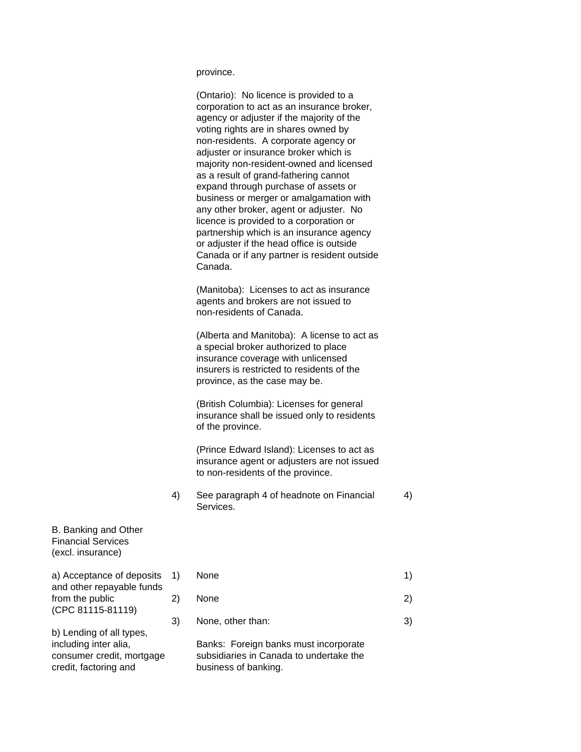| Sector or Sub-sector | | Limitations on Market Access | |
|---|---|---|---|
| | | province. | |
| | | (Ontario): No licence is provided to a corporation to act as an insurance broker, agency or adjuster if the majority of the voting rights are in shares owned by non-residents. A corporate agency or adjuster or insurance broker which is majority non-resident-owned and licensed as a result of grand-fathering cannot expand through purchase of assets or business or merger or amalgamation with any other broker, agent or adjuster. No licence is provided to a corporation or partnership which is an insurance agency or adjuster if the head office is outside Canada or if any partner is resident outside Canada. | |
| | | (Manitoba): Licenses to act as insurance agents and brokers are not issued to non-residents of Canada. | |
| | | (Alberta and Manitoba): A license to act as a special broker authorized to place insurance coverage with unlicensed insurers is restricted to residents of the province, as the case may be. | |
| | | (British Columbia): Licenses for general insurance shall be issued only to residents of the province. | |
| | | (Prince Edward Island): Licenses to act as insurance agent or adjusters are not issued to non-residents of the province. | |
| | 4) | See paragraph 4 of headnote on Financial Services. | 4) |
| B. Banking and Other Financial Services (excl. insurance) | | | |
| a) Acceptance of deposits and other repayable funds from the public (CPC 81115-81119) | 1) | None | 1) |
| | 2) | None | 2) |
| b) Lending of all types, including inter alia, consumer credit, mortgage credit, factoring and | 3) | None, other than:<br><br>Banks: Foreign banks must incorporate subsidiaries in Canada to undertake the business of banking. | 3) |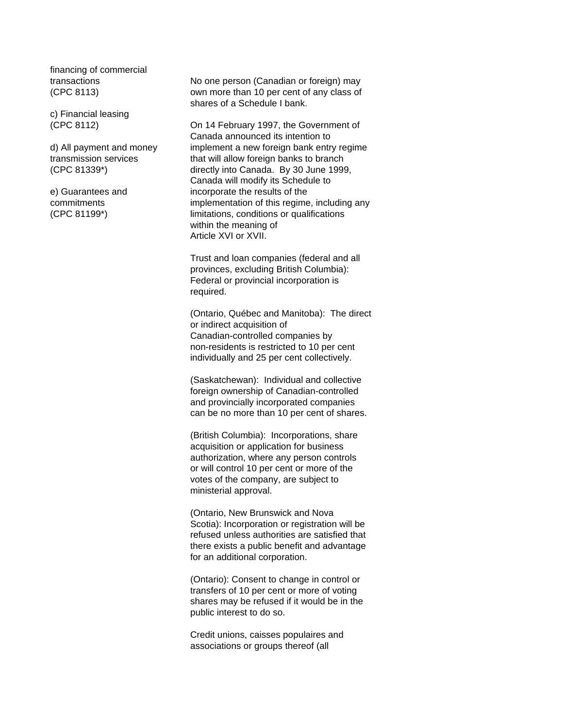| | |
|---|---|
| financing of commercial transactions (CPC 8113) | No one person (Canadian or foreign) may own more than 10 per cent of any class of shares of a Schedule I bank. |
| c) Financial leasing (CPC 8112) | On 14 February 1997, the Government of Canada announced its intention to implement a new foreign bank entry regime that will allow foreign banks to branch directly into Canada. By 30 June 1999, Canada will modify its Schedule to incorporate the results of the implementation of this regime, including any limitations, conditions or qualifications within the meaning of Article XVI or XVII. |
| d) All payment and money transmission services (CPC 81339*) | |
| e) Guarantees and commitments (CPC 81199*) | |
| | Trust and loan companies (federal and all provinces, excluding British Columbia): Federal or provincial incorporation is required. |
| | (Ontario, Québec and Manitoba): The direct or indirect acquisition of Canadian-controlled companies by non-residents is restricted to 10 per cent individually and 25 per cent collectively. |
| | (Saskatchewan): Individual and collective foreign ownership of Canadian-controlled and provincially incorporated companies can be no more than 10 per cent of shares. |
| | (British Columbia): Incorporations, share acquisition or application for business authorization, where any person controls or will control 10 per cent or more of the votes of the company, are subject to ministerial approval. |
| | (Ontario, New Brunswick and Nova Scotia): Incorporation or registration will be refused unless authorities are satisfied that there exists a public benefit and advantage for an additional corporation. |
| | (Ontario): Consent to change in control or transfers of 10 per cent or more of voting shares may be refused if it would be in the public interest to do so. |
| | Credit unions, caisses populaires and associations or groups thereof (all |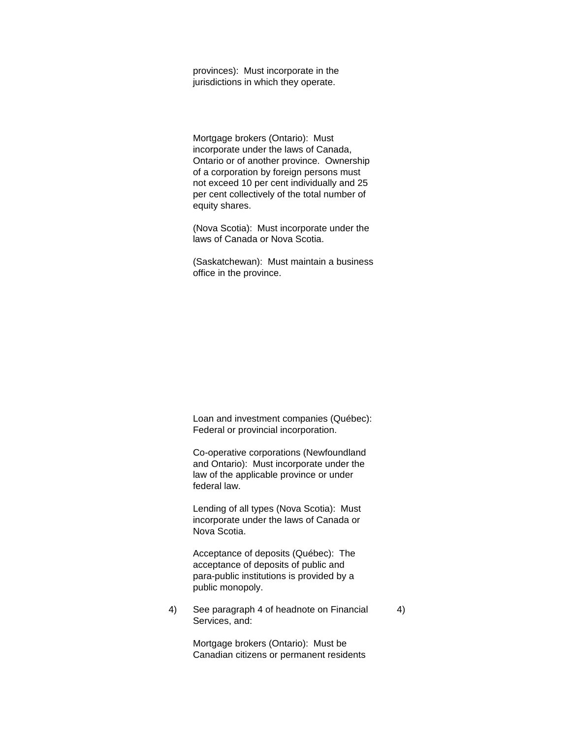provinces): Must incorporate in the jurisdictions in which they operate.

Mortgage brokers (Ontario): Must incorporate under the laws of Canada, Ontario or of another province. Ownership of a corporation by foreign persons must not exceed 10 per cent individually and 25 per cent collectively of the total number of equity shares.

(Nova Scotia): Must incorporate under the laws of Canada or Nova Scotia.

(Saskatchewan): Must maintain a business office in the province.

Loan and investment companies (Québec): Federal or provincial incorporation.

Co-operative corporations (Newfoundland and Ontario): Must incorporate under the law of the applicable province or under federal law.

Lending of all types (Nova Scotia): Must incorporate under the laws of Canada or Nova Scotia.

Acceptance of deposits (Québec): The acceptance of deposits of public and para-public institutions is provided by a public monopoly.

4) See paragraph 4 of headnote on Financial Services, and:

Mortgage brokers (Ontario): Must be Canadian citizens or permanent residents

4)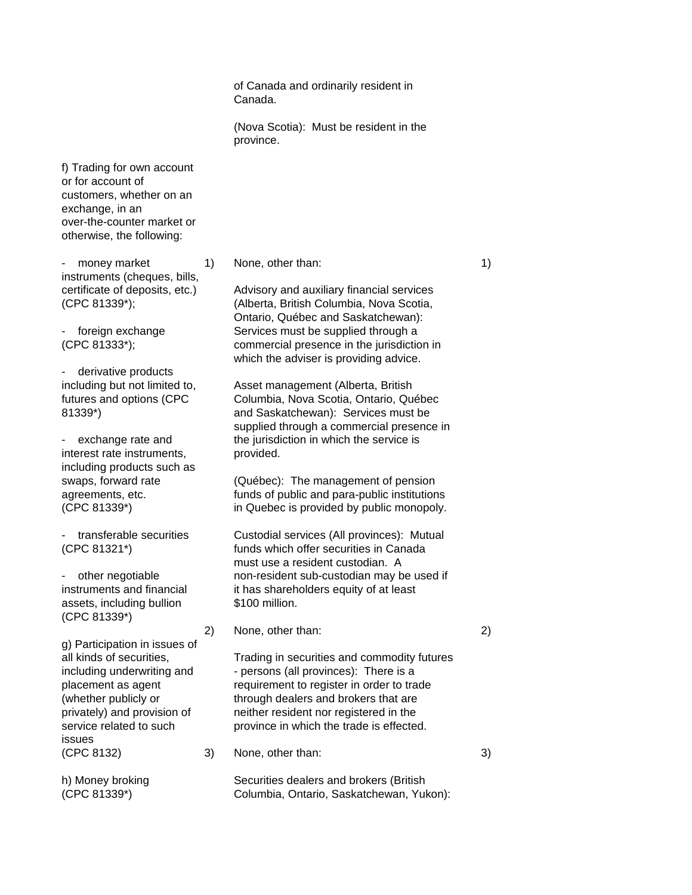| | | | |
|---|---|---|---|
| | | of Canada and ordinarily resident in Canada.<br><br>(Nova Scotia): Must be resident in the province. | |
| f) Trading for own account or for account of customers, whether on an exchange, in an over-the-counter market or otherwise, the following:<br><br>- money market instruments (cheques, bills, certificate of deposits, etc.) (CPC 81339*);<br><br>- foreign exchange (CPC 81333*);<br><br>- derivative products including but not limited to, futures and options (CPC 81339*)<br><br>- exchange rate and interest rate instruments, including products such as swaps, forward rate agreements, etc. (CPC 81339*)<br><br>- transferable securities (CPC 81321*)<br><br>- other negotiable instruments and financial assets, including bullion (CPC 81339*) | 1) | None, other than:<br><br>Advisory and auxiliary financial services (Alberta, British Columbia, Nova Scotia, Ontario, Québec and Saskatchewan): Services must be supplied through a commercial presence in the jurisdiction in which the adviser is providing advice.<br><br>Asset management (Alberta, British Columbia, Nova Scotia, Ontario, Québec and Saskatchewan): Services must be supplied through a commercial presence in the jurisdiction in which the service is provided.<br><br>(Québec): The management of pension funds of public and para-public institutions in Quebec is provided by public monopoly.<br><br>Custodial services (All provinces): Mutual funds which offer securities in Canada must use a resident custodian. A non-resident sub-custodian may be used if it has shareholders equity of at least $100 million. | 1) |
| g) Participation in issues of all kinds of securities, including underwriting and placement as agent (whether publicly or privately) and provision of service related to such issues | 2) | None, other than:<br><br>Trading in securities and commodity futures - persons (all provinces): There is a requirement to register in order to trade through dealers and brokers that are neither resident nor registered in the province in which the trade is effected. | 2) |
| (CPC 8132)<br><br>h) Money broking (CPC 81339*) | 3) | None, other than:<br><br>Securities dealers and brokers (British Columbia, Ontario, Saskatchewan, Yukon): | 3) |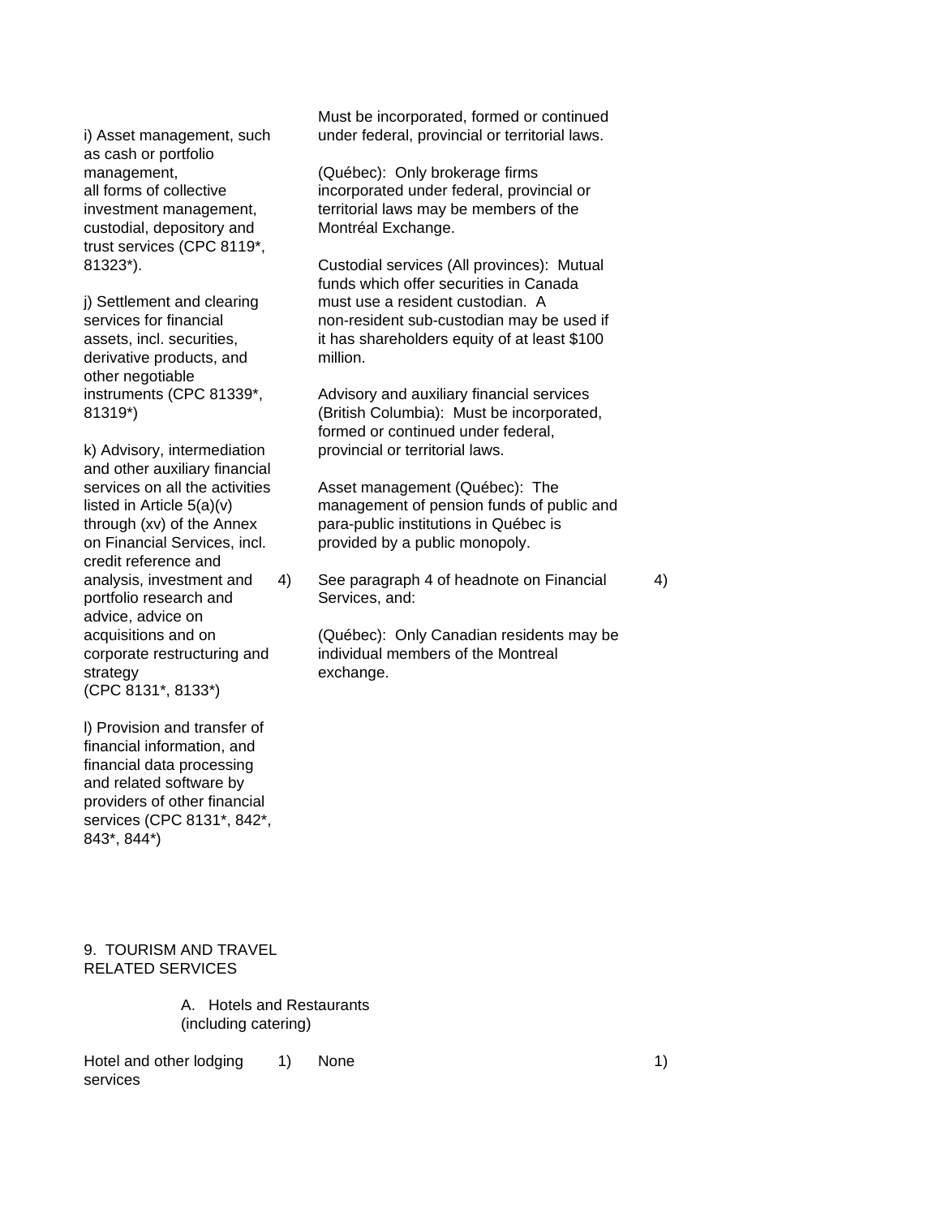| Sector or sub-sector | Mode | Limitations on market access | Mode | |
|---|---|---|---|---|
| i) Asset management, such as cash or portfolio management, all forms of collective investment management, custodial, depository and trust services (CPC 8119*, 81323*).<br><br>j) Settlement and clearing services for financial assets, incl. securities, derivative products, and other negotiable instruments (CPC 81339*, 81319*)<br><br>k) Advisory, intermediation and other auxiliary financial services on all the activities listed in Article 5(a)(v) through (xv) of the Annex on Financial Services, incl. credit reference and analysis, investment and portfolio research and advice, advice on acquisitions and on corporate restructuring and strategy (CPC 8131*, 8133*)<br><br>l) Provision and transfer of financial information, and financial data processing and related software by providers of other financial services (CPC 8131*, 842*, 843*, 844*) | | Must be incorporated, formed or continued under federal, provincial or territorial laws.<br><br>(Québec): Only brokerage firms incorporated under federal, provincial or territorial laws may be members of the Montréal Exchange.<br><br>Custodial services (All provinces): Mutual funds which offer securities in Canada must use a resident custodian. A non-resident sub-custodian may be used if it has shareholders equity of at least $100 million.<br><br>Advisory and auxiliary financial services (British Columbia): Must be incorporated, formed or continued under federal, provincial or territorial laws.<br><br>Asset management (Québec): The management of pension funds of public and para-public institutions in Québec is provided by a public monopoly. | | |
| | 4) | See paragraph 4 of headnote on Financial Services, and:<br><br>(Québec): Only Canadian residents may be individual members of the Montreal exchange. | 4) | |

9. TOURISM AND TRAVEL RELATED SERVICES

A. Hotels and Restaurants (including catering)

| | | | | |
|---|---|---|---|---|
| Hotel and other lodging services | 1) | None | 1) | |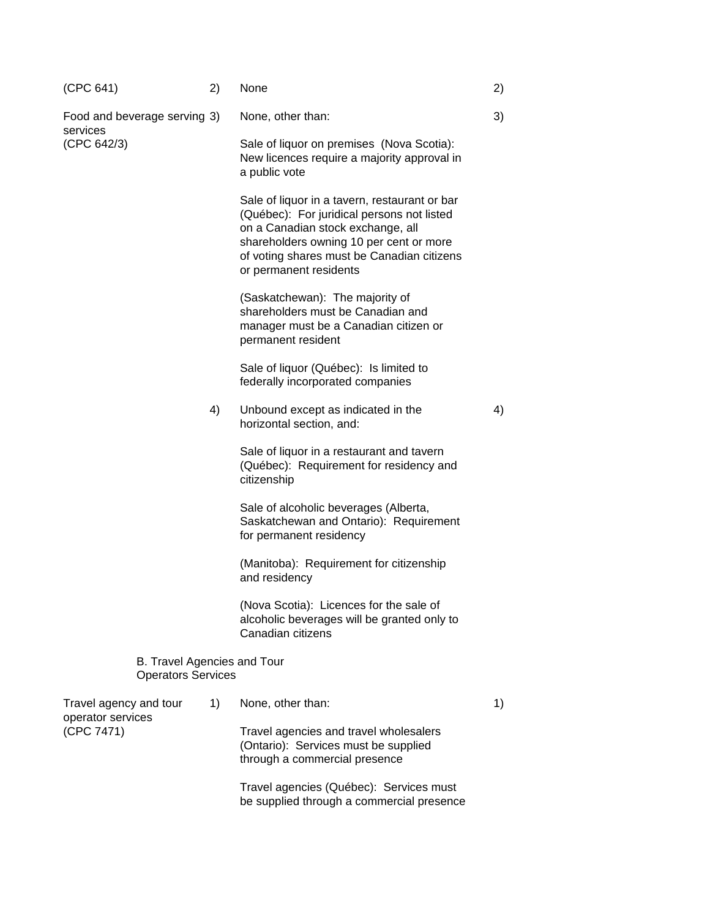| Sector or sub-sector | | Limitations on market access | | Limitations on national treatment | Additional commitments |
|---|---|---|---|---|---|
| (CPC 641) | 2) | None | 2) | | |
| Food and beverage serving services (CPC 642/3) | 3) | None, other than:<br><br>Sale of liquor on premises (Nova Scotia): New licences require a majority approval in a public vote<br><br>Sale of liquor in a tavern, restaurant or bar (Québec): For juridical persons not listed on a Canadian stock exchange, all shareholders owning 10 per cent or more of voting shares must be Canadian citizens or permanent residents<br><br>(Saskatchewan): The majority of shareholders must be Canadian and manager must be a Canadian citizen or permanent resident<br><br>Sale of liquor (Québec): Is limited to federally incorporated companies | 3) | | |
| | 4) | Unbound except as indicated in the horizontal section, and:<br><br>Sale of liquor in a restaurant and tavern (Québec): Requirement for residency and citizenship<br><br>Sale of alcoholic beverages (Alberta, Saskatchewan and Ontario): Requirement for permanent residency<br><br>(Manitoba): Requirement for citizenship and residency<br><br>(Nova Scotia): Licences for the sale of alcoholic beverages will be granted only to Canadian citizens | 4) | | |
| B. Travel Agencies and Tour Operators Services | | | | | |
| Travel agency and tour operator services (CPC 7471) | 1) | None, other than:<br><br>Travel agencies and travel wholesalers (Ontario): Services must be supplied through a commercial presence<br><br>Travel agencies (Québec): Services must be supplied through a commercial presence | 1) | | |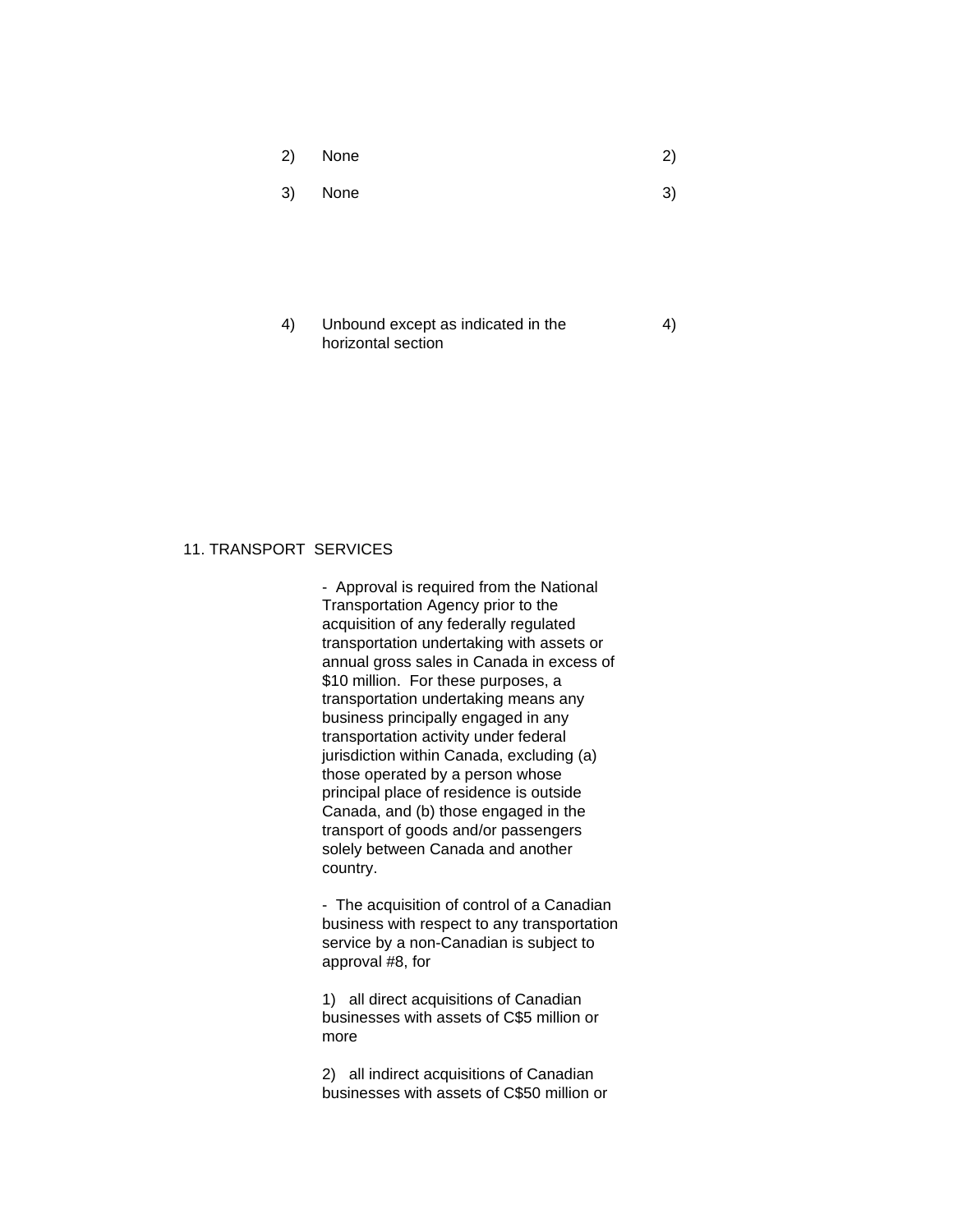| | | |
|---|---|---|
| | 2) None | 2) |
| | 3) None | 3) |
| | 4) Unbound except as indicated in the horizontal section | 4) |

11. TRANSPORT SERVICES

- Approval is required from the National Transportation Agency prior to the acquisition of any federally regulated transportation undertaking with assets or annual gross sales in Canada in excess of $10 million. For these purposes, a transportation undertaking means any business principally engaged in any transportation activity under federal jurisdiction within Canada, excluding (a) those operated by a person whose principal place of residence is outside Canada, and (b) those engaged in the transport of goods and/or passengers solely between Canada and another country.

- The acquisition of control of a Canadian business with respect to any transportation service by a non-Canadian is subject to approval #8, for

1) all direct acquisitions of Canadian businesses with assets of C$5 million or more

2) all indirect acquisitions of Canadian businesses with assets of C$50 million or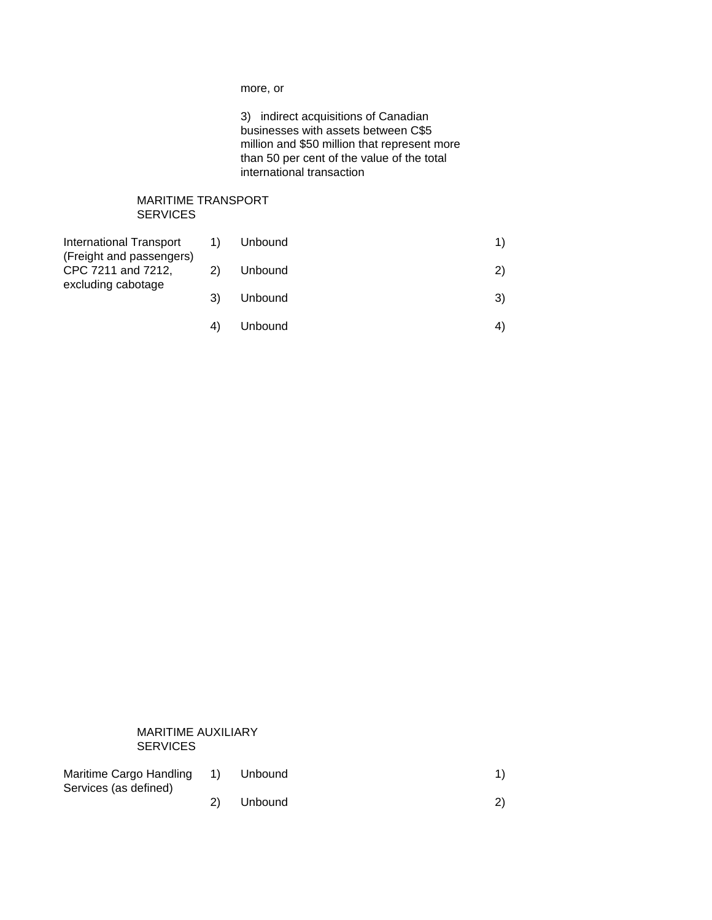| | | | | |
|---|---|---|---|---|
| | | more, or | | |
| | | 3) indirect acquisitions of Canadian businesses with assets between C$5 million and $50 million that represent more than 50 per cent of the value of the total international transaction | | |
| MARITIME TRANSPORT SERVICES | | | | |
| International Transport (Freight and passengers) CPC 7211 and 7212, excluding cabotage | 1) | Unbound | 1) | |
| | 2) | Unbound | 2) | |
| | 3) | Unbound | 3) | |
| | 4) | Unbound | 4) | |
| MARITIME AUXILIARY SERVICES | | | | |
| Maritime Cargo Handling Services (as defined) | 1) | Unbound | 1) | |
| | 2) | Unbound | 2) | |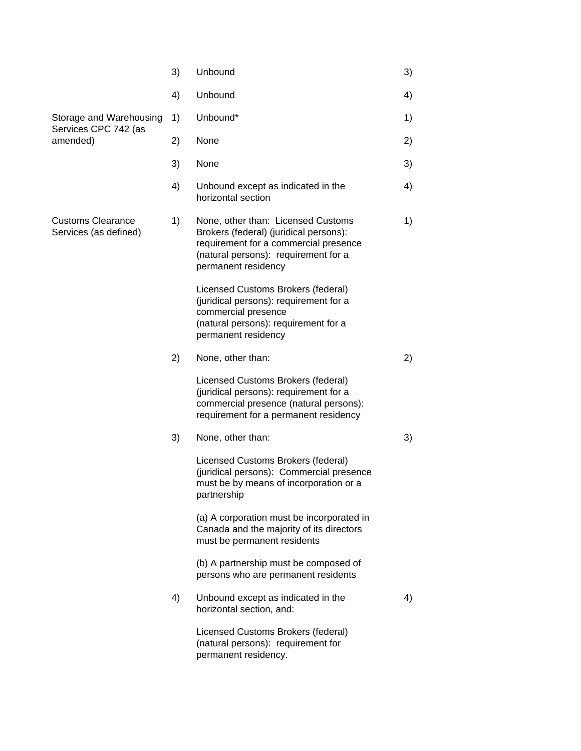| Sector or sub-sector | | Limitations on market access | | Limitations on national treatment |
|---|---|---|---|---|
| | 3) | Unbound | 3) | |
| | 4) | Unbound | 4) | |
| Storage and Warehousing Services CPC 742 (as amended) | 1) | Unbound* | 1) | |
| | 2) | None | 2) | |
| | 3) | None | 3) | |
| | 4) | Unbound except as indicated in the horizontal section | 4) | |
| Customs Clearance Services (as defined) | 1) | None, other than: Licensed Customs Brokers (federal) (juridical persons): requirement for a commercial presence (natural persons): requirement for a permanent residency<br><br>Licensed Customs Brokers (federal) (juridical persons): requirement for a commercial presence<br>(natural persons): requirement for a permanent residency | 1) | |
| | 2) | None, other than:<br><br>Licensed Customs Brokers (federal) (juridical persons): requirement for a commercial presence (natural persons): requirement for a permanent residency | 2) | |
| | 3) | None, other than:<br><br>Licensed Customs Brokers (federal) (juridical persons): Commercial presence must be by means of incorporation or a partnership<br><br>(a) A corporation must be incorporated in Canada and the majority of its directors must be permanent residents<br><br>(b) A partnership must be composed of persons who are permanent residents | 3) | |
| | 4) | Unbound except as indicated in the horizontal section, and:<br><br>Licensed Customs Brokers (federal) (natural persons): requirement for permanent residency. | 4) | |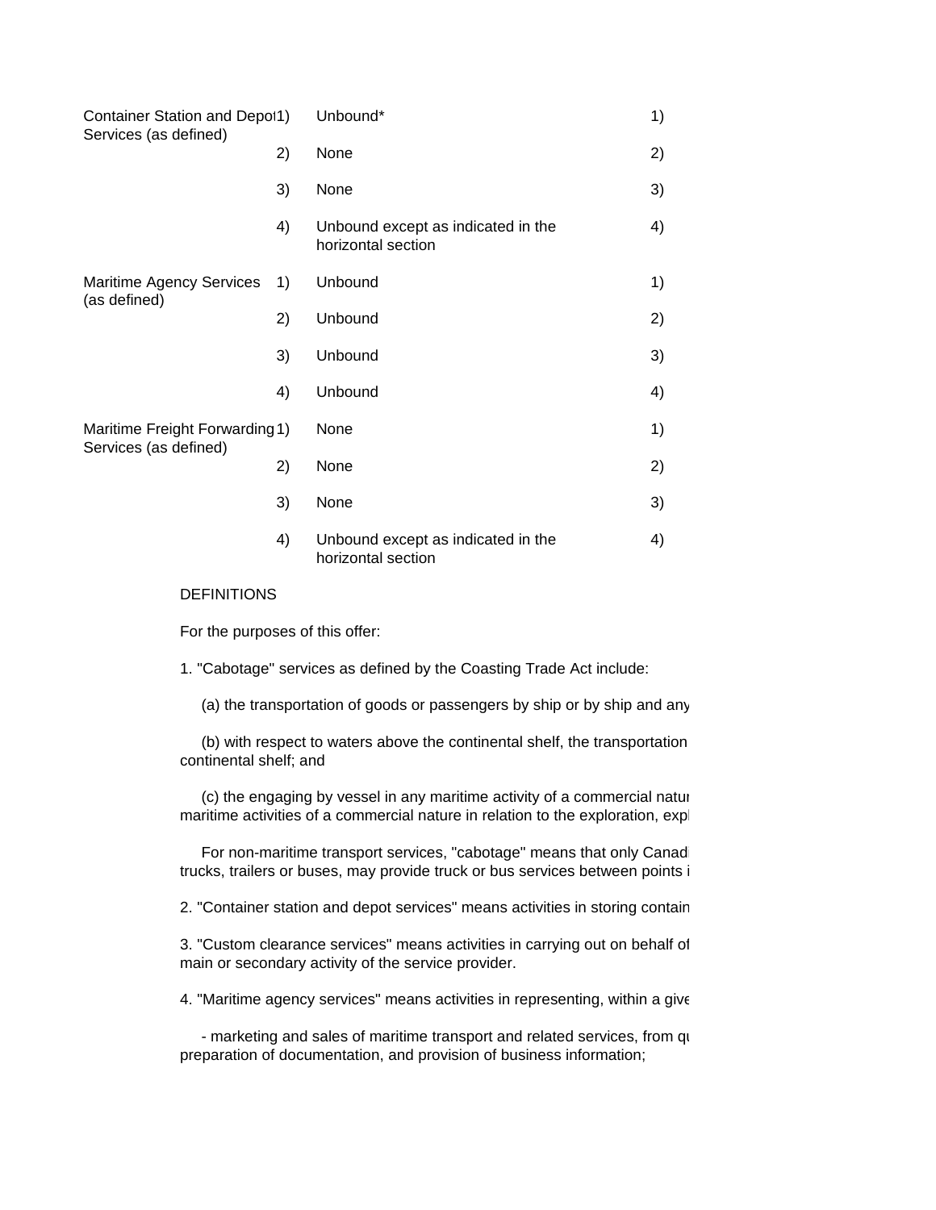| | | | |
|---|---|---|---|
| Container Station and Depot Services (as defined) | 1) | Unbound* | 1) |
| | 2) | None | 2) |
| | 3) | None | 3) |
| | 4) | Unbound except as indicated in the horizontal section | 4) |
| Maritime Agency Services (as defined) | 1) | Unbound | 1) |
| | 2) | Unbound | 2) |
| | 3) | Unbound | 3) |
| | 4) | Unbound | 4) |
| Maritime Freight Forwarding Services (as defined) | 1) | None | 1) |
| | 2) | None | 2) |
| | 3) | None | 3) |
| | 4) | Unbound except as indicated in the horizontal section | 4) |

DEFINITIONS

For the purposes of this offer:

1. "Cabotage" services as defined by the Coasting Trade Act include:

(a) the transportation of goods or passengers by ship or by ship and any

(b) with respect to waters above the continental shelf, the transportation continental shelf; and

(c) the engaging by vessel in any maritime activity of a commercial natur maritime activities of a commercial nature in relation to the exploration, expl

For non-maritime transport services, "cabotage" means that only Canad trucks, trailers or buses, may provide truck or bus services between points i

2. "Container station and depot services" means activities in storing contain

3. "Custom clearance services" means activities in carrying out on behalf of main or secondary activity of the service provider.

4. "Maritime agency services" means activities in representing, within a give

- marketing and sales of maritime transport and related services, from qu preparation of documentation, and provision of business information;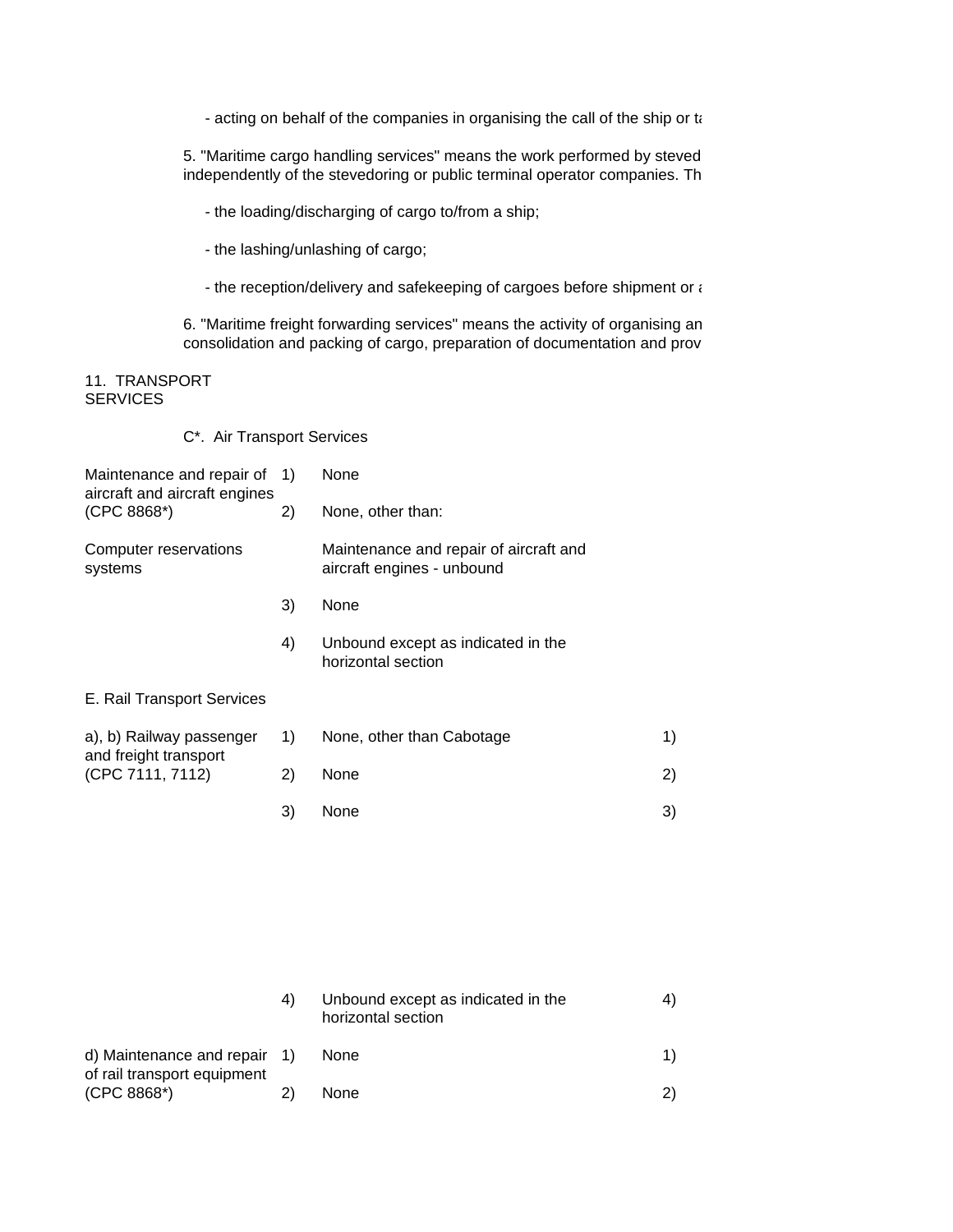- acting on behalf of the companies in organising the call of the ship or ta

5. "Maritime cargo handling services" means the work performed by steved independently of the stevedoring or public terminal operator companies. Th

- the loading/discharging of cargo to/from a ship;

- the lashing/unlashing of cargo;

- the reception/delivery and safekeeping of cargoes before shipment or a

6. "Maritime freight forwarding services" means the activity of organising an consolidation and packing of cargo, preparation of documentation and prov

11. TRANSPORT SERVICES

C*. Air Transport Services

| | | | | |
|---|---|---|---|---|
| Maintenance and repair of aircraft and aircraft engines (CPC 8868*) | 1) | None | | |
| | 2) | None, other than: | | |
| Computer reservations systems | | Maintenance and repair of aircraft and aircraft engines - unbound | | |
| | 3) | None | | |
| | 4) | Unbound except as indicated in the horizontal section | | |

E. Rail Transport Services

| | | | | |
|---|---|---|---|---|
| a), b) Railway passenger and freight transport (CPC 7111, 7112) | 1) | None, other than Cabotage | 1) | |
| | 2) | None | 2) | |
| | 3) | None | 3) | |
| | 4) | Unbound except as indicated in the horizontal section | 4) | |
| d) Maintenance and repair of rail transport equipment (CPC 8868*) | 1) | None | 1) | |
| | 2) | None | 2) | |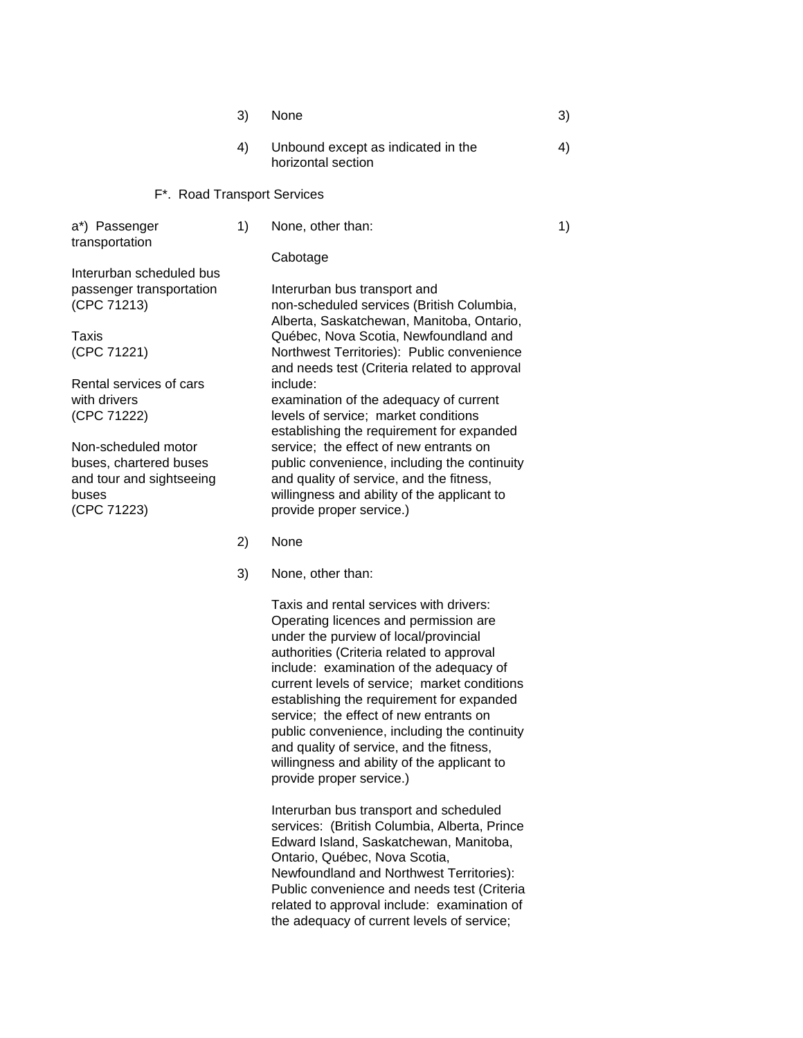| | | | |
|---|---|---|---|
| | 3) | None | 3) |
| | 4) | Unbound except as indicated in the horizontal section | 4) |

F*. Road Transport Services

| | | | |
|---|---|---|---|
| a*) Passenger transportation<br><br>Interurban scheduled bus passenger transportation (CPC 71213)<br><br>Taxis (CPC 71221)<br><br>Rental services of cars with drivers (CPC 71222)<br><br>Non-scheduled motor buses, chartered buses and tour and sightseeing buses (CPC 71223) | 1) | None, other than:<br><br>Cabotage<br><br>Interurban bus transport and non-scheduled services (British Columbia, Alberta, Saskatchewan, Manitoba, Ontario, Québec, Nova Scotia, Newfoundland and Northwest Territories): Public convenience and needs test (Criteria related to approval include:<br>examination of the adequacy of current levels of service; market conditions establishing the requirement for expanded service; the effect of new entrants on public convenience, including the continuity and quality of service, and the fitness, willingness and ability of the applicant to provide proper service.) | 1) |
| | 2) | None | |
| | 3) | None, other than:<br><br>Taxis and rental services with drivers: Operating licences and permission are under the purview of local/provincial authorities (Criteria related to approval include: examination of the adequacy of current levels of service; market conditions establishing the requirement for expanded service; the effect of new entrants on public convenience, including the continuity and quality of service, and the fitness, willingness and ability of the applicant to provide proper service.)<br><br>Interurban bus transport and scheduled services: (British Columbia, Alberta, Prince Edward Island, Saskatchewan, Manitoba, Ontario, Québec, Nova Scotia, Newfoundland and Northwest Territories): Public convenience and needs test (Criteria related to approval include: examination of the adequacy of current levels of service; | |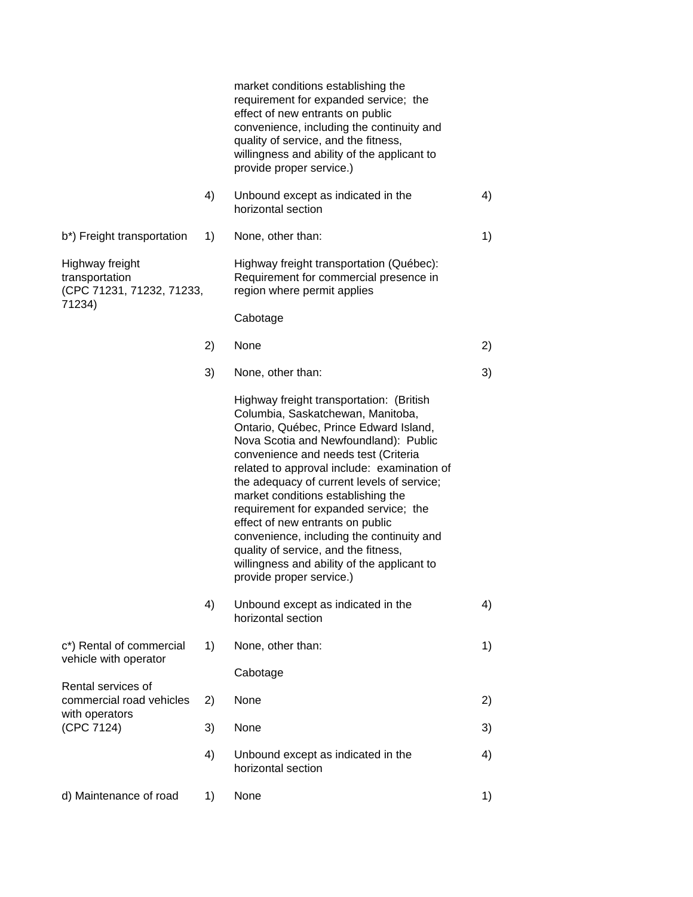| | | | |
|---|---|---|---|
| | | market conditions establishing the requirement for expanded service; the effect of new entrants on public convenience, including the continuity and quality of service, and the fitness, willingness and ability of the applicant to provide proper service.) | |
| | 4) | Unbound except as indicated in the horizontal section | 4) |
| b*) Freight transportation<br><br>Highway freight transportation<br>(CPC 71231, 71232, 71233, 71234) | 1) | None, other than:<br><br>Highway freight transportation (Québec): Requirement for commercial presence in region where permit applies<br><br>Cabotage | 1) |
| | 2) | None | 2) |
| | 3) | None, other than:<br><br>Highway freight transportation: (British Columbia, Saskatchewan, Manitoba, Ontario, Québec, Prince Edward Island, Nova Scotia and Newfoundland): Public convenience and needs test (Criteria related to approval include: examination of the adequacy of current levels of service; market conditions establishing the requirement for expanded service; the effect of new entrants on public convenience, including the continuity and quality of service, and the fitness, willingness and ability of the applicant to provide proper service.) | 3) |
| | 4) | Unbound except as indicated in the horizontal section | 4) |
| c*) Rental of commercial vehicle with operator<br><br>Rental services of commercial road vehicles with operators<br>(CPC 7124) | 1) | None, other than:<br><br>Cabotage | 1) |
| | 2) | None | 2) |
| | 3) | None | 3) |
| | 4) | Unbound except as indicated in the horizontal section | 4) |
| d) Maintenance of road | 1) | None | 1) |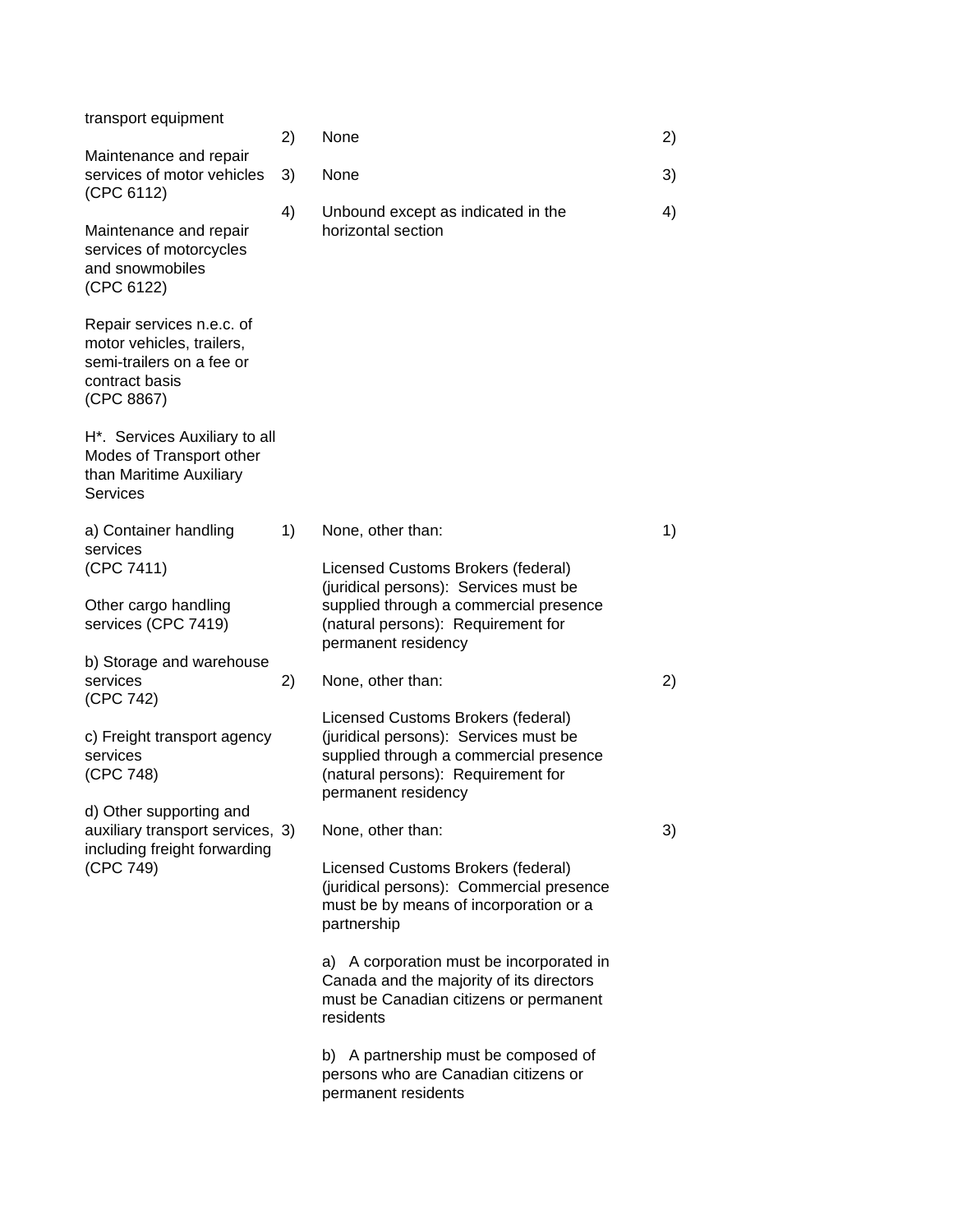| Sector or Sub-Sector | | Limitations on Market Access | | Limitations on National Treatment |
|---|---|---|---|---|
| transport equipment | | | | |
| Maintenance and repair services of motor vehicles (CPC 6112) | 2) | None | 2) | |
| Maintenance and repair services of motorcycles and snowmobiles (CPC 6122) | 3) | None | 3) | |
| Repair services n.e.c. of motor vehicles, trailers, semi-trailers on a fee or contract basis (CPC 8867) | 4) | Unbound except as indicated in the horizontal section | 4) | |
| H*. Services Auxiliary to all Modes of Transport other than Maritime Auxiliary Services | | | | |
| a) Container handling services (CPC 7411)<br><br>Other cargo handling services (CPC 7419)<br><br>b) Storage and warehouse services (CPC 742)<br><br>c) Freight transport agency services (CPC 748)<br><br>d) Other supporting and auxiliary transport services, including freight forwarding (CPC 749) | 1) | None, other than:<br><br>Licensed Customs Brokers (federal) (juridical persons): Services must be supplied through a commercial presence (natural persons): Requirement for permanent residency | 1) | |
| | 2) | None, other than:<br><br>Licensed Customs Brokers (federal) (juridical persons): Services must be supplied through a commercial presence (natural persons): Requirement for permanent residency | 2) | |
| | 3) | None, other than:<br><br>Licensed Customs Brokers (federal) (juridical persons): Commercial presence must be by means of incorporation or a partnership<br><br>a) A corporation must be incorporated in Canada and the majority of its directors must be Canadian citizens or permanent residents<br><br>b) A partnership must be composed of persons who are Canadian citizens or permanent residents | 3) | |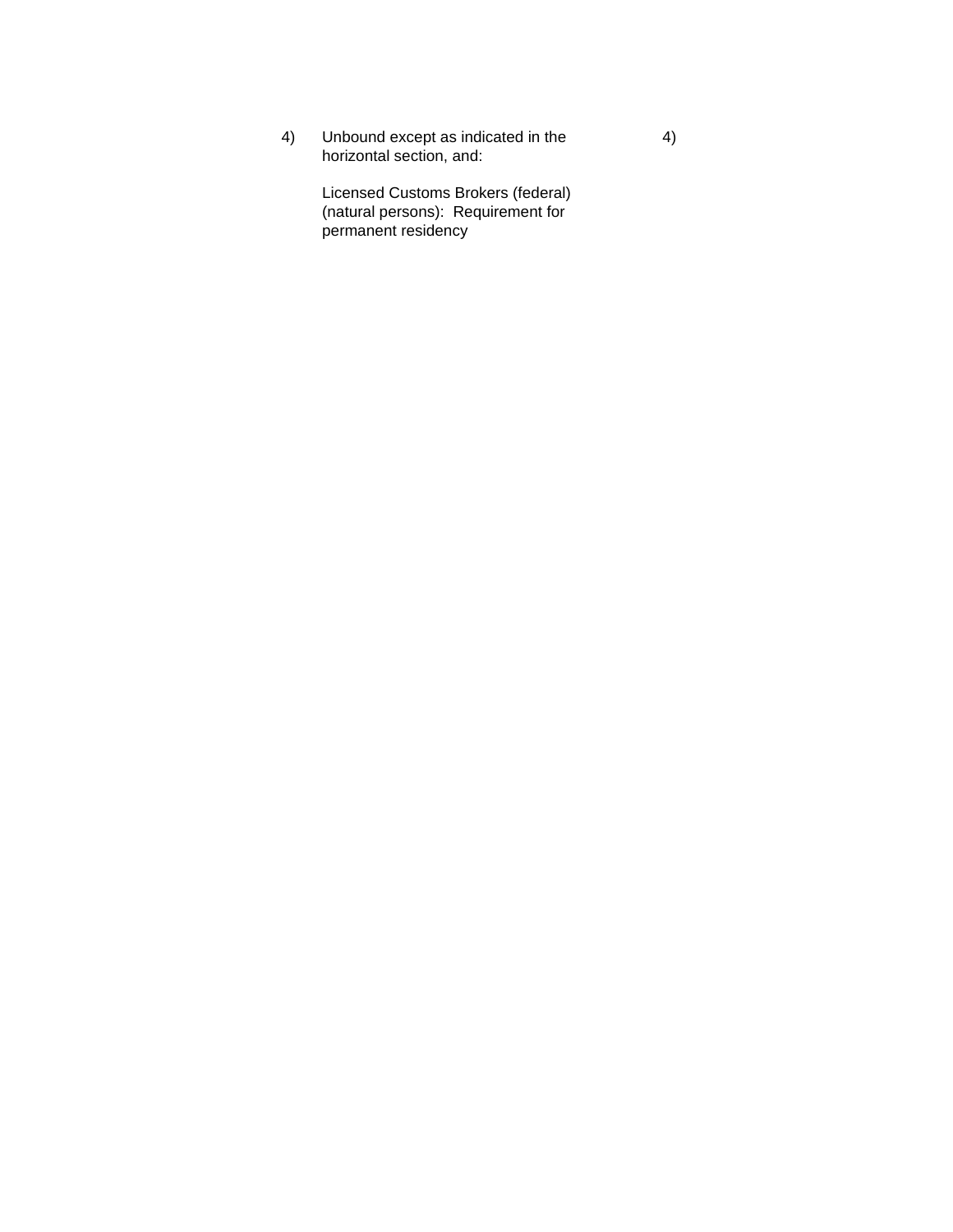| | | |
|---|---|---|
| | 4) Unbound except as indicated in the horizontal section, and:<br><br>Licensed Customs Brokers (federal) (natural persons): Requirement for permanent residency | 4) |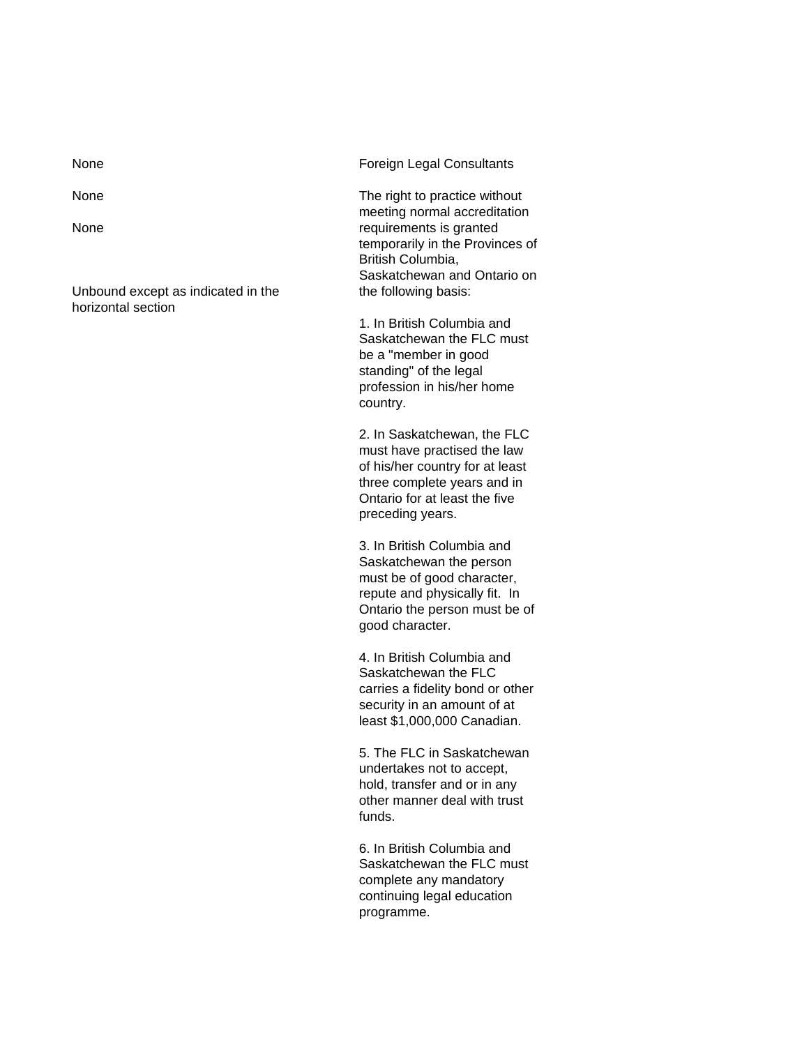| | |
|---|---|
| None | Foreign Legal Consultants |
| None | The right to practice without meeting normal accreditation requirements is granted temporarily in the Provinces of British Columbia, Saskatchewan and Ontario on the following basis: |
| None | |
| Unbound except as indicated in the horizontal section | 1. In British Columbia and Saskatchewan the FLC must be a "member in good standing" of the legal profession in his/her home country. |
| | 2. In Saskatchewan, the FLC must have practised the law of his/her country for at least three complete years and in Ontario for at least the five preceding years. |
| | 3. In British Columbia and Saskatchewan the person must be of good character, repute and physically fit. In Ontario the person must be of good character. |
| | 4. In British Columbia and Saskatchewan the FLC carries a fidelity bond or other security in an amount of at least $1,000,000 Canadian. |
| | 5. The FLC in Saskatchewan undertakes not to accept, hold, transfer and or in any other manner deal with trust funds. |
| | 6. In British Columbia and Saskatchewan the FLC must complete any mandatory continuing legal education programme. |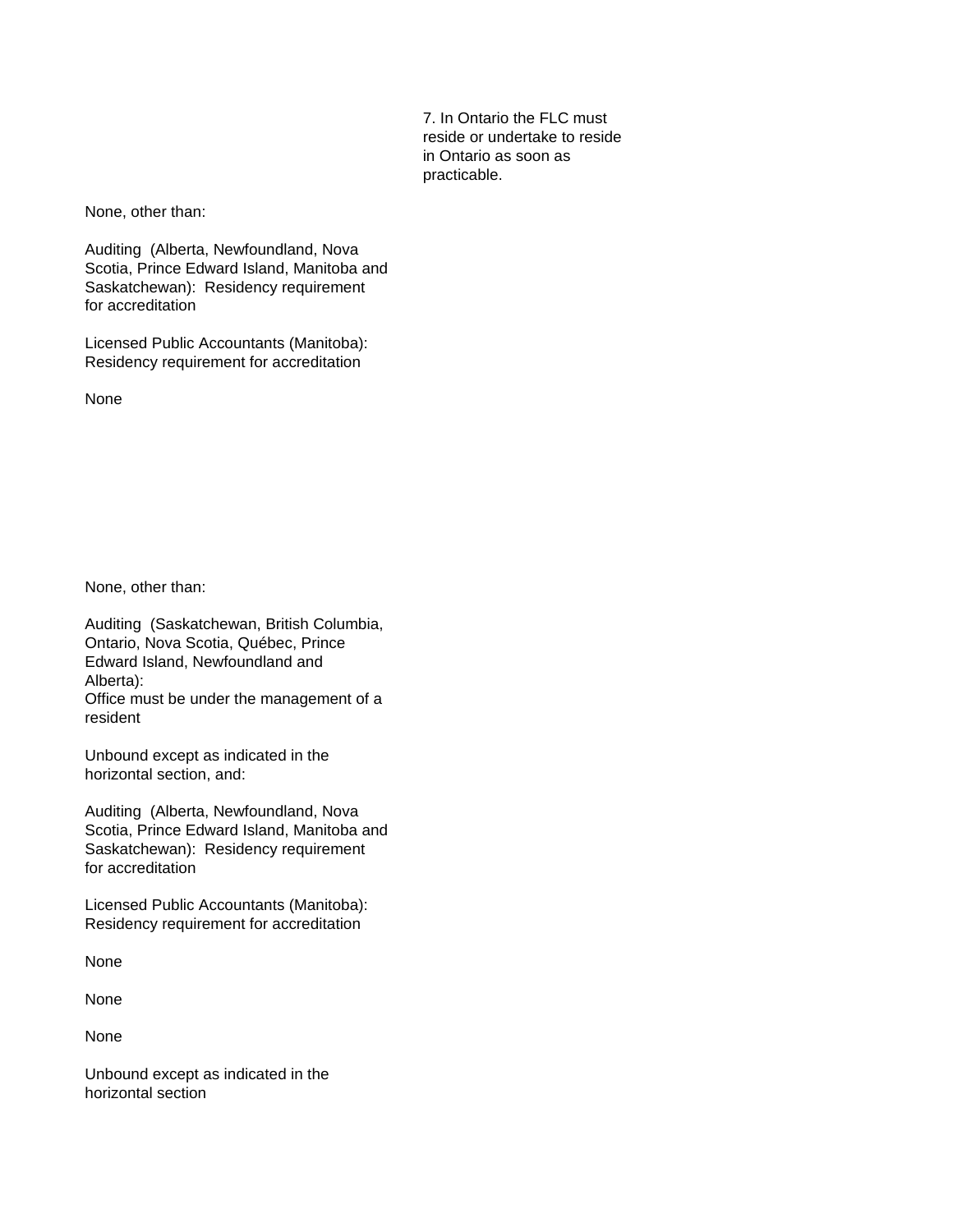7. In Ontario the FLC must reside or undertake to reside in Ontario as soon as practicable.

None, other than:

Auditing (Alberta, Newfoundland, Nova Scotia, Prince Edward Island, Manitoba and Saskatchewan): Residency requirement for accreditation

Licensed Public Accountants (Manitoba): Residency requirement for accreditation

None

None, other than:

Auditing (Saskatchewan, British Columbia, Ontario, Nova Scotia, Québec, Prince Edward Island, Newfoundland and Alberta):
Office must be under the management of a resident

Unbound except as indicated in the horizontal section, and:

Auditing (Alberta, Newfoundland, Nova Scotia, Prince Edward Island, Manitoba and Saskatchewan): Residency requirement for accreditation

Licensed Public Accountants (Manitoba): Residency requirement for accreditation

None

None

None

Unbound except as indicated in the horizontal section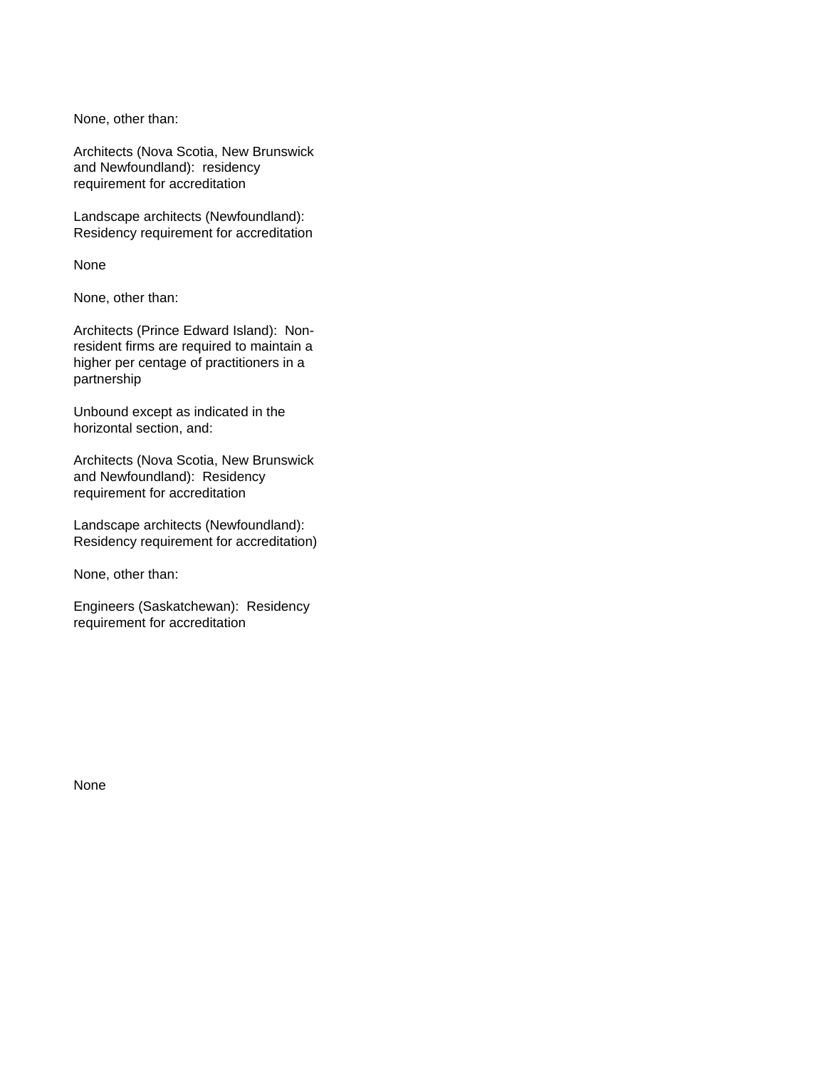None, other than:

Architects (Nova Scotia, New Brunswick and Newfoundland): residency requirement for accreditation

Landscape architects (Newfoundland): Residency requirement for accreditation

None

None, other than:

Architects (Prince Edward Island): Non-resident firms are required to maintain a higher per centage of practitioners in a partnership

Unbound except as indicated in the horizontal section, and:

Architects (Nova Scotia, New Brunswick and Newfoundland): Residency requirement for accreditation

Landscape architects (Newfoundland): Residency requirement for accreditation)

None, other than:

Engineers (Saskatchewan): Residency requirement for accreditation

None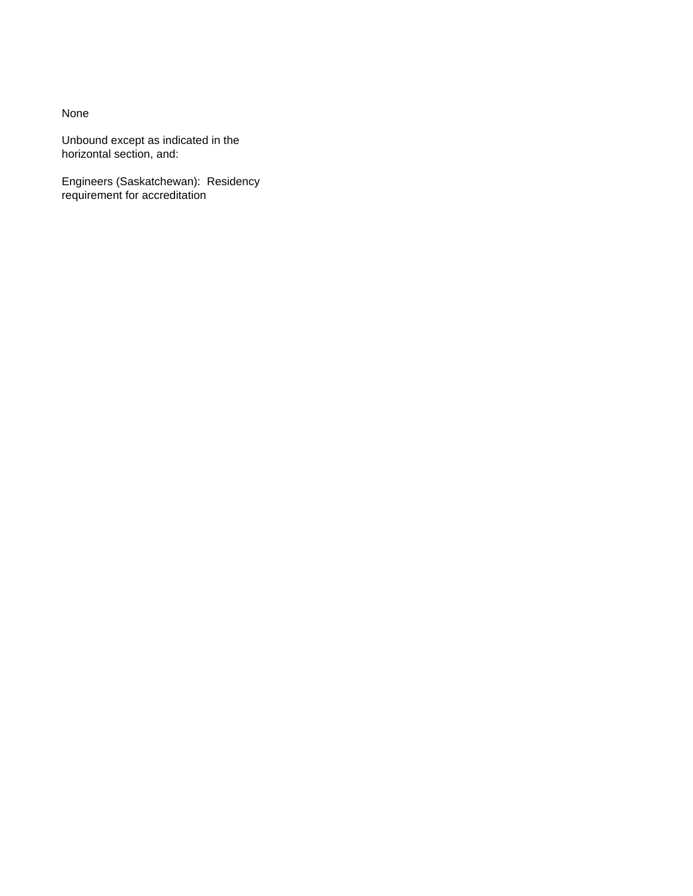None

Unbound except as indicated in the horizontal section, and:

Engineers (Saskatchewan):  Residency requirement for accreditation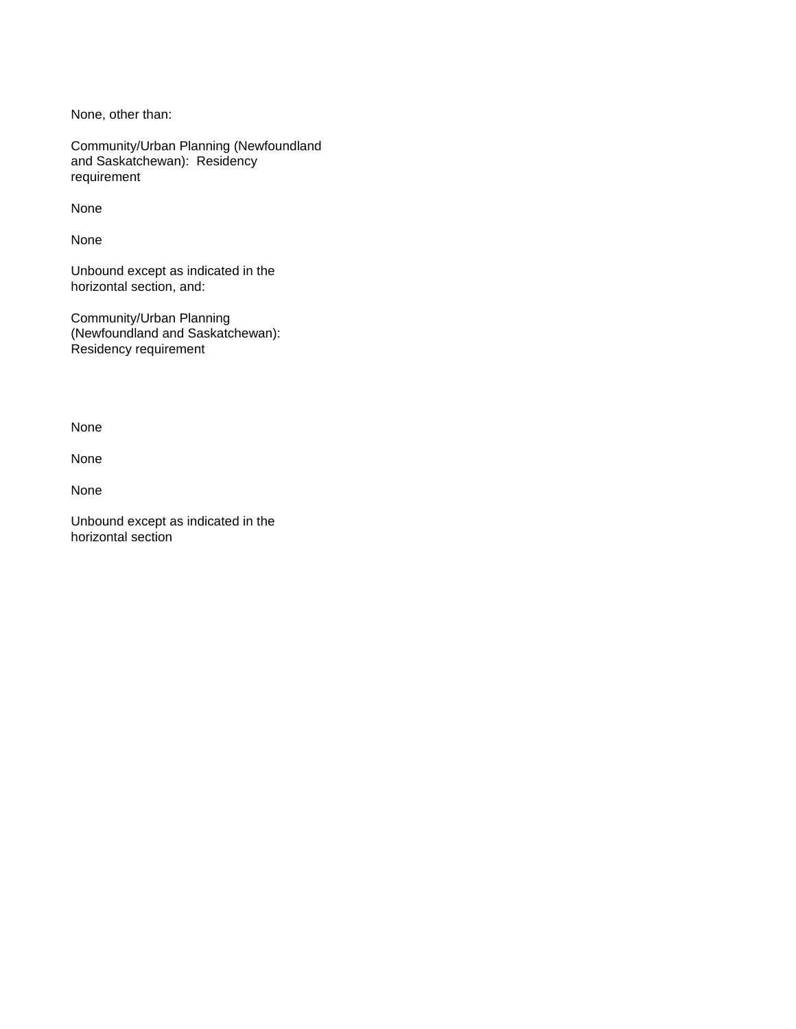None, other than:

Community/Urban Planning (Newfoundland and Saskatchewan): Residency requirement

None

None

Unbound except as indicated in the horizontal section, and:

Community/Urban Planning (Newfoundland and Saskatchewan): Residency requirement

None

None

None

Unbound except as indicated in the horizontal section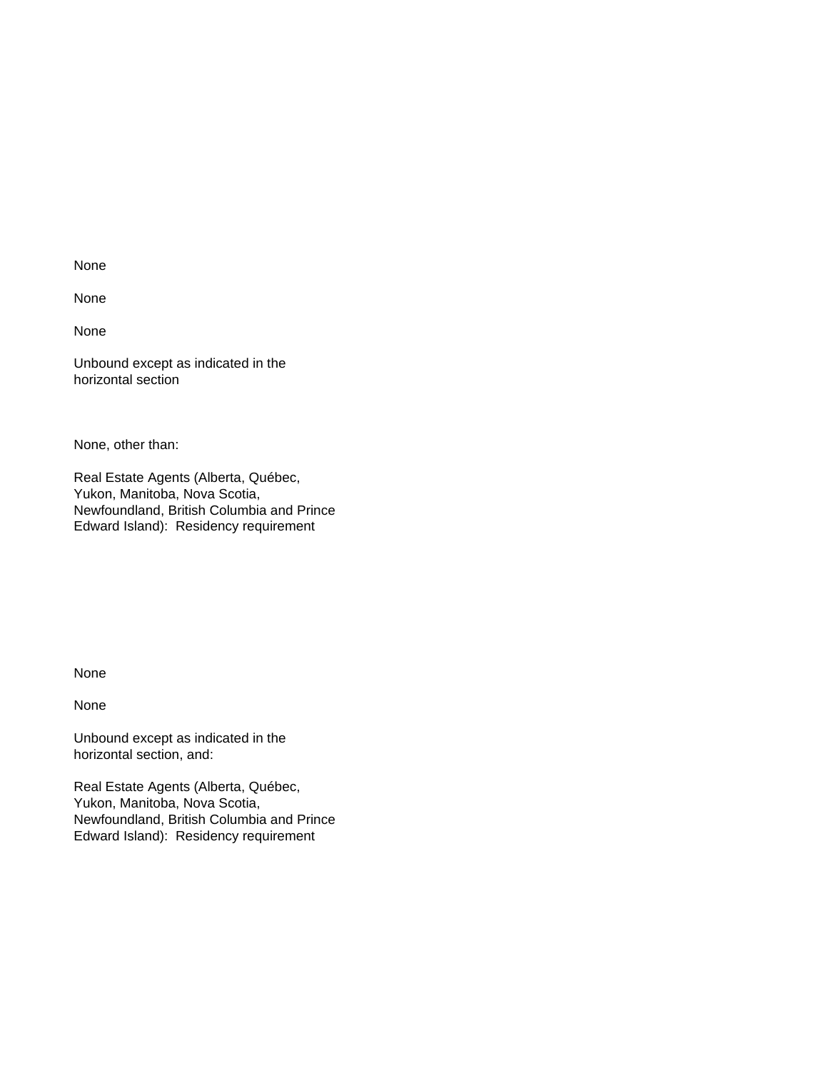None

None

None

Unbound except as indicated in the horizontal section

None, other than:

Real Estate Agents (Alberta, Québec, Yukon, Manitoba, Nova Scotia, Newfoundland, British Columbia and Prince Edward Island): Residency requirement

None

None

Unbound except as indicated in the horizontal section, and:

Real Estate Agents (Alberta, Québec, Yukon, Manitoba, Nova Scotia, Newfoundland, British Columbia and Prince Edward Island): Residency requirement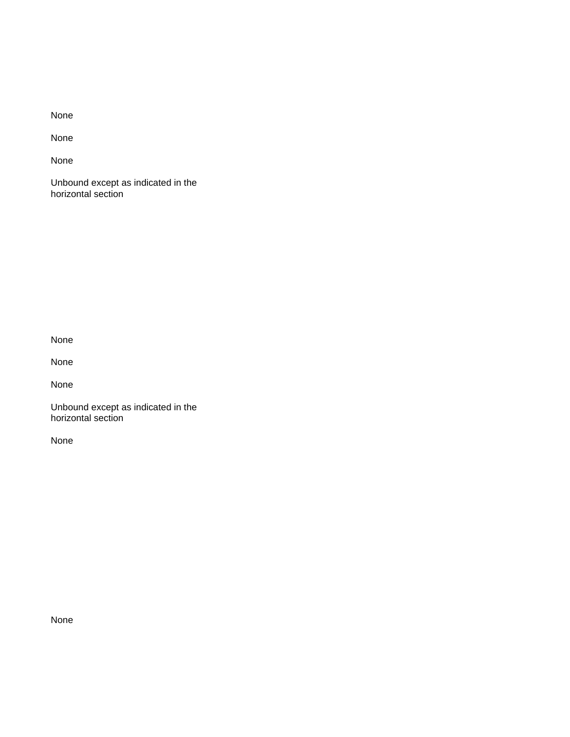None

None

None

Unbound except as indicated in the horizontal section

None

None

None

Unbound except as indicated in the horizontal section

None

None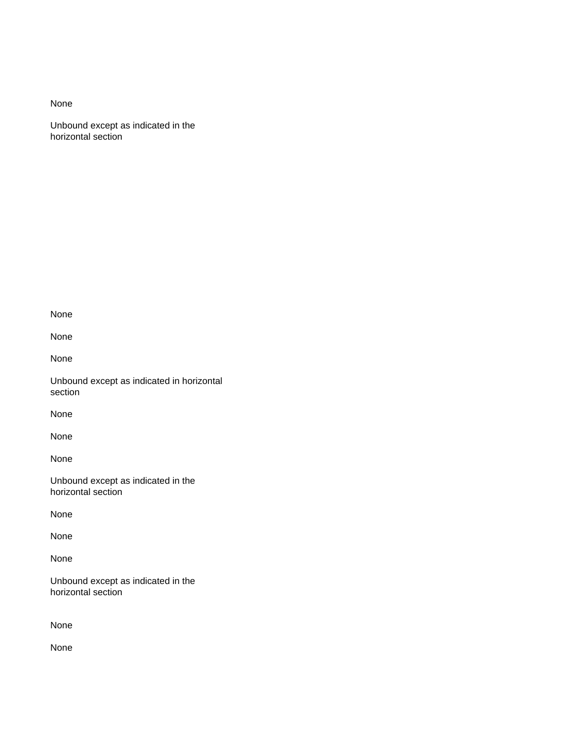None

Unbound except as indicated in the horizontal section

None

None

None

Unbound except as indicated in horizontal section

None

None

None

Unbound except as indicated in the horizontal section

None

None

None

Unbound except as indicated in the horizontal section

None

None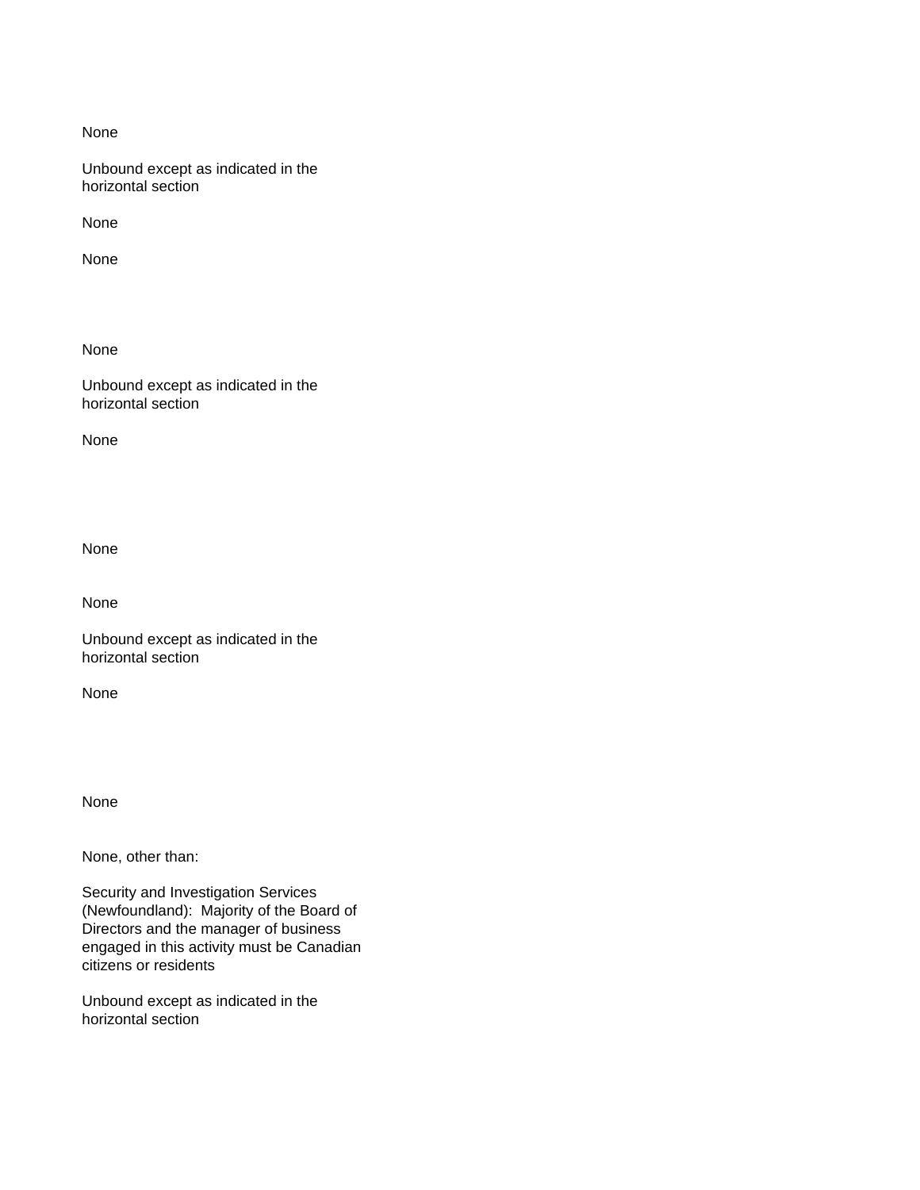None

Unbound except as indicated in the horizontal section

None

None

None

Unbound except as indicated in the horizontal section

None

None

None

Unbound except as indicated in the horizontal section

None

None

None, other than:

Security and Investigation Services (Newfoundland): Majority of the Board of Directors and the manager of business engaged in this activity must be Canadian citizens or residents

Unbound except as indicated in the horizontal section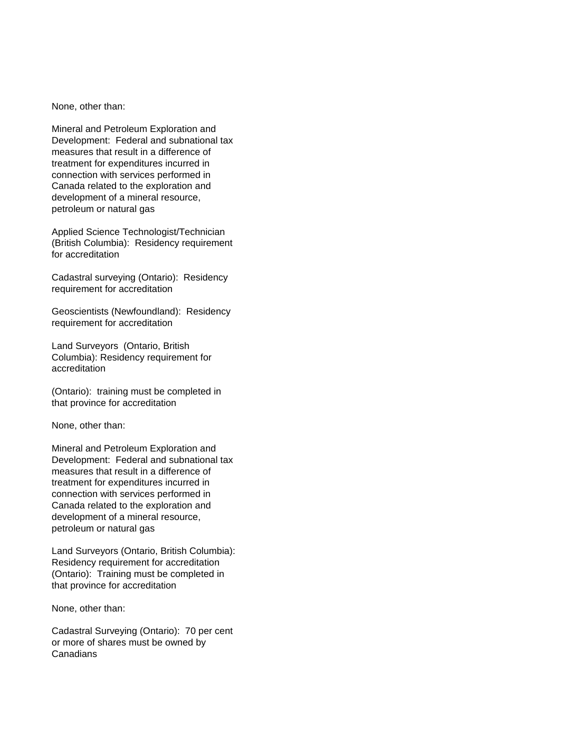None, other than:

Mineral and Petroleum Exploration and Development: Federal and subnational tax measures that result in a difference of treatment for expenditures incurred in connection with services performed in Canada related to the exploration and development of a mineral resource, petroleum or natural gas

Applied Science Technologist/Technician (British Columbia): Residency requirement for accreditation

Cadastral surveying (Ontario): Residency requirement for accreditation

Geoscientists (Newfoundland): Residency requirement for accreditation

Land Surveyors (Ontario, British Columbia): Residency requirement for accreditation

(Ontario): training must be completed in that province for accreditation

None, other than:

Mineral and Petroleum Exploration and Development: Federal and subnational tax measures that result in a difference of treatment for expenditures incurred in connection with services performed in Canada related to the exploration and development of a mineral resource, petroleum or natural gas

Land Surveyors (Ontario, British Columbia): Residency requirement for accreditation (Ontario): Training must be completed in that province for accreditation

None, other than:

Cadastral Surveying (Ontario): 70 per cent or more of shares must be owned by Canadians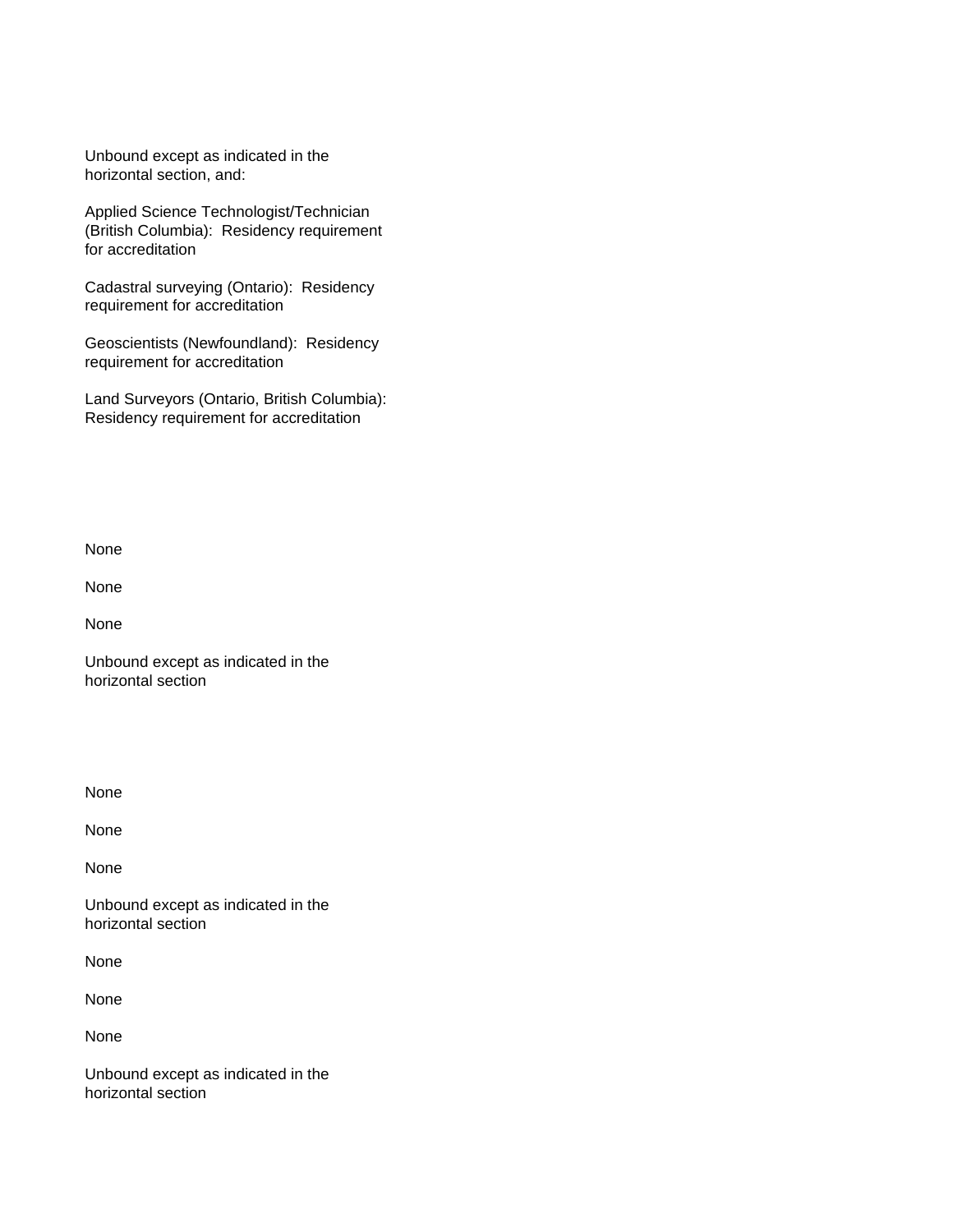Unbound except as indicated in the horizontal section, and:

Applied Science Technologist/Technician (British Columbia): Residency requirement for accreditation

Cadastral surveying (Ontario): Residency requirement for accreditation

Geoscientists (Newfoundland): Residency requirement for accreditation

Land Surveyors (Ontario, British Columbia): Residency requirement for accreditation

None

None

None

Unbound except as indicated in the horizontal section

None

None

None

Unbound except as indicated in the horizontal section

None

None

None

Unbound except as indicated in the horizontal section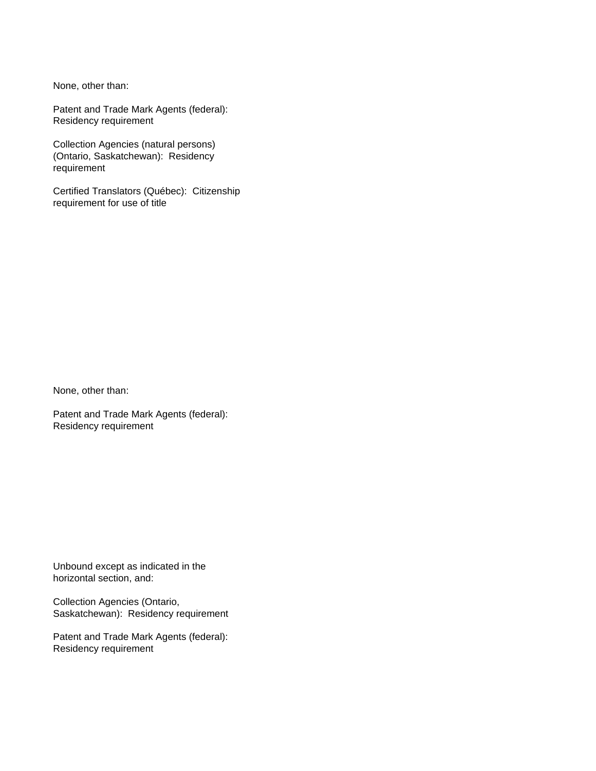None, other than:

Patent and Trade Mark Agents (federal): Residency requirement

Collection Agencies (natural persons) (Ontario, Saskatchewan): Residency requirement

Certified Translators (Québec): Citizenship requirement for use of title

None, other than:

Patent and Trade Mark Agents (federal): Residency requirement

Unbound except as indicated in the horizontal section, and:

Collection Agencies (Ontario, Saskatchewan): Residency requirement

Patent and Trade Mark Agents (federal): Residency requirement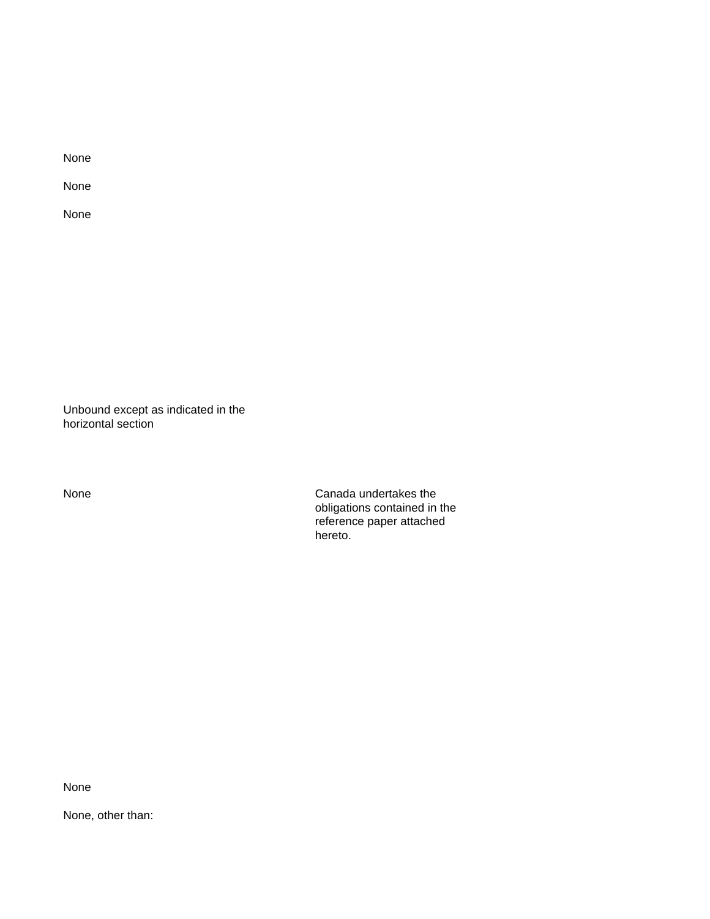None

None

None

Unbound except as indicated in the horizontal section

| | |
|---|---|
| None | Canada undertakes the obligations contained in the reference paper attached hereto. |

None

None, other than: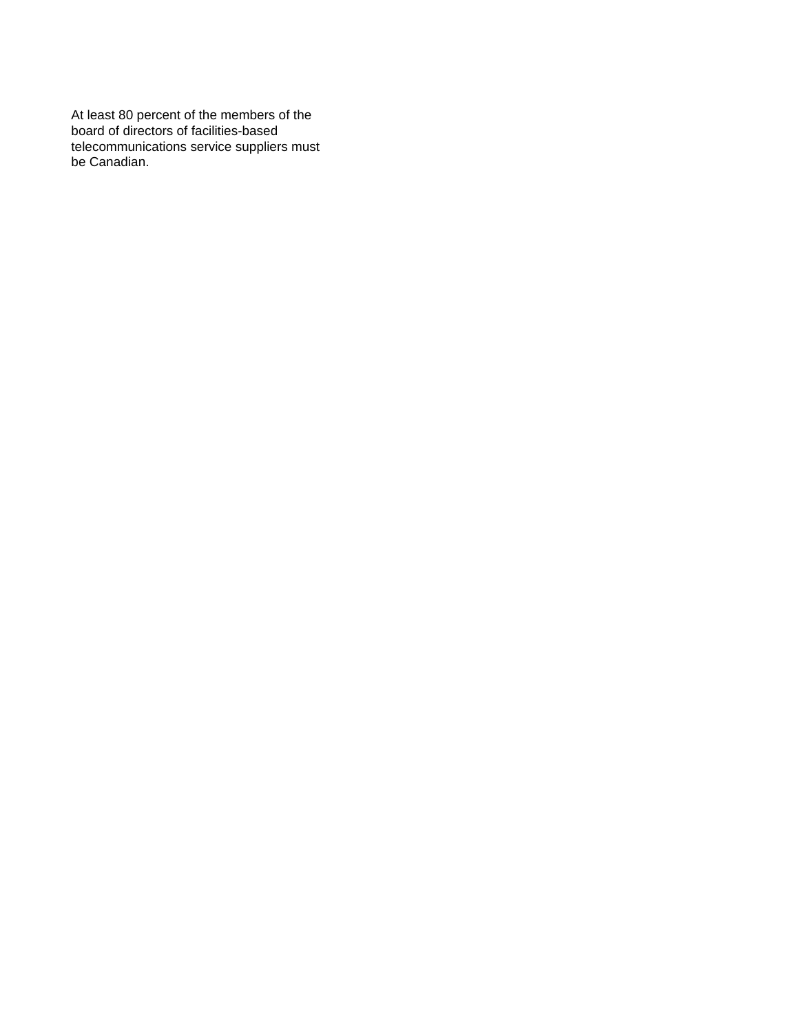At least 80 percent of the members of the board of directors of facilities-based telecommunications service suppliers must be Canadian.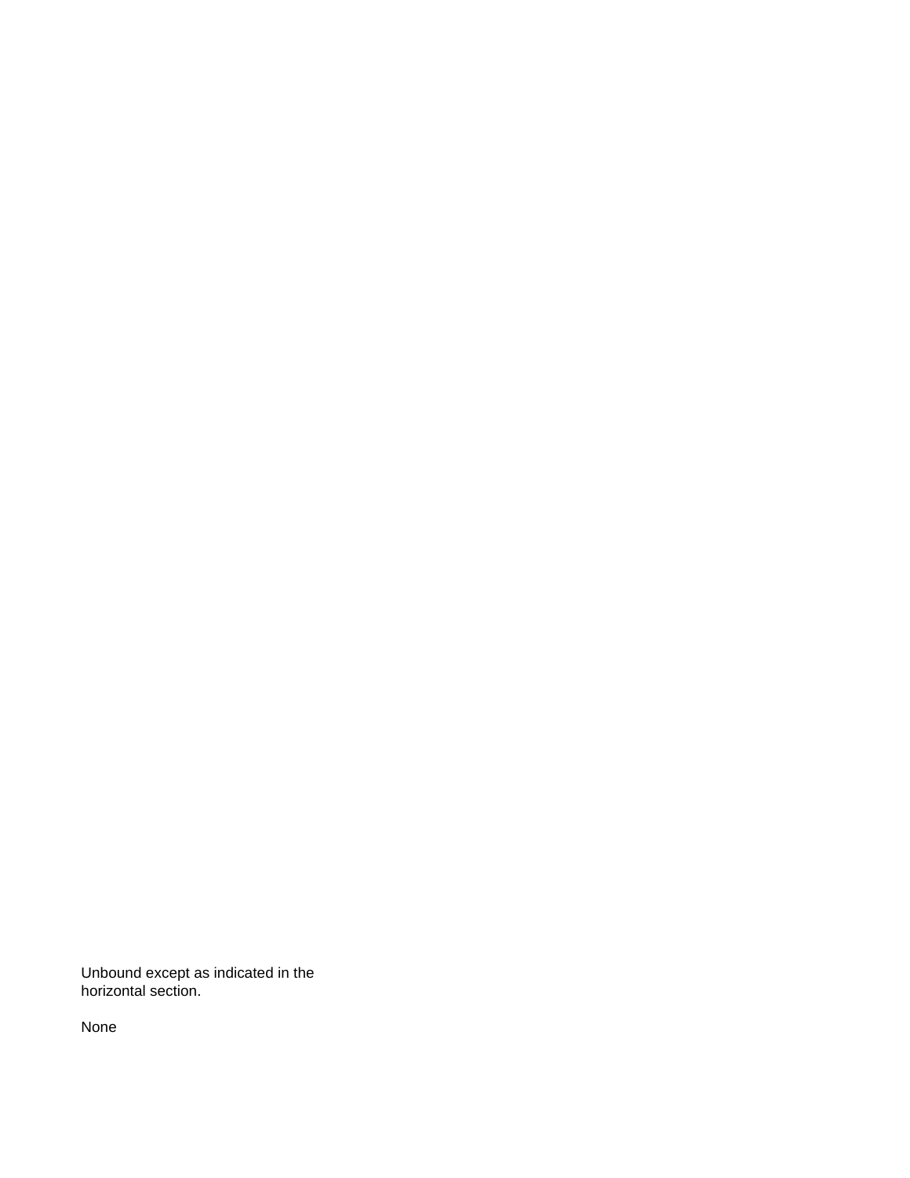Unbound except as indicated in the horizontal section.

None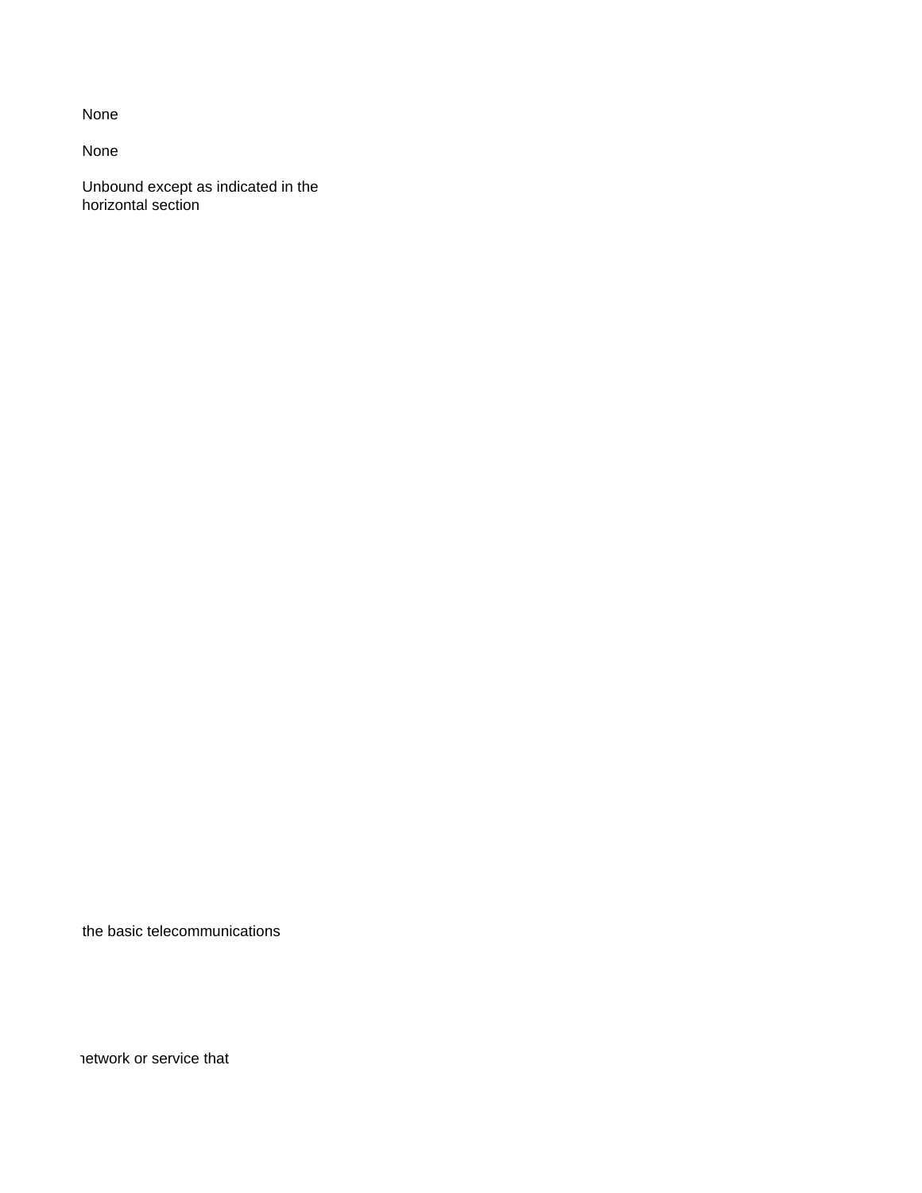None

None

Unbound except as indicated in the horizontal section

the basic telecommunications

network or service that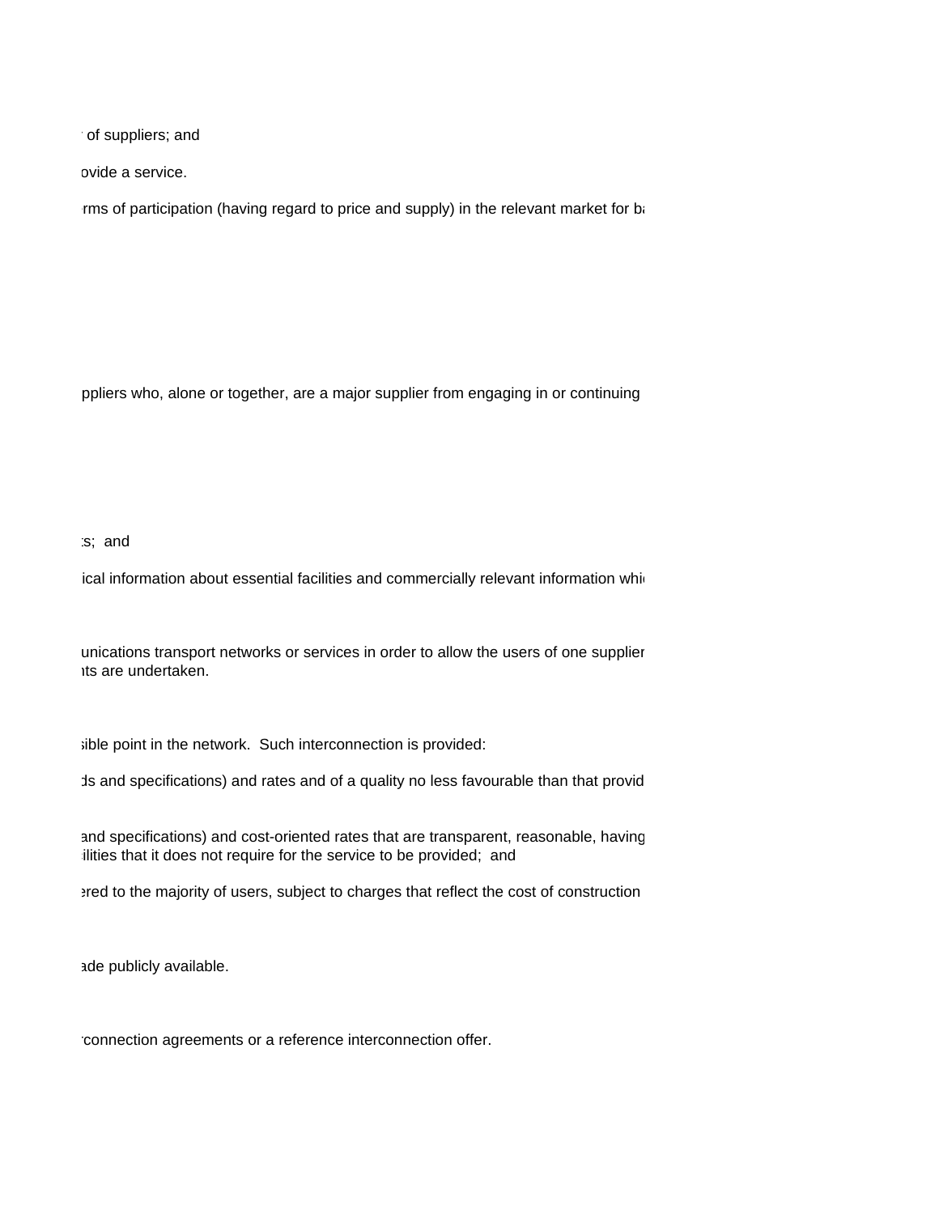of suppliers; and

ovide a service.

rms of participation (having regard to price and supply) in the relevant market for ba

ppliers who, alone or together, are a major supplier from engaging in or continuing

s; and

ical information about essential facilities and commercially relevant information whi

unications transport networks or services in order to allow the users of one supplier
ts are undertaken.

sible point in the network. Such interconnection is provided:

ds and specifications) and rates and of a quality no less favourable than that provid

and specifications) and cost-oriented rates that are transparent, reasonable, having
ilities that it does not require for the service to be provided; and

ered to the majority of users, subject to charges that reflect the cost of construction

ade publicly available.

connection agreements or a reference interconnection offer.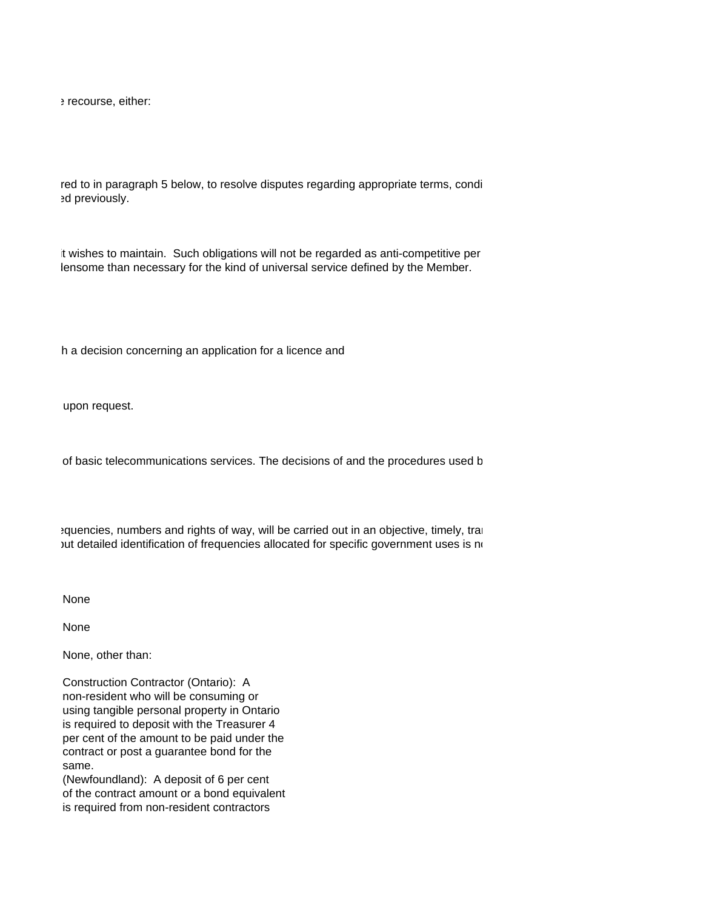e recourse, either:

red to in paragraph 5 below, to resolve disputes regarding appropriate terms, condi
ed previously.

it wishes to maintain. Such obligations will not be regarded as anti-competitive per
lensome than necessary for the kind of universal service defined by the Member.

h a decision concerning an application for a licence and

upon request.

of basic telecommunications services. The decisions of and the procedures used b

equencies, numbers and rights of way, will be carried out in an objective, timely, tra
out detailed identification of frequencies allocated for specific government uses is n

None

None

None, other than:

Construction Contractor (Ontario): A non-resident who will be consuming or using tangible personal property in Ontario is required to deposit with the Treasurer 4 per cent of the amount to be paid under the contract or post a guarantee bond for the same.
(Newfoundland): A deposit of 6 per cent of the contract amount or a bond equivalent is required from non-resident contractors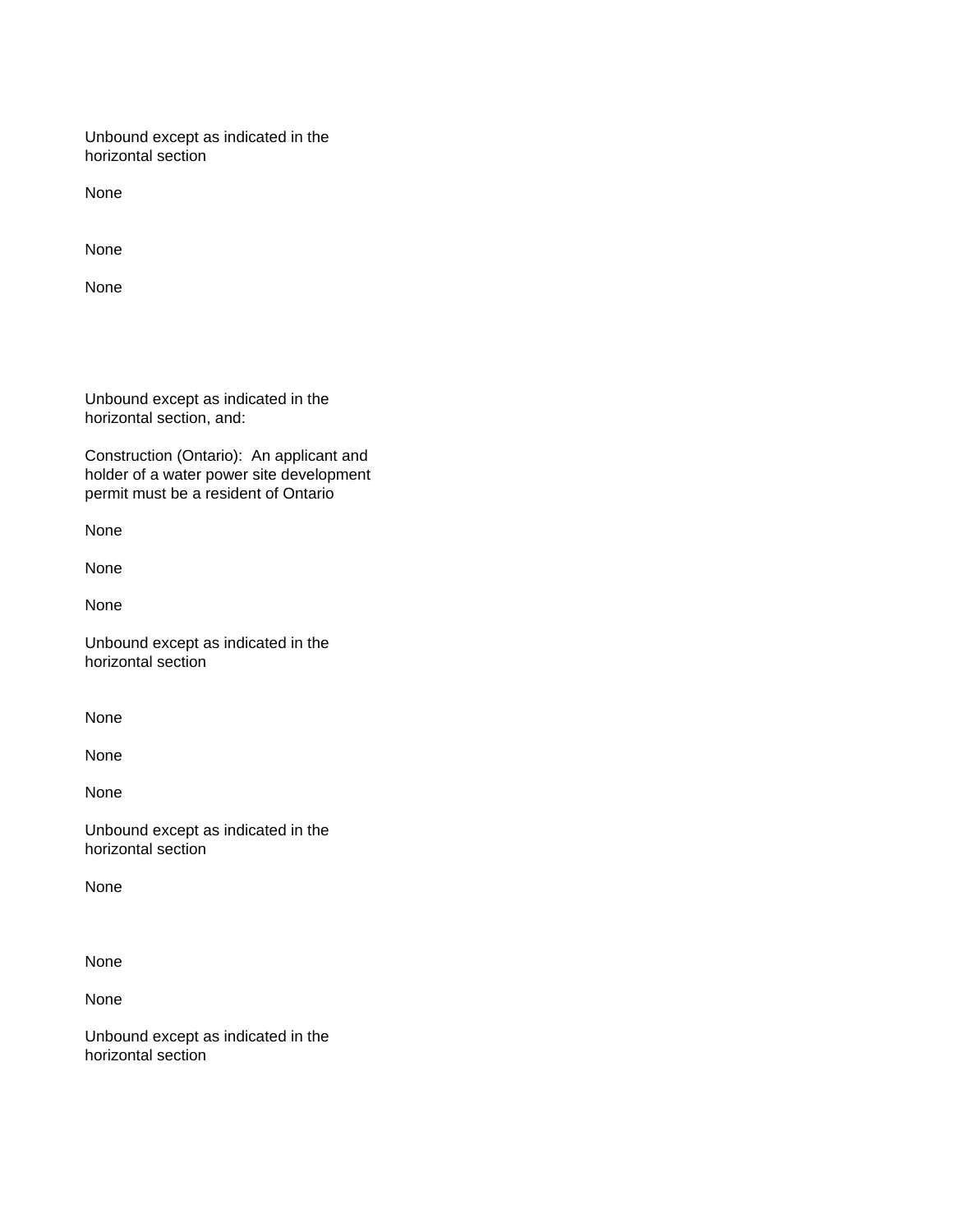Unbound except as indicated in the horizontal section

None

None

None

Unbound except as indicated in the horizontal section, and:

Construction (Ontario): An applicant and holder of a water power site development permit must be a resident of Ontario

None

None

None

Unbound except as indicated in the horizontal section

None

None

None

Unbound except as indicated in the horizontal section

None

None

None

Unbound except as indicated in the horizontal section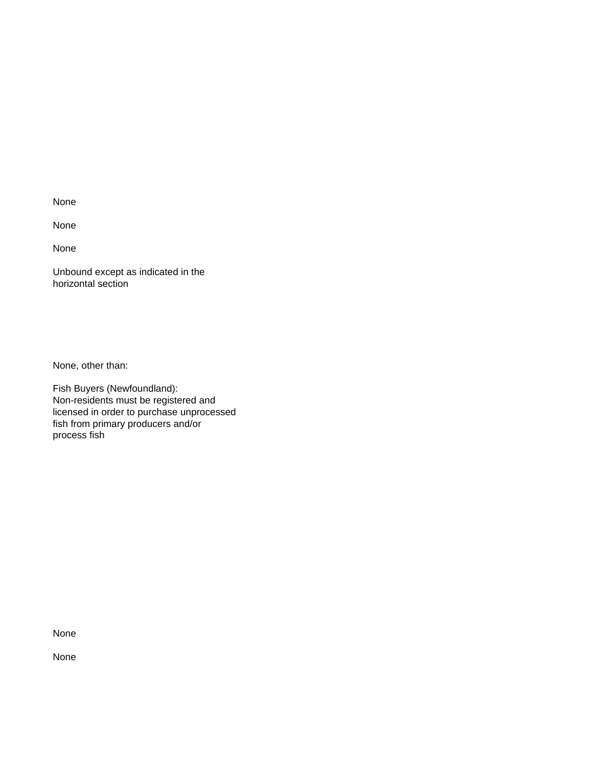None

None

None

Unbound except as indicated in the horizontal section

None, other than:

Fish Buyers (Newfoundland):
Non-residents must be registered and licensed in order to purchase unprocessed fish from primary producers and/or process fish

None

None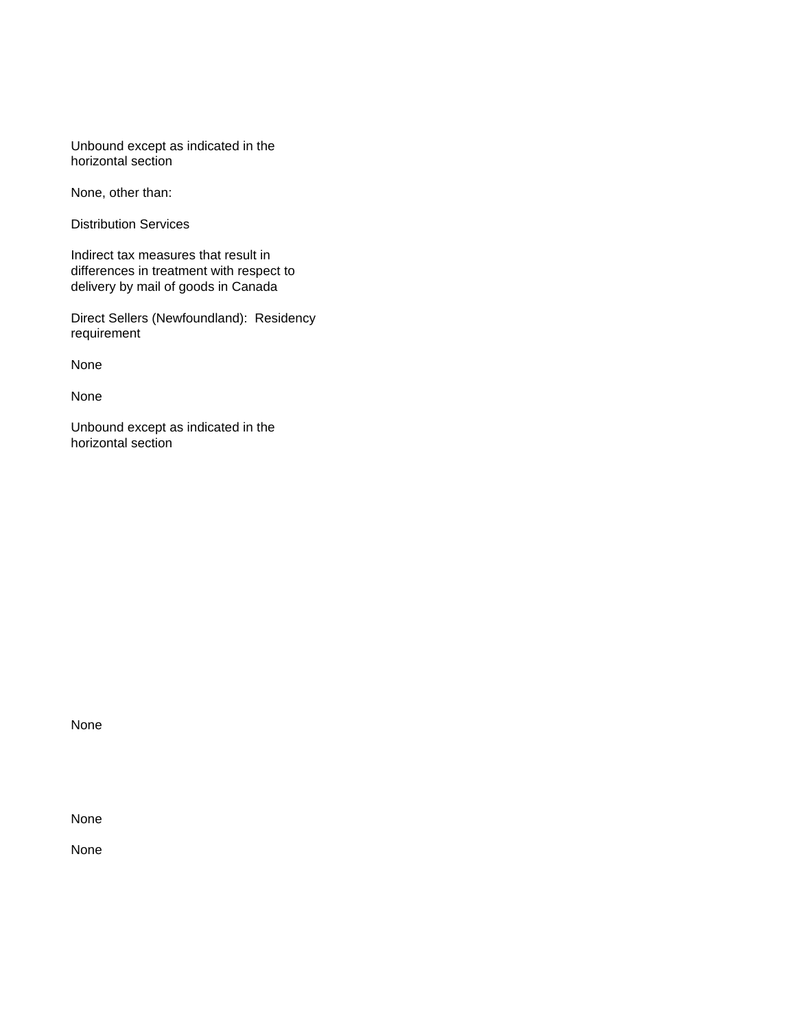Unbound except as indicated in the horizontal section

None, other than:

Distribution Services

Indirect tax measures that result in differences in treatment with respect to delivery by mail of goods in Canada

Direct Sellers (Newfoundland): Residency requirement

None

None

Unbound except as indicated in the horizontal section

None

None

None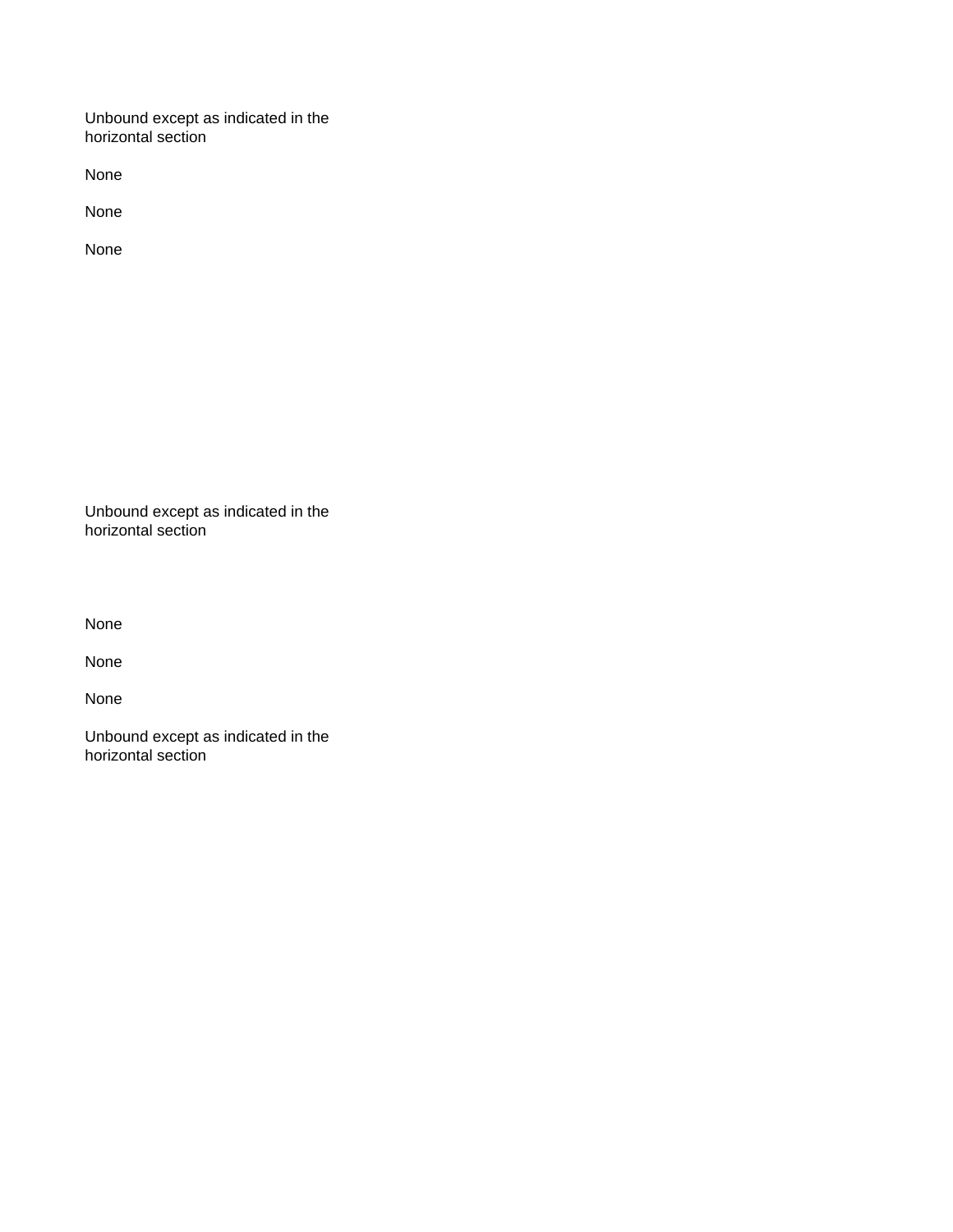Unbound except as indicated in the horizontal section

None

None

None

Unbound except as indicated in the horizontal section

None

None

None

Unbound except as indicated in the horizontal section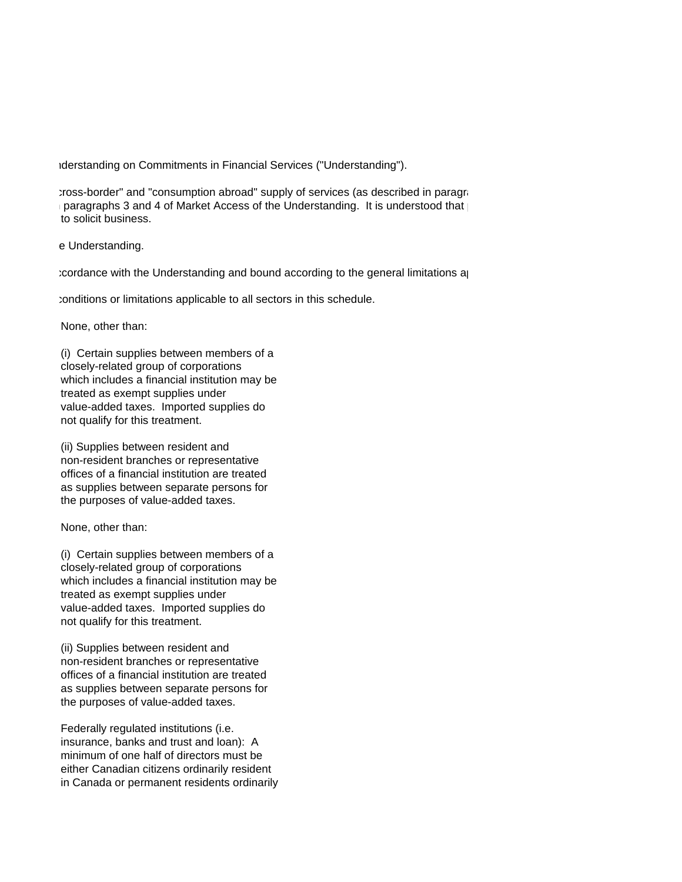ıderstanding on Commitments in Financial Services ("Understanding").

:cross-border" and "consumption abroad" supply of services (as described in paragra
ı paragraphs 3 and 4 of Market Access of the Understanding. It is understood that p
to solicit business.

e Understanding.

:cordance with the Understanding and bound according to the general limitations ap

:onditions or limitations applicable to all sectors in this schedule.

None, other than:

(i) Certain supplies between members of a closely-related group of corporations which includes a financial institution may be treated as exempt supplies under value-added taxes. Imported supplies do not qualify for this treatment.

(ii) Supplies between resident and non-resident branches or representative offices of a financial institution are treated as supplies between separate persons for the purposes of value-added taxes.

None, other than:

(i) Certain supplies between members of a closely-related group of corporations which includes a financial institution may be treated as exempt supplies under value-added taxes. Imported supplies do not qualify for this treatment.

(ii) Supplies between resident and non-resident branches or representative offices of a financial institution are treated as supplies between separate persons for the purposes of value-added taxes.

Federally regulated institutions (i.e. insurance, banks and trust and loan): A minimum of one half of directors must be either Canadian citizens ordinarily resident in Canada or permanent residents ordinarily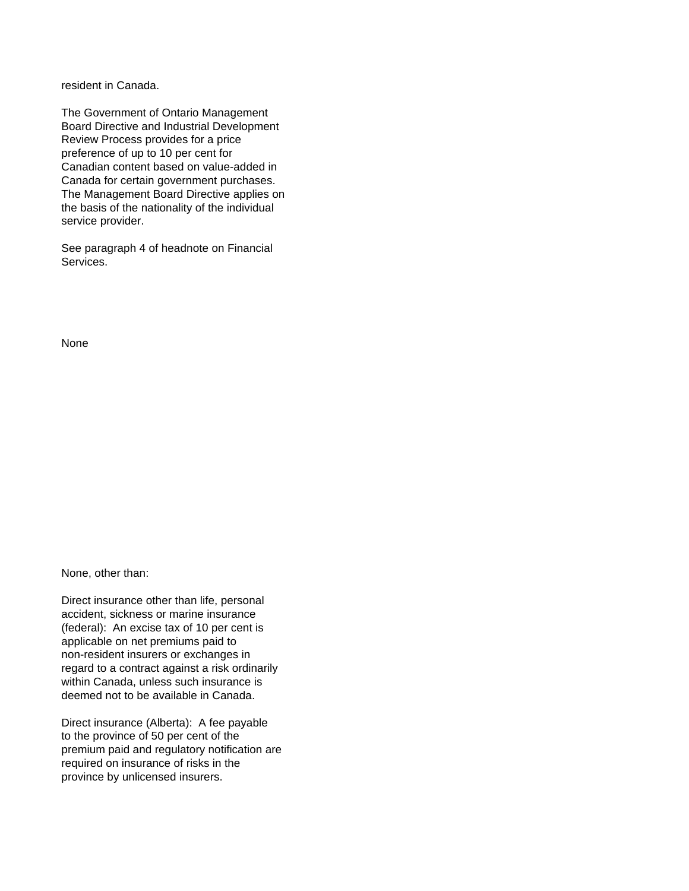resident in Canada.

The Government of Ontario Management Board Directive and Industrial Development Review Process provides for a price preference of up to 10 per cent for Canadian content based on value-added in Canada for certain government purchases. The Management Board Directive applies on the basis of the nationality of the individual service provider.

See paragraph 4 of headnote on Financial Services.

None

None, other than:

Direct insurance other than life, personal accident, sickness or marine insurance (federal): An excise tax of 10 per cent is applicable on net premiums paid to non-resident insurers or exchanges in regard to a contract against a risk ordinarily within Canada, unless such insurance is deemed not to be available in Canada.

Direct insurance (Alberta): A fee payable to the province of 50 per cent of the premium paid and regulatory notification are required on insurance of risks in the province by unlicensed insurers.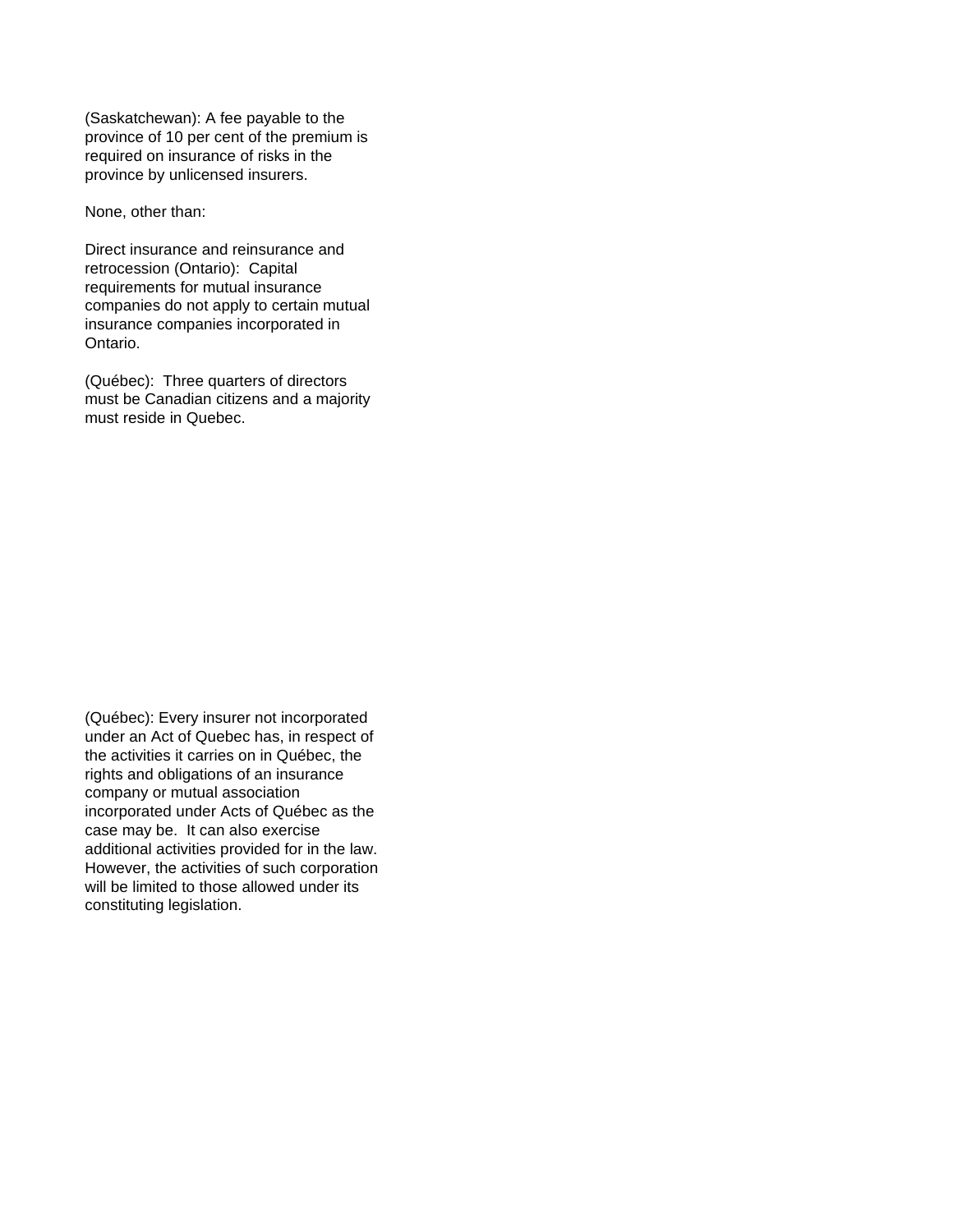(Saskatchewan): A fee payable to the province of 10 per cent of the premium is required on insurance of risks in the province by unlicensed insurers.

None, other than:

Direct insurance and reinsurance and retrocession (Ontario): Capital requirements for mutual insurance companies do not apply to certain mutual insurance companies incorporated in Ontario.

(Québec): Three quarters of directors must be Canadian citizens and a majority must reside in Quebec.

(Québec): Every insurer not incorporated under an Act of Quebec has, in respect of the activities it carries on in Québec, the rights and obligations of an insurance company or mutual association incorporated under Acts of Québec as the case may be. It can also exercise additional activities provided for in the law. However, the activities of such corporation will be limited to those allowed under its constituting legislation.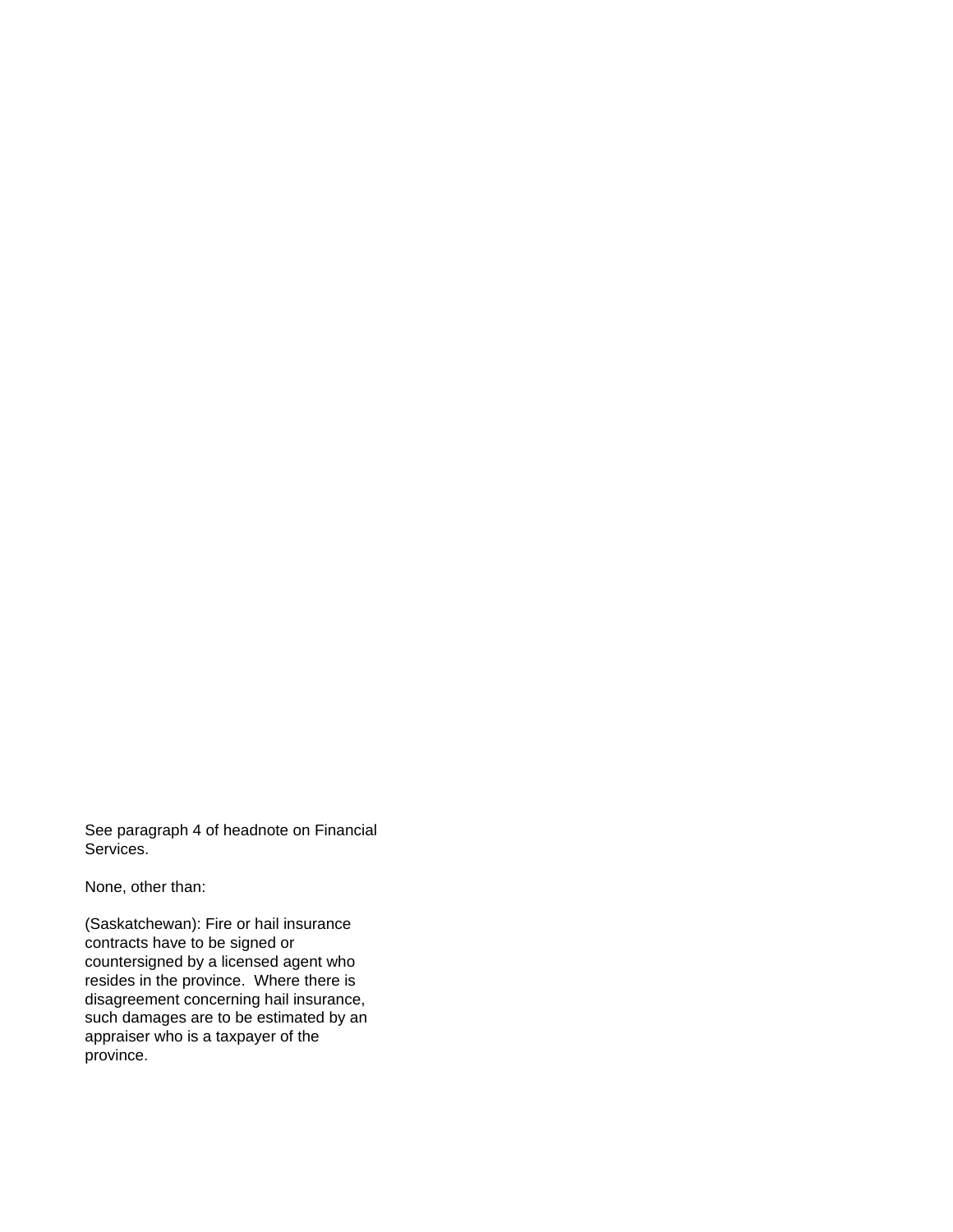See paragraph 4 of headnote on Financial Services.

None, other than:

(Saskatchewan): Fire or hail insurance contracts have to be signed or countersigned by a licensed agent who resides in the province. Where there is disagreement concerning hail insurance, such damages are to be estimated by an appraiser who is a taxpayer of the province.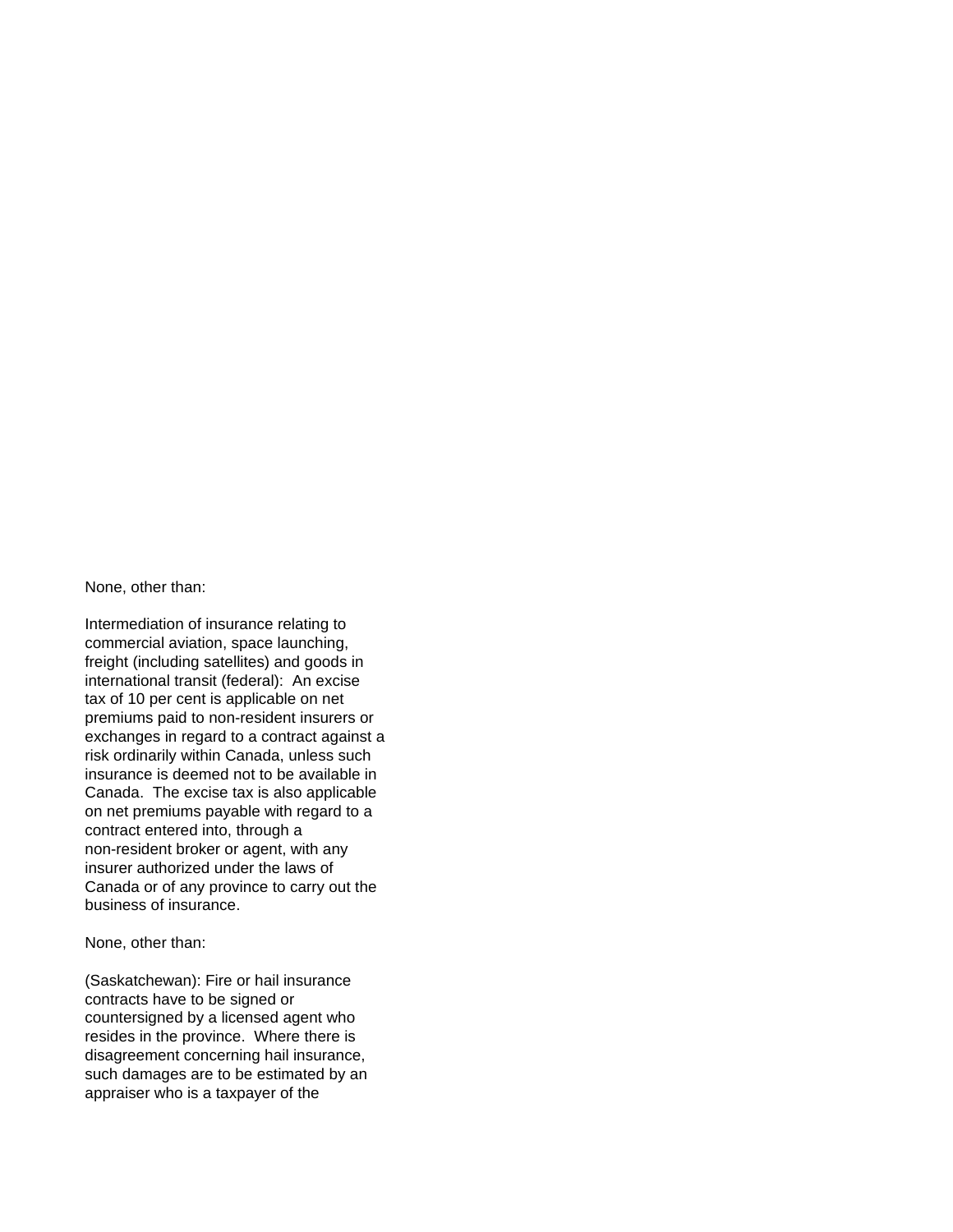None, other than:

Intermediation of insurance relating to commercial aviation, space launching, freight (including satellites) and goods in international transit (federal): An excise tax of 10 per cent is applicable on net premiums paid to non-resident insurers or exchanges in regard to a contract against a risk ordinarily within Canada, unless such insurance is deemed not to be available in Canada. The excise tax is also applicable on net premiums payable with regard to a contract entered into, through a non-resident broker or agent, with any insurer authorized under the laws of Canada or of any province to carry out the business of insurance.

None, other than:

(Saskatchewan): Fire or hail insurance contracts have to be signed or countersigned by a licensed agent who resides in the province. Where there is disagreement concerning hail insurance, such damages are to be estimated by an appraiser who is a taxpayer of the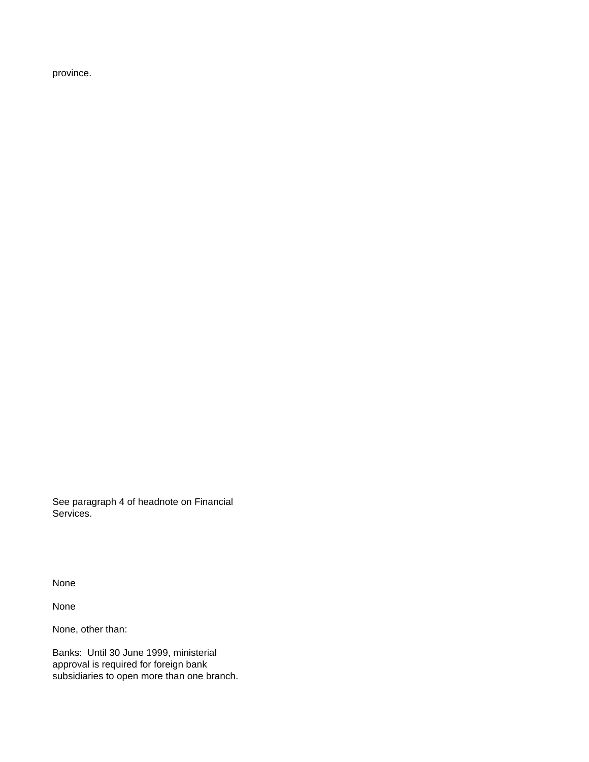province.

See paragraph 4 of headnote on Financial Services.

None

None

None, other than:

Banks: Until 30 June 1999, ministerial approval is required for foreign bank subsidiaries to open more than one branch.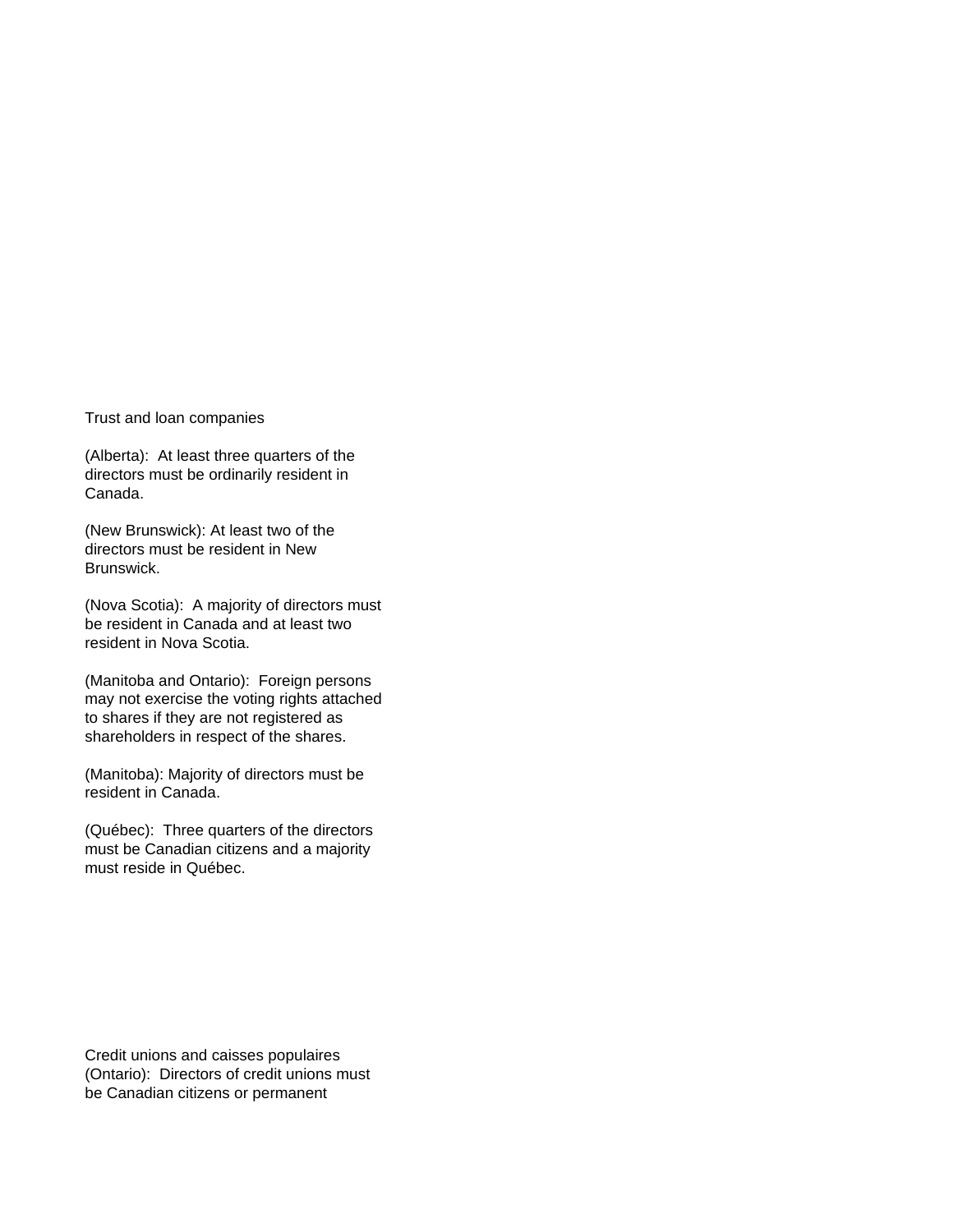Trust and loan companies

(Alberta): At least three quarters of the directors must be ordinarily resident in Canada.

(New Brunswick): At least two of the directors must be resident in New Brunswick.

(Nova Scotia): A majority of directors must be resident in Canada and at least two resident in Nova Scotia.

(Manitoba and Ontario): Foreign persons may not exercise the voting rights attached to shares if they are not registered as shareholders in respect of the shares.

(Manitoba): Majority of directors must be resident in Canada.

(Québec): Three quarters of the directors must be Canadian citizens and a majority must reside in Québec.

Credit unions and caisses populaires
(Ontario): Directors of credit unions must be Canadian citizens or permanent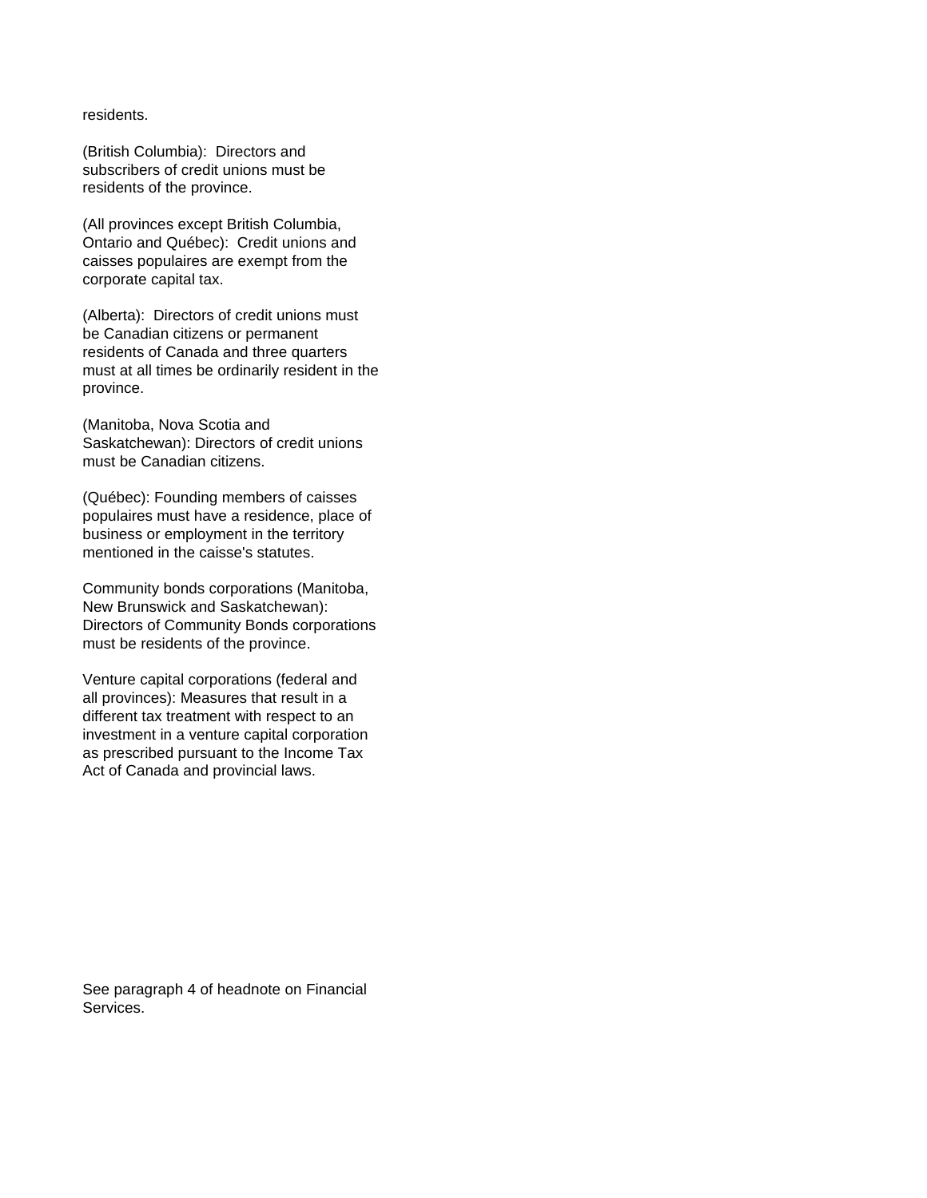residents.

(British Columbia): Directors and subscribers of credit unions must be residents of the province.

(All provinces except British Columbia, Ontario and Québec): Credit unions and caisses populaires are exempt from the corporate capital tax.

(Alberta): Directors of credit unions must be Canadian citizens or permanent residents of Canada and three quarters must at all times be ordinarily resident in the province.

(Manitoba, Nova Scotia and Saskatchewan): Directors of credit unions must be Canadian citizens.

(Québec): Founding members of caisses populaires must have a residence, place of business or employment in the territory mentioned in the caisse's statutes.

Community bonds corporations (Manitoba, New Brunswick and Saskatchewan): Directors of Community Bonds corporations must be residents of the province.

Venture capital corporations (federal and all provinces): Measures that result in a different tax treatment with respect to an investment in a venture capital corporation as prescribed pursuant to the Income Tax Act of Canada and provincial laws.

See paragraph 4 of headnote on Financial Services.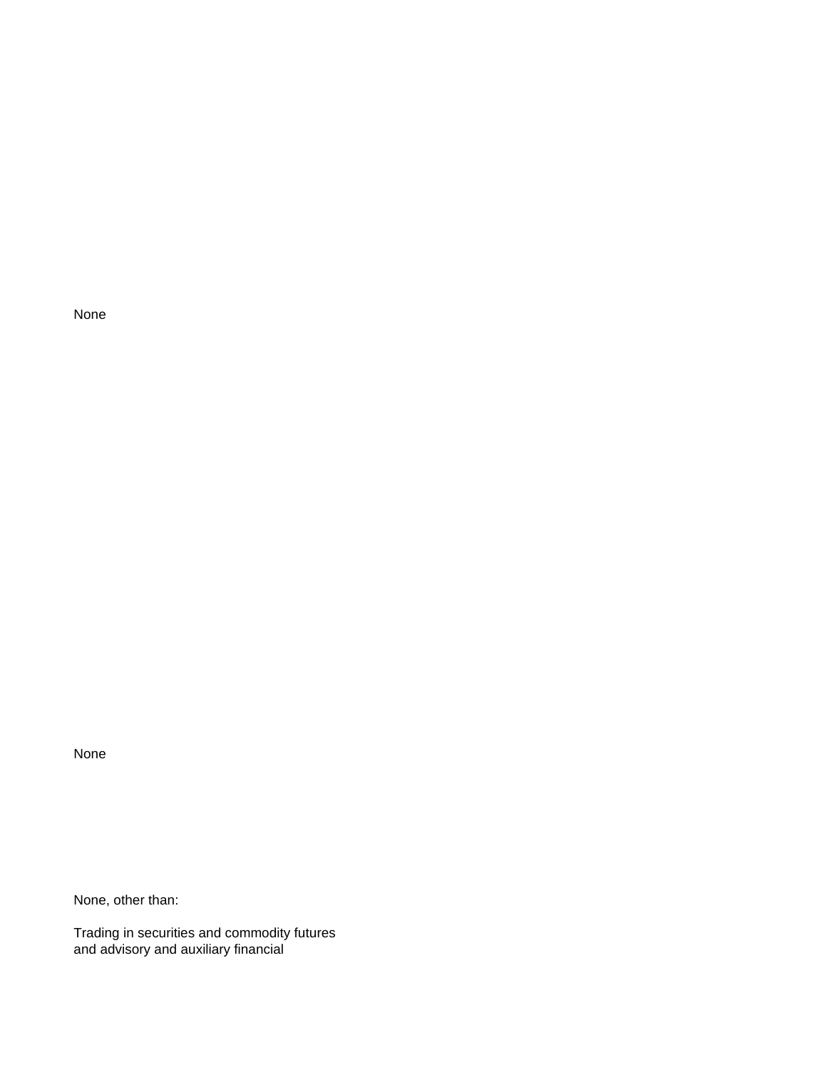None

None

None, other than:

Trading in securities and commodity futures and advisory and auxiliary financial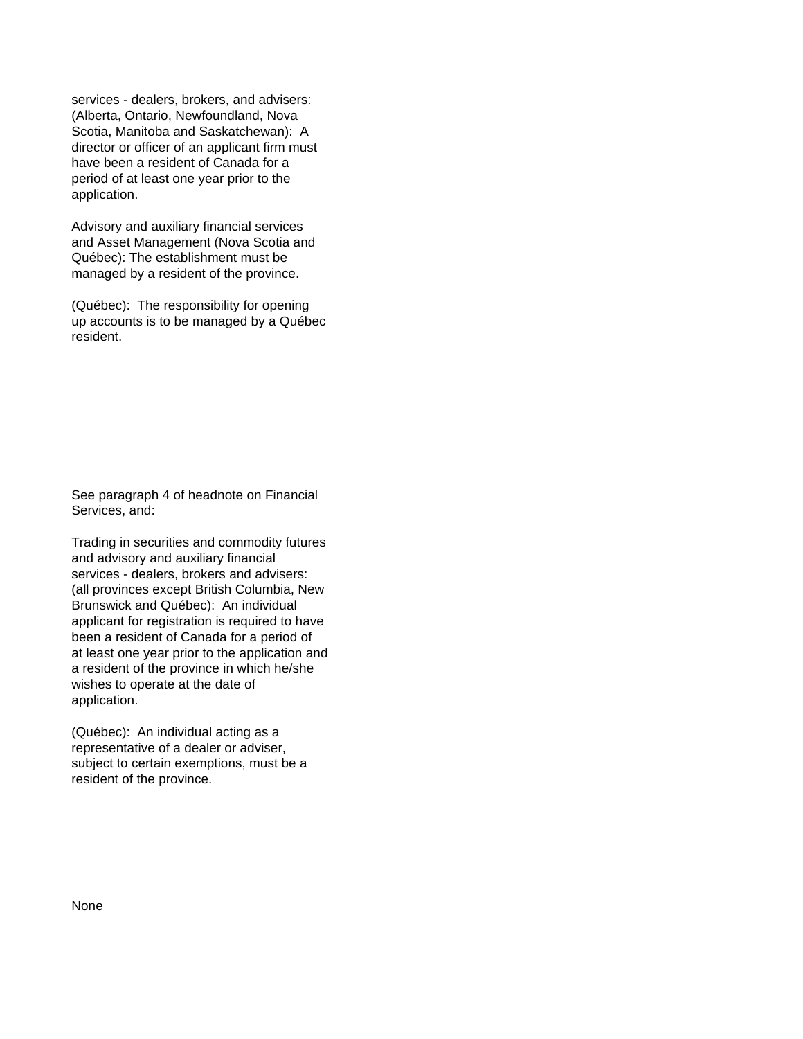services - dealers, brokers, and advisers: (Alberta, Ontario, Newfoundland, Nova Scotia, Manitoba and Saskatchewan): A director or officer of an applicant firm must have been a resident of Canada for a period of at least one year prior to the application.

Advisory and auxiliary financial services and Asset Management (Nova Scotia and Québec): The establishment must be managed by a resident of the province.

(Québec): The responsibility for opening up accounts is to be managed by a Québec resident.

See paragraph 4 of headnote on Financial Services, and:

Trading in securities and commodity futures and advisory and auxiliary financial services - dealers, brokers and advisers: (all provinces except British Columbia, New Brunswick and Québec): An individual applicant for registration is required to have been a resident of Canada for a period of at least one year prior to the application and a resident of the province in which he/she wishes to operate at the date of application.

(Québec): An individual acting as a representative of a dealer or adviser, subject to certain exemptions, must be a resident of the province.

None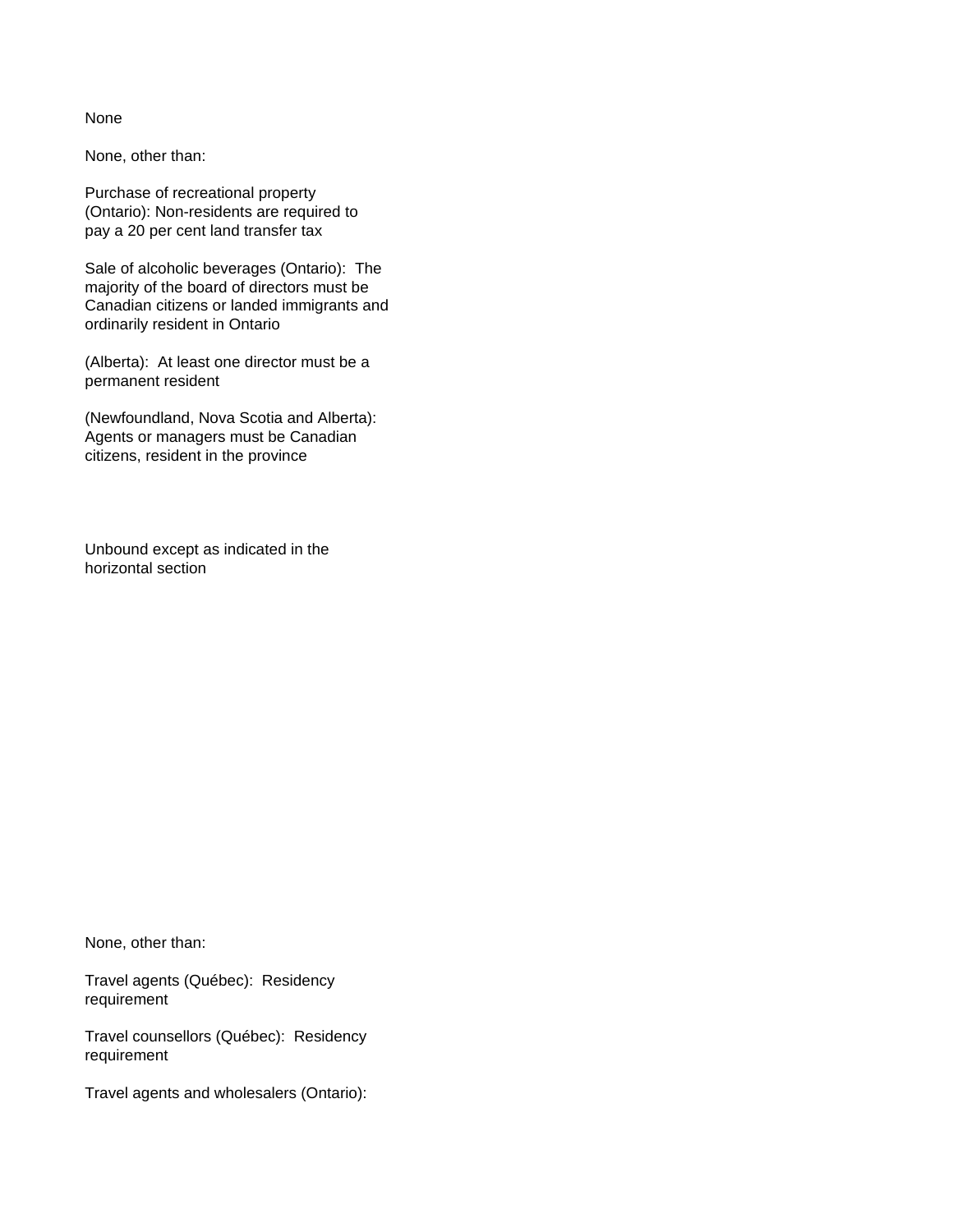None

None, other than:

Purchase of recreational property (Ontario): Non-residents are required to pay a 20 per cent land transfer tax

Sale of alcoholic beverages (Ontario): The majority of the board of directors must be Canadian citizens or landed immigrants and ordinarily resident in Ontario

(Alberta): At least one director must be a permanent resident

(Newfoundland, Nova Scotia and Alberta): Agents or managers must be Canadian citizens, resident in the province

Unbound except as indicated in the horizontal section

None, other than:

Travel agents (Québec): Residency requirement

Travel counsellors (Québec): Residency requirement

Travel agents and wholesalers (Ontario):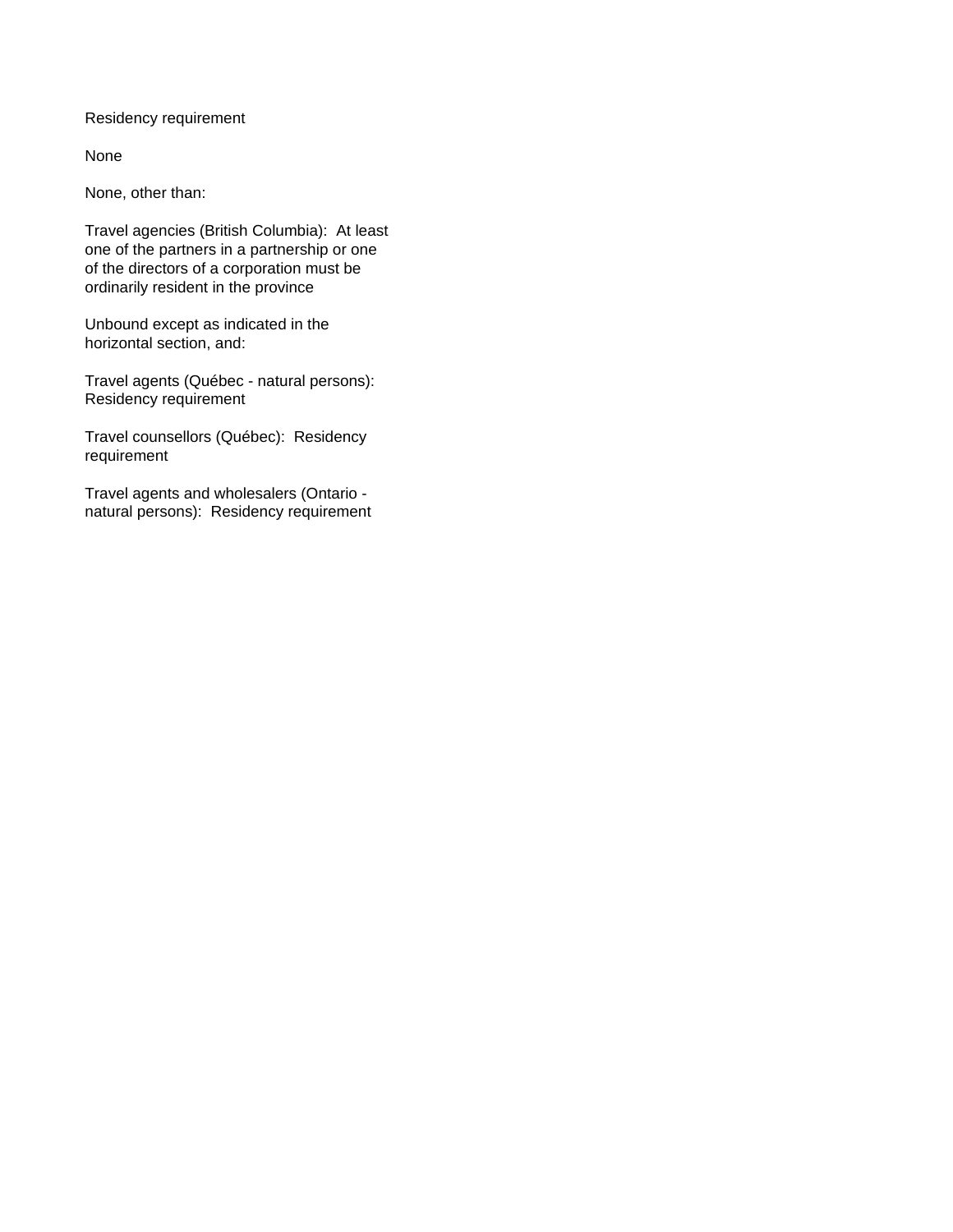Residency requirement

None

None, other than:

Travel agencies (British Columbia): At least one of the partners in a partnership or one of the directors of a corporation must be ordinarily resident in the province

Unbound except as indicated in the horizontal section, and:

Travel agents (Québec - natural persons): Residency requirement

Travel counsellors (Québec): Residency requirement

Travel agents and wholesalers (Ontario - natural persons): Residency requirement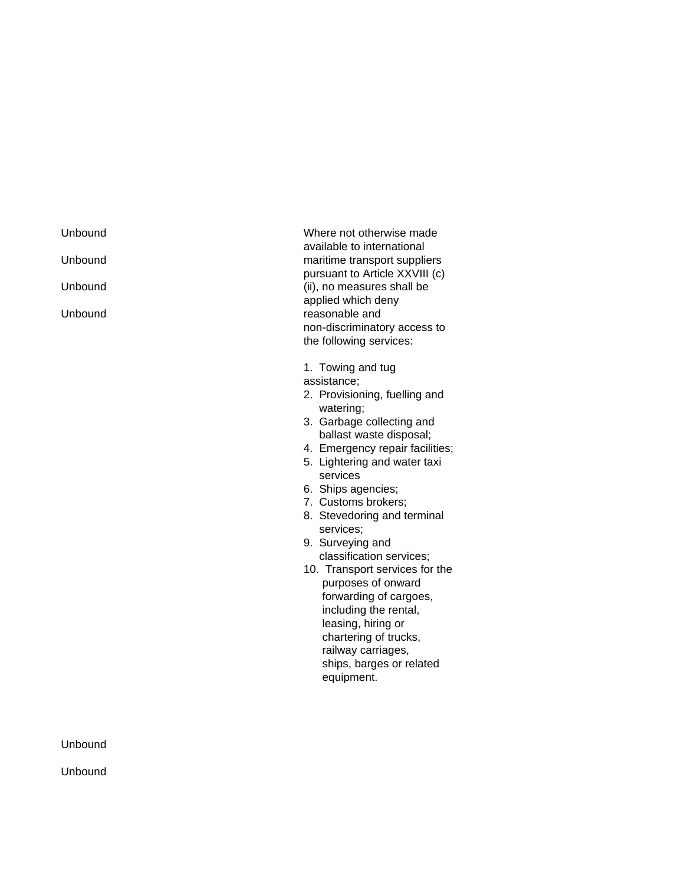| | |
|---|---|
| Unbound<br><br>Unbound<br><br>Unbound<br><br>Unbound | Where not otherwise made available to international maritime transport suppliers pursuant to Article XXVIII (c) (ii), no measures shall be applied which deny reasonable and non-discriminatory access to the following services:<br><br>1. Towing and tug assistance;<br>2. Provisioning, fuelling and watering;<br>3. Garbage collecting and ballast waste disposal;<br>4. Emergency repair facilities;<br>5. Lightering and water taxi services<br>6. Ships agencies;<br>7. Customs brokers;<br>8. Stevedoring and terminal services;<br>9. Surveying and classification services;<br>10. Transport services for the purposes of onward forwarding of cargoes, including the rental, leasing, hiring or chartering of trucks, railway carriages, ships, barges or related equipment. |
| Unbound<br><br>Unbound | |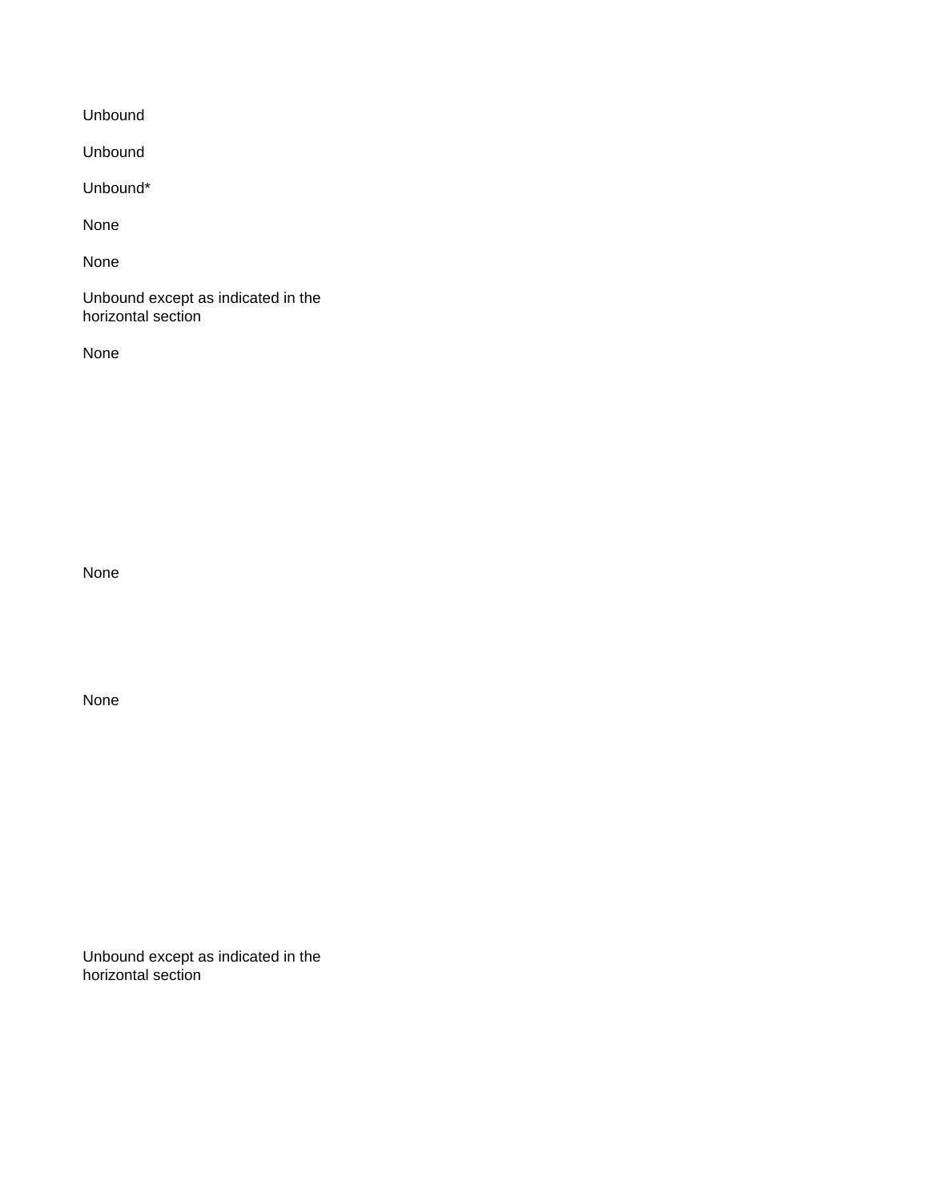Unbound

Unbound

Unbound*

None

None

Unbound except as indicated in the horizontal section

None

None

None

Unbound except as indicated in the horizontal section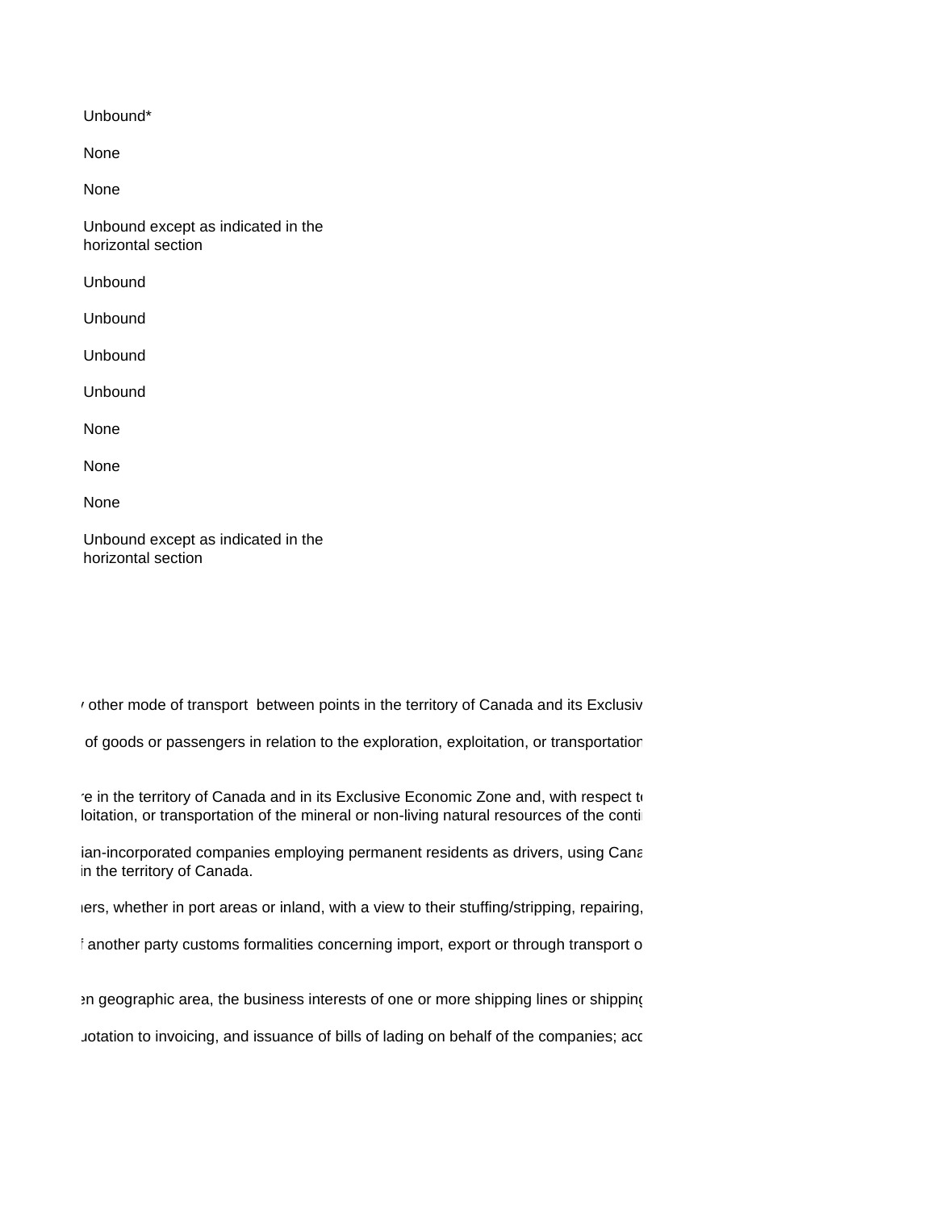Unbound*

None

None

Unbound except as indicated in the horizontal section

Unbound

Unbound

Unbound

Unbound

None

None

None

Unbound except as indicated in the horizontal section

/ other mode of transport  between points in the territory of Canada and its Exclusiv

 of goods or passengers in relation to the exploration, exploitation, or transportation

‘e in the territory of Canada and in its Exclusive Economic Zone and, with respect t
loitation, or transportation of the mineral or non-living natural resources of the conti

ian-incorporated companies employing permanent residents as drivers, using Cana
in the territory of Canada.

ıers, whether in port areas or inland, with a view to their stuffing/stripping, repairing,

f another party customs formalities concerning import, export or through transport o

ən geographic area, the business interests of one or more shipping lines or shipping

uotation to invoicing, and issuance of bills of lading on behalf of the companies; acc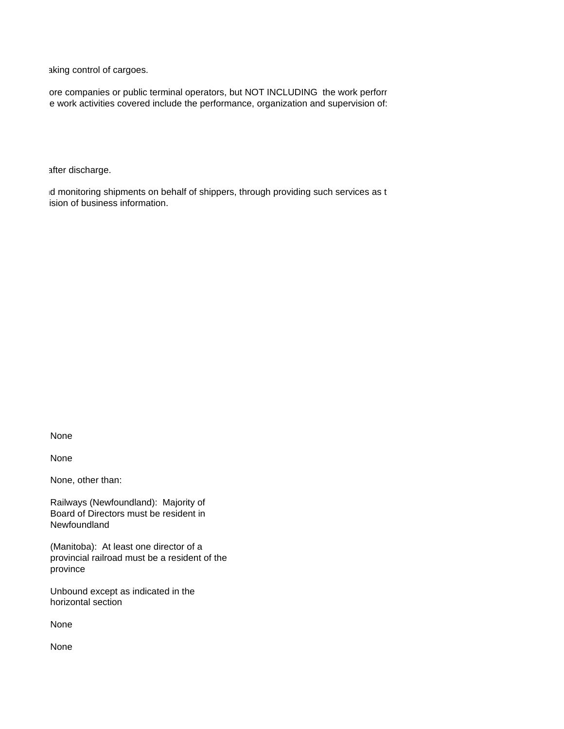aking control of cargoes.

ore companies or public terminal operators, but NOT INCLUDING the work perforr
e work activities covered include the performance, organization and supervision of:

after discharge.

d monitoring shipments on behalf of shippers, through providing such services as t
ision of business information.

None

None

None, other than:

Railways (Newfoundland): Majority of Board of Directors must be resident in Newfoundland

(Manitoba): At least one director of a provincial railroad must be a resident of the province

Unbound except as indicated in the horizontal section

None

None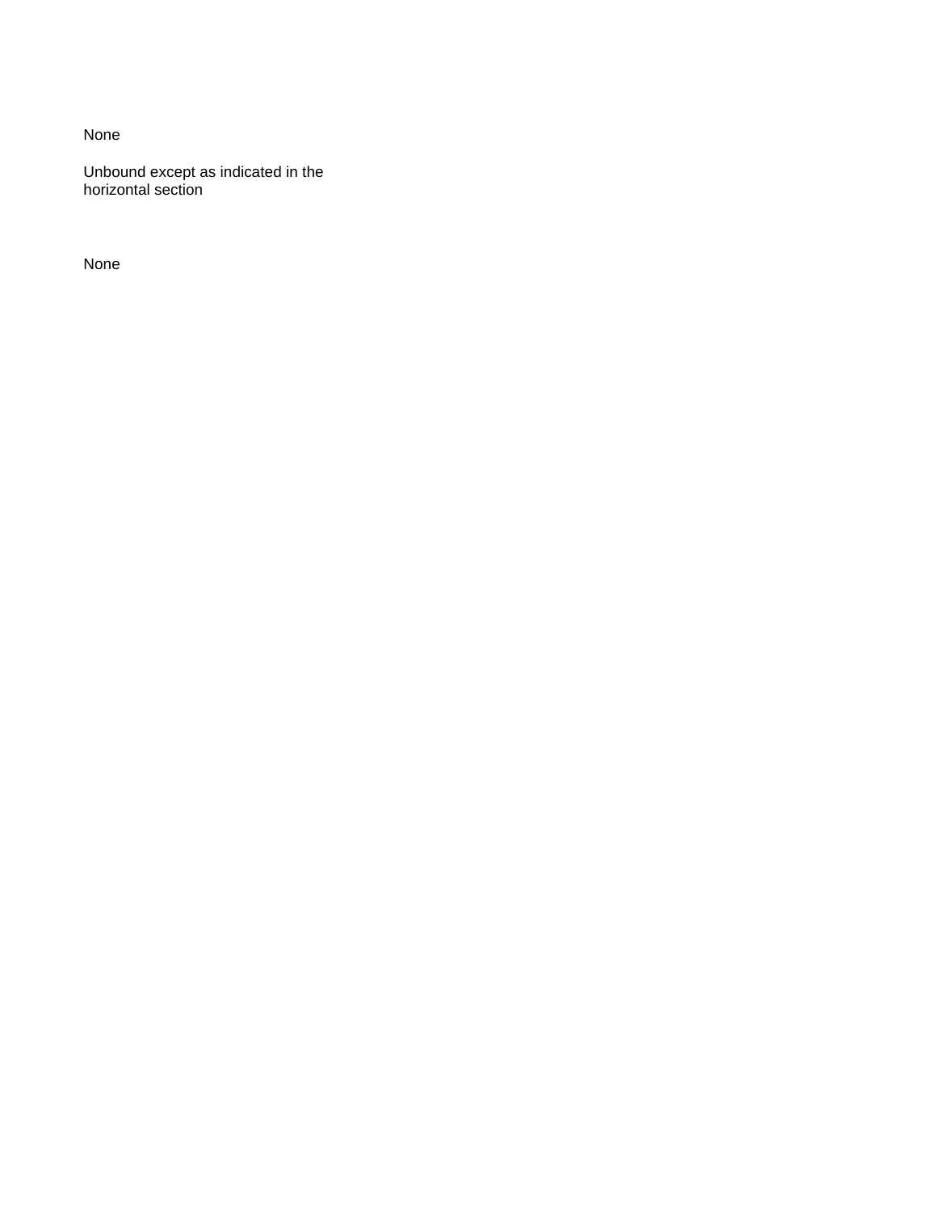None

Unbound except as indicated in the horizontal section

None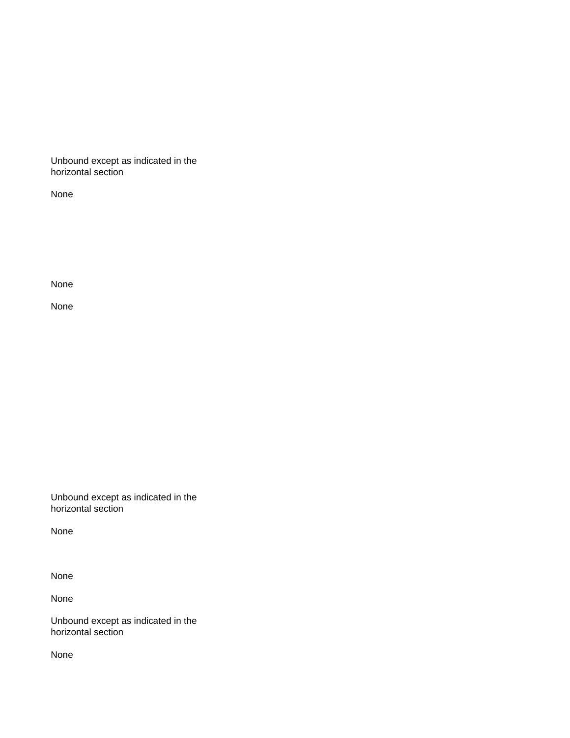Unbound except as indicated in the horizontal section

None

None

None

Unbound except as indicated in the horizontal section

None

None

None

Unbound except as indicated in the horizontal section

None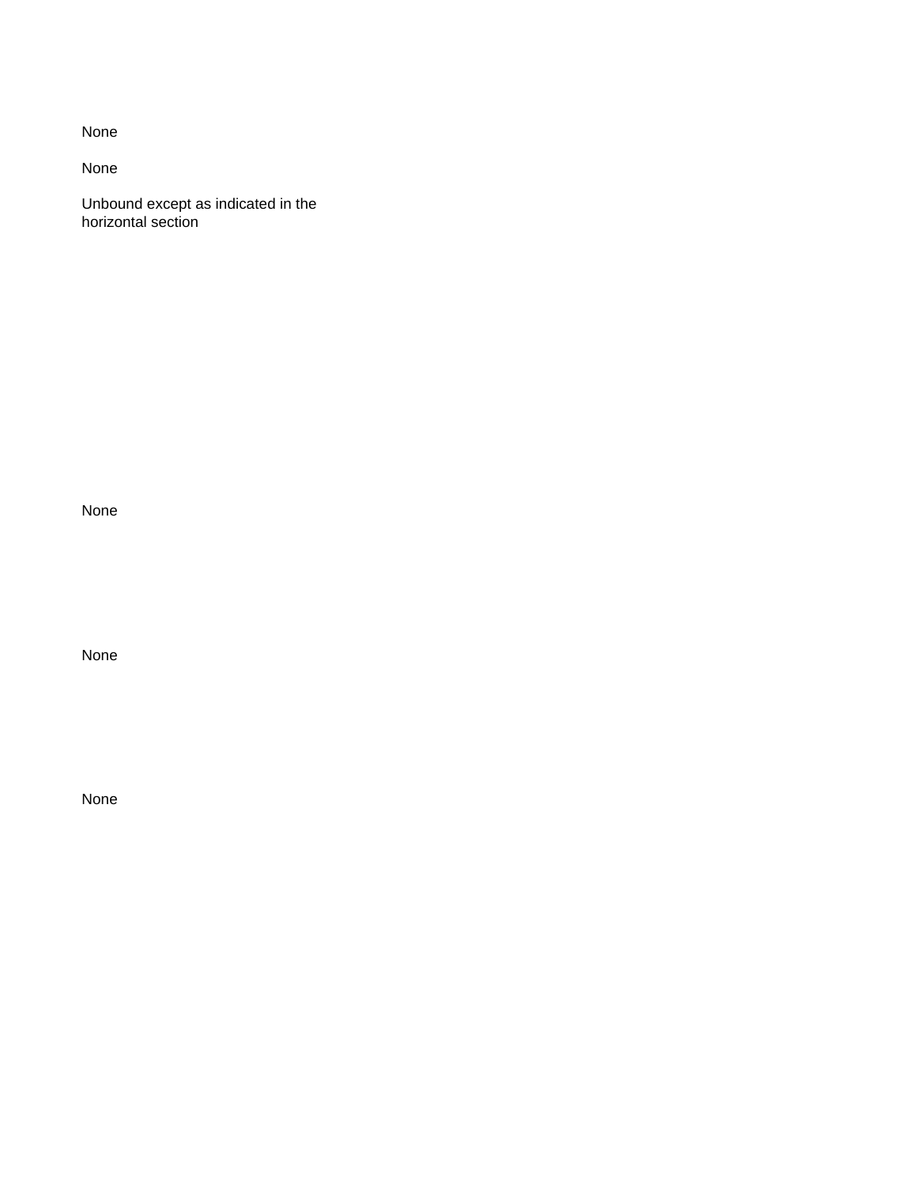None

None

Unbound except as indicated in the horizontal section

None

None

None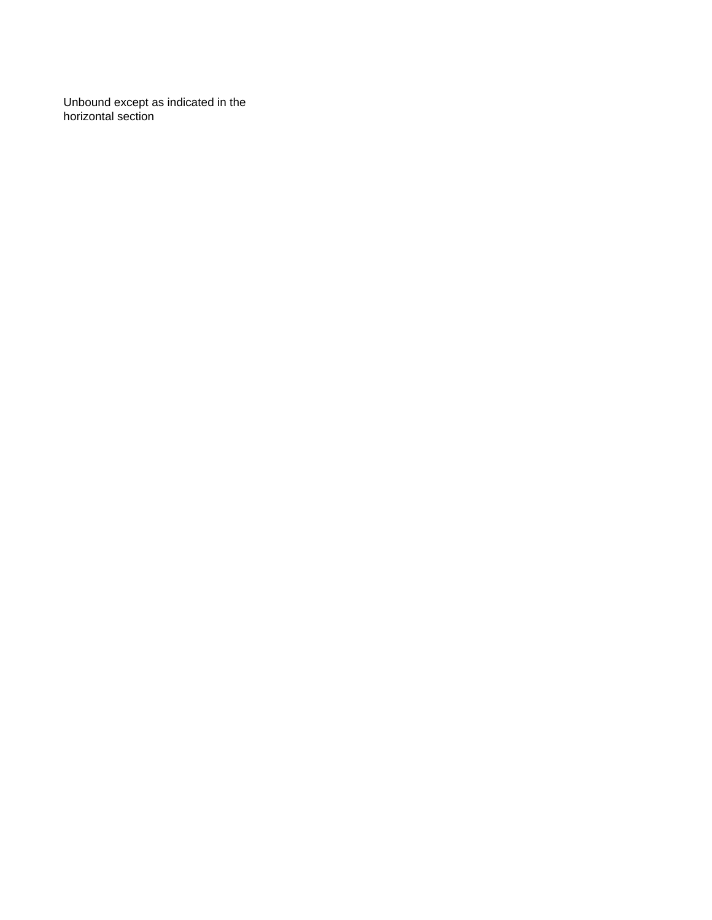Unbound except as indicated in the horizontal section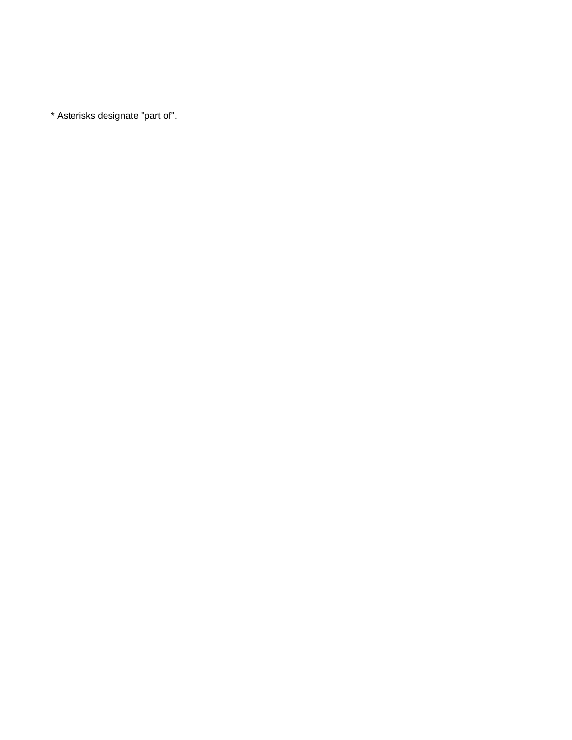* Asterisks designate "part of".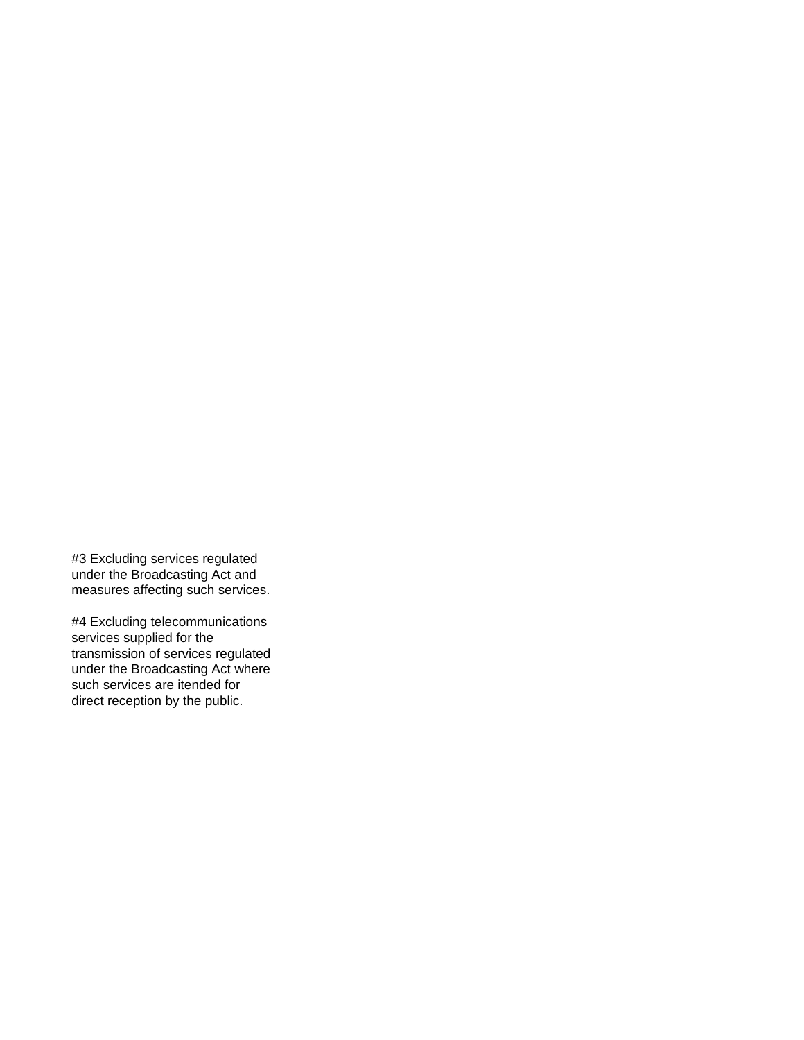#3 Excluding services regulated under the Broadcasting Act and measures affecting such services.

#4 Excluding telecommunications services supplied for the transmission of services regulated under the Broadcasting Act where such services are itended for direct reception by the public.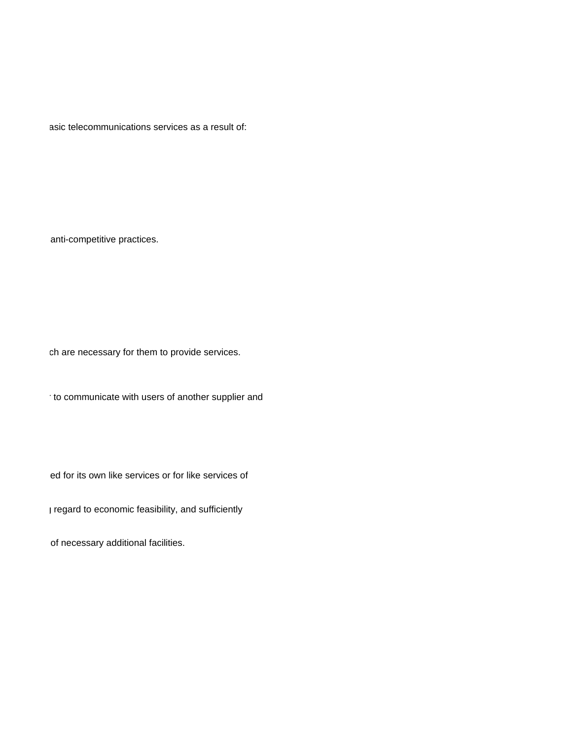asic telecommunications services as a result of:

anti-competitive practices.

ch are necessary for them to provide services.

to communicate with users of another supplier and

ed for its own like services or for like services of

regard to economic feasibility, and sufficiently

of necessary additional facilities.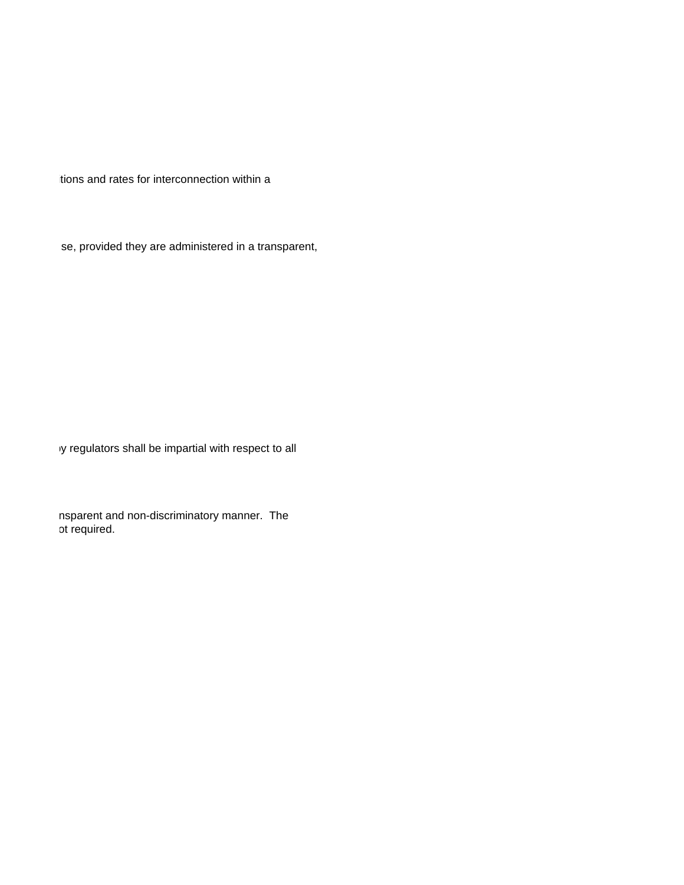tions and rates for interconnection within a

se, provided they are administered in a transparent,

y regulators shall be impartial with respect to all

nsparent and non-discriminatory manner.  The
ot required.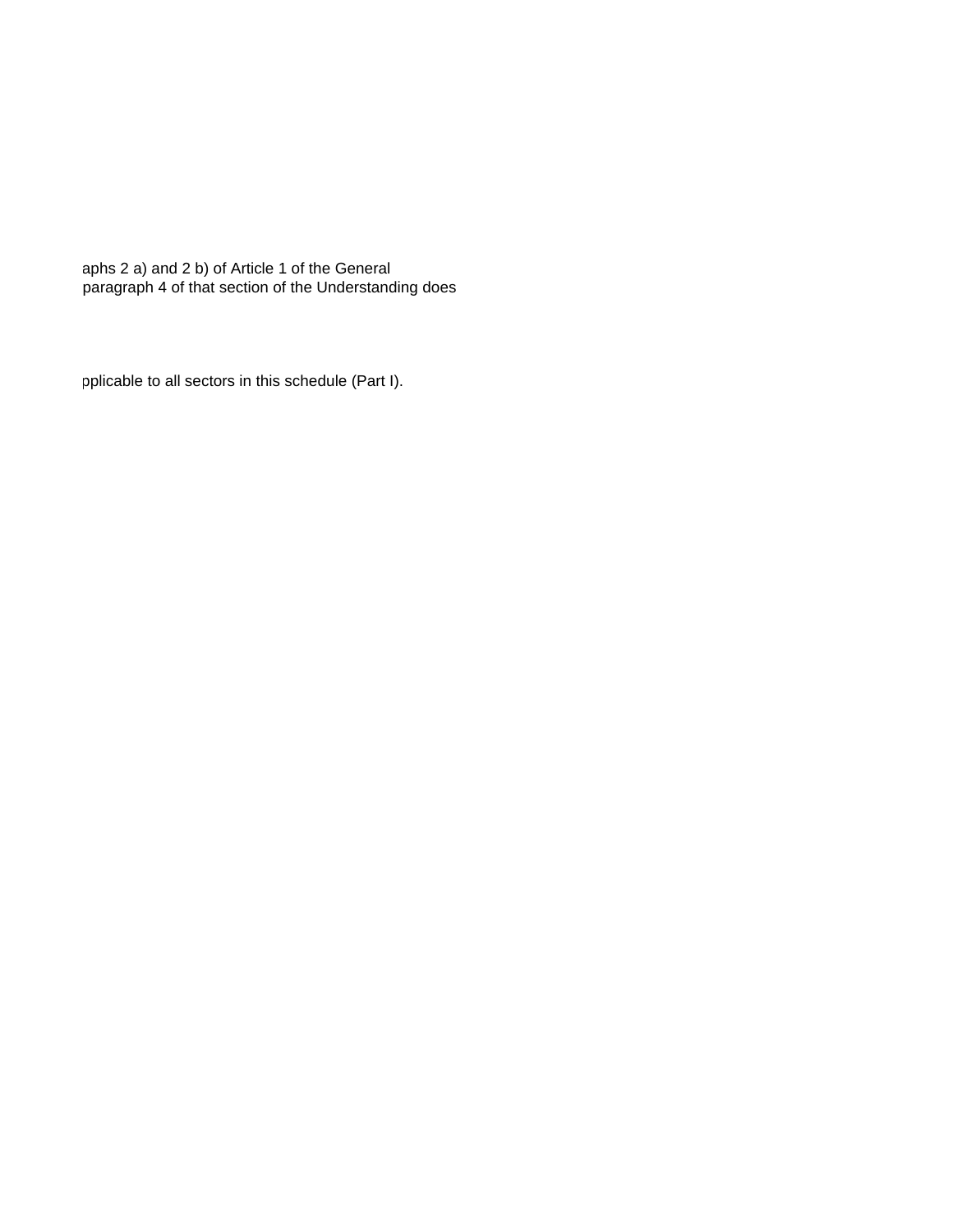aphs 2 a) and 2 b) of Article 1 of the General
paragraph 4 of that section of the Understanding does

pplicable to all sectors in this schedule (Part I).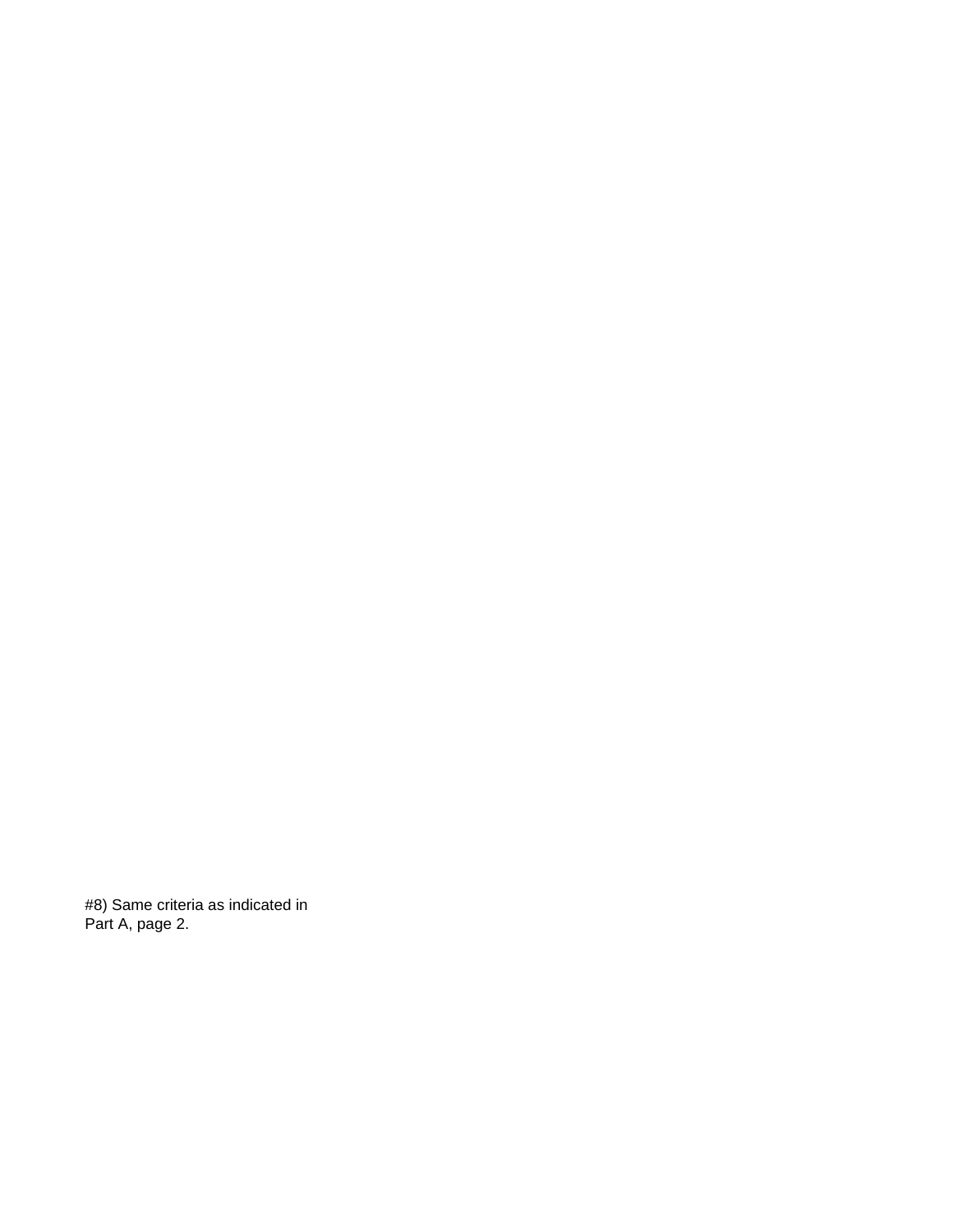#8) Same criteria as indicated in
Part A, page 2.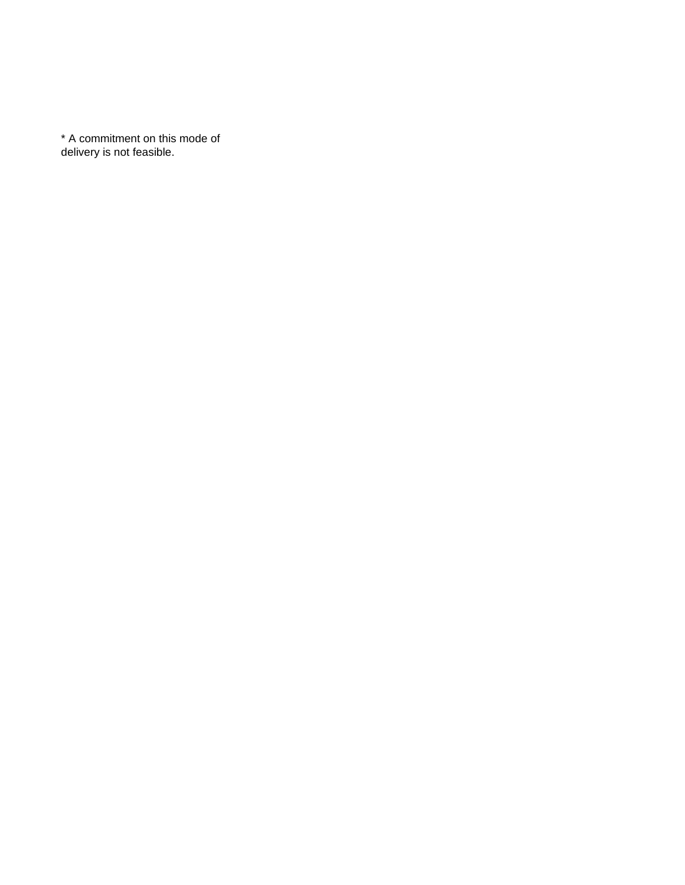* A commitment on this mode of delivery is not feasible.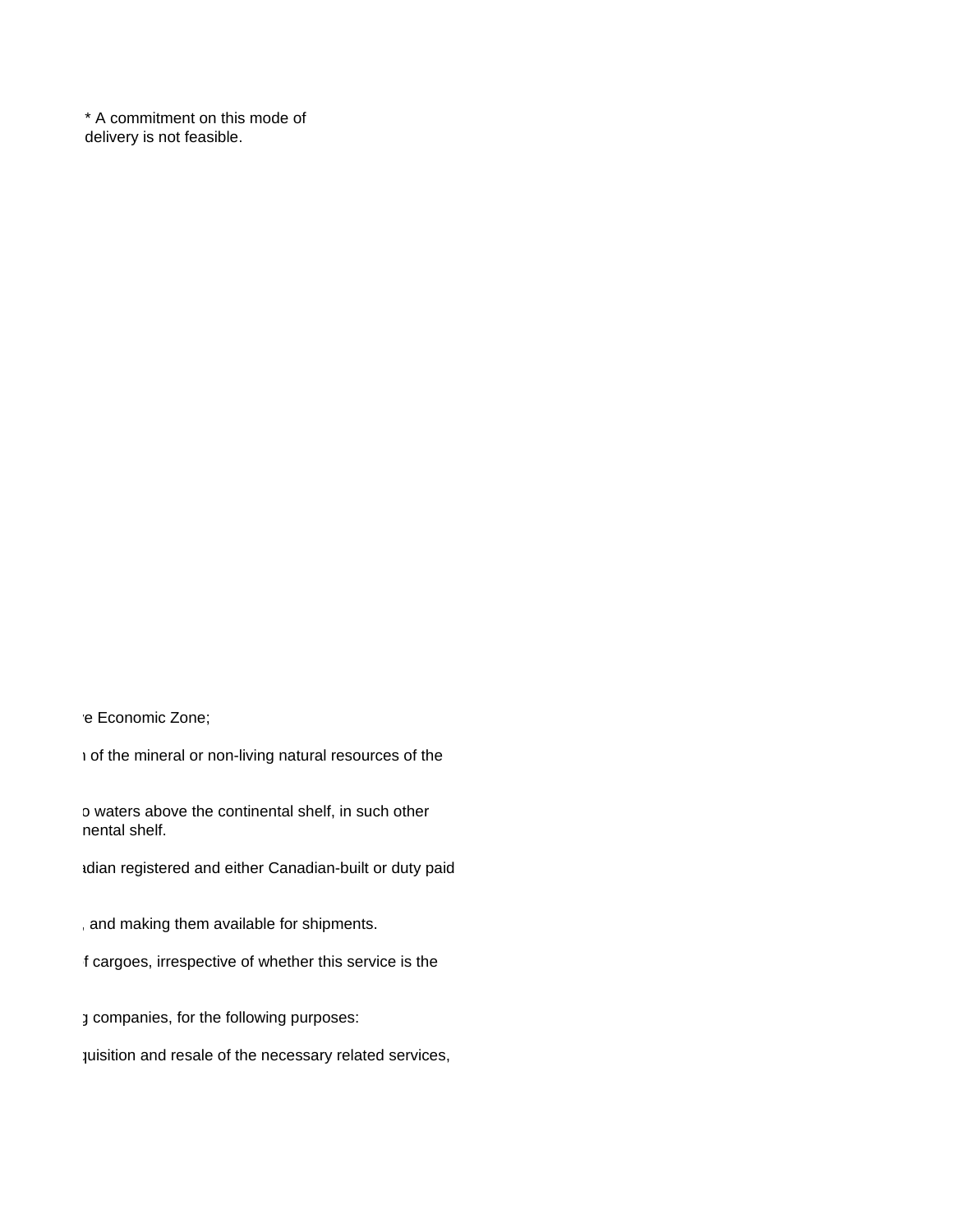* A commitment on this mode of delivery is not feasible.

e Economic Zone;

of the mineral or non-living natural resources of the

waters above the continental shelf, in such other nental shelf.

adian registered and either Canadian-built or duty paid

and making them available for shipments.

f cargoes, irrespective of whether this service is the

companies, for the following purposes:

quisition and resale of the necessary related services,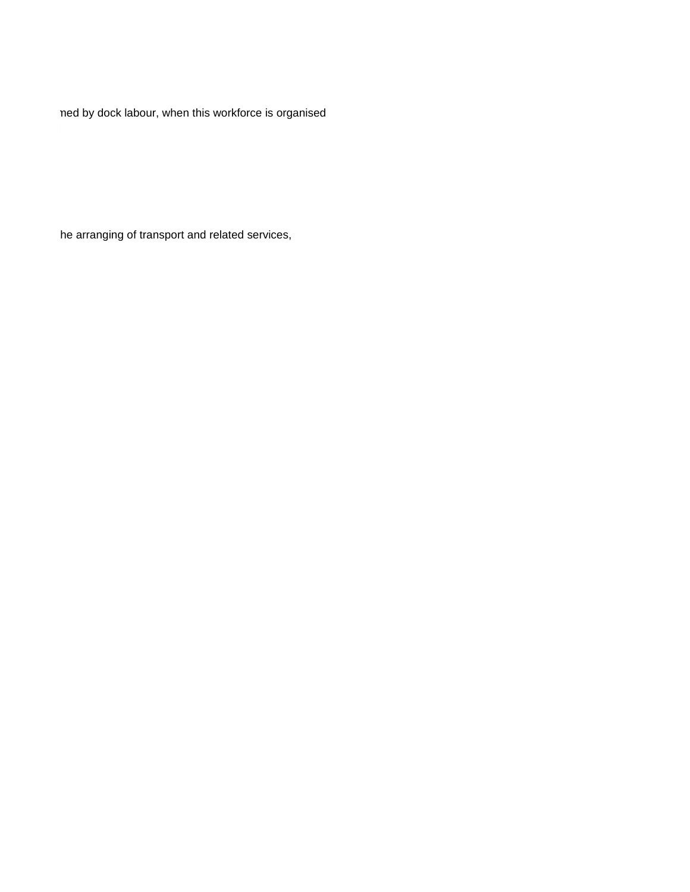ned by dock labour, when this workforce is organised

he arranging of transport and related services,